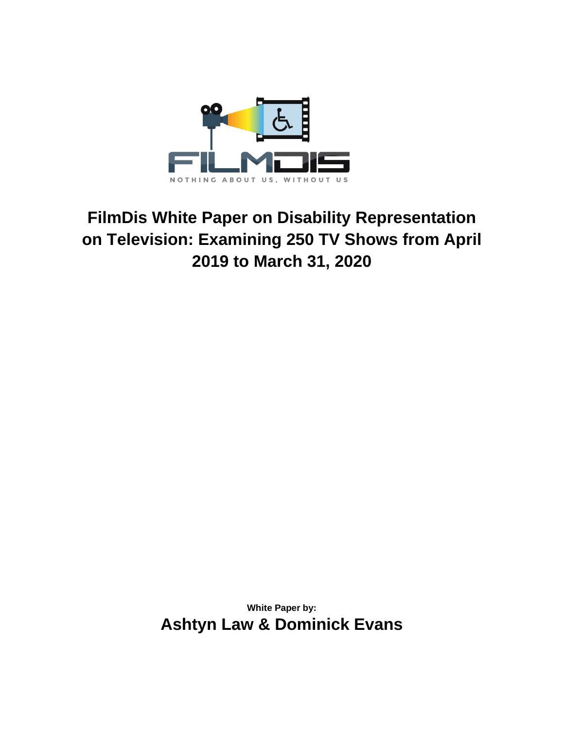FILMDIS

NOTHING ABOUT US, WITHOUT US

# FilmDis White Paper on Disability Representation on Television: Examining 250 TV Shows from April 2019 to March 31, 2020

**White Paper by:**

**Ashtyn Law & Dominick Evans**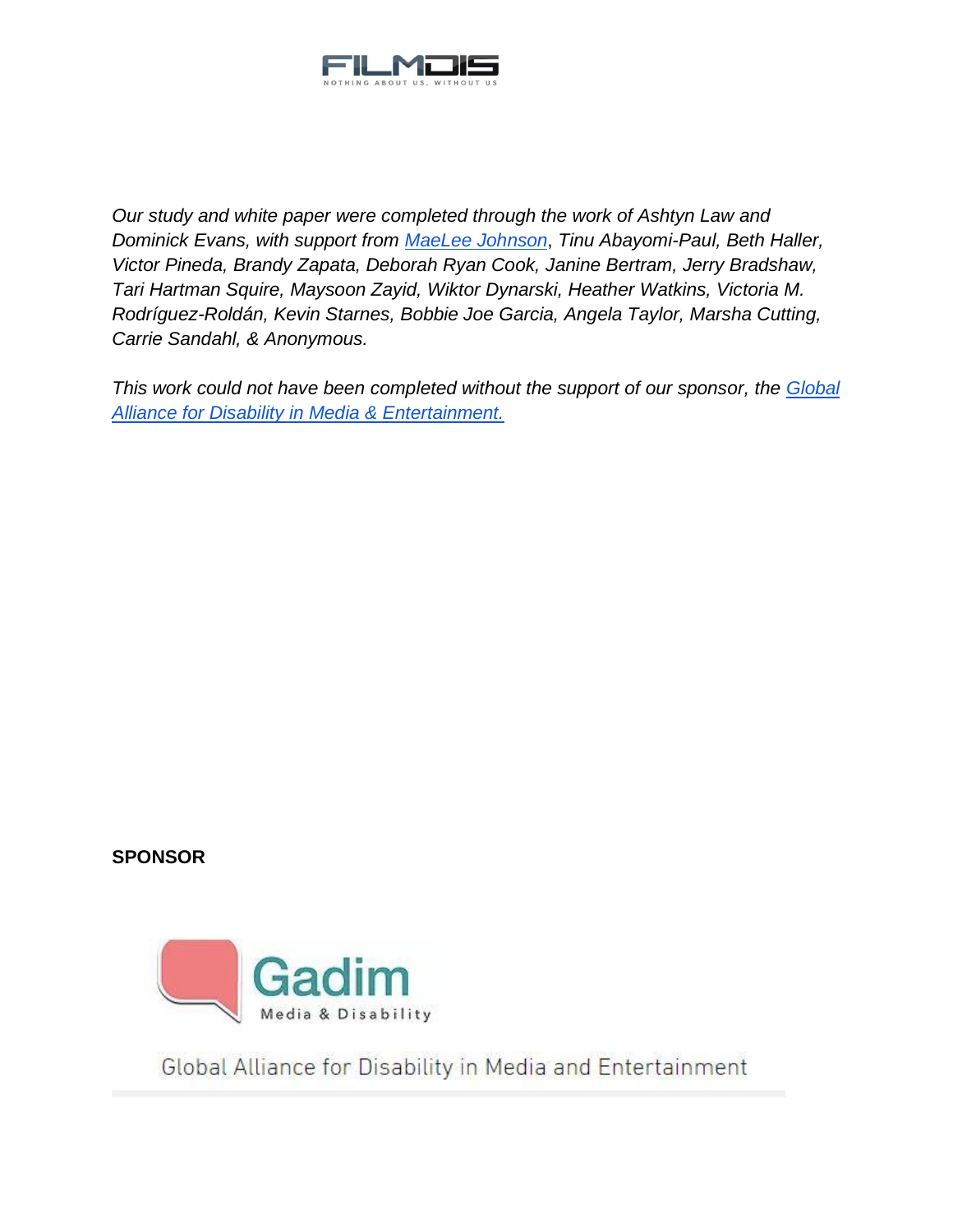*Our study and white paper were completed through the work of Ashtyn Law and Dominick Evans, with support from [MaeLee Johnson](), Tinu Abayomi-Paul, Beth Haller, Victor Pineda, Brandy Zapata, Deborah Ryan Cook, Janine Bertram, Jerry Bradshaw, Tari Hartman Squire, Maysoon Zayid, Wiktor Dynarski, Heather Watkins, Victoria M. Rodríguez-Roldán, Kevin Starnes, Bobbie Joe Garcia, Angela Taylor, Marsha Cutting, Carrie Sandahl, & Anonymous.*

*This work could not have been completed without the support of our sponsor, the [Global Alliance for Disability in Media & Entertainment.]()*

**SPONSOR**

Gadim Media & Disability

Global Alliance for Disability in Media and Entertainment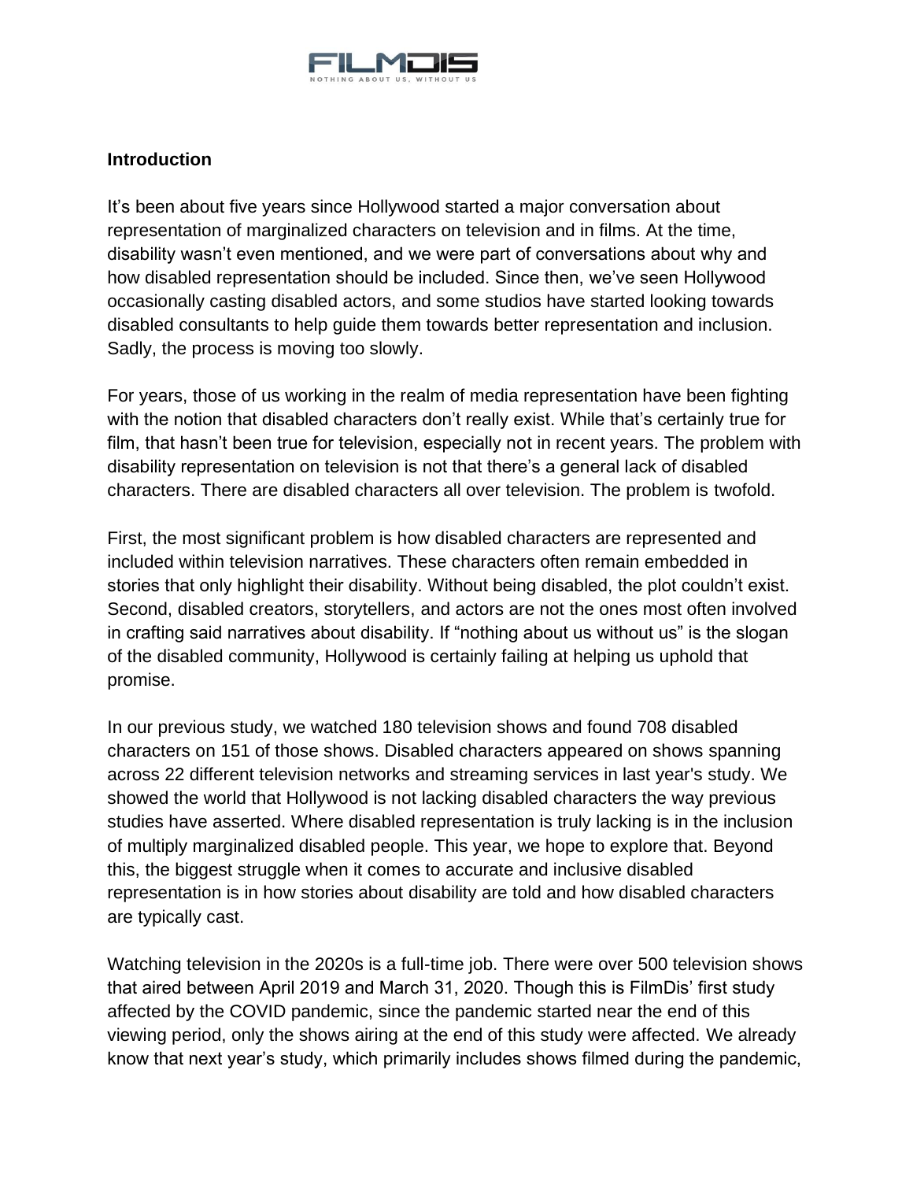## Introduction

It's been about five years since Hollywood started a major conversation about representation of marginalized characters on television and in films. At the time, disability wasn't even mentioned, and we were part of conversations about why and how disabled representation should be included. Since then, we've seen Hollywood occasionally casting disabled actors, and some studios have started looking towards disabled consultants to help guide them towards better representation and inclusion. Sadly, the process is moving too slowly.

For years, those of us working in the realm of media representation have been fighting with the notion that disabled characters don't really exist. While that's certainly true for film, that hasn't been true for television, especially not in recent years. The problem with disability representation on television is not that there's a general lack of disabled characters. There are disabled characters all over television. The problem is twofold.

First, the most significant problem is how disabled characters are represented and included within television narratives. These characters often remain embedded in stories that only highlight their disability. Without being disabled, the plot couldn't exist. Second, disabled creators, storytellers, and actors are not the ones most often involved in crafting said narratives about disability. If "nothing about us without us" is the slogan of the disabled community, Hollywood is certainly failing at helping us uphold that promise.

In our previous study, we watched 180 television shows and found 708 disabled characters on 151 of those shows. Disabled characters appeared on shows spanning across 22 different television networks and streaming services in last year's study. We showed the world that Hollywood is not lacking disabled characters the way previous studies have asserted. Where disabled representation is truly lacking is in the inclusion of multiply marginalized disabled people. This year, we hope to explore that. Beyond this, the biggest struggle when it comes to accurate and inclusive disabled representation is in how stories about disability are told and how disabled characters are typically cast.

Watching television in the 2020s is a full-time job. There were over 500 television shows that aired between April 2019 and March 31, 2020. Though this is FilmDis' first study affected by the COVID pandemic, since the pandemic started near the end of this viewing period, only the shows airing at the end of this study were affected. We already know that next year's study, which primarily includes shows filmed during the pandemic,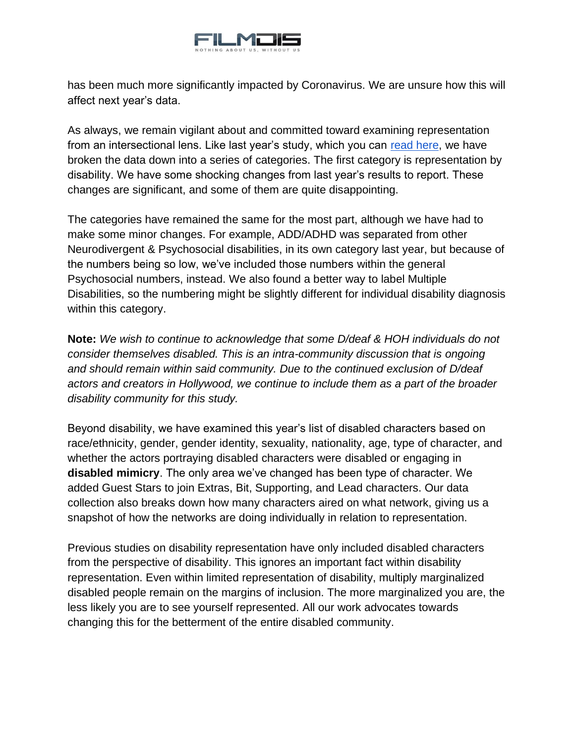has been much more significantly impacted by Coronavirus. We are unsure how this will affect next year's data.

As always, we remain vigilant about and committed toward examining representation from an intersectional lens. Like last year's study, which you can read here, we have broken the data down into a series of categories. The first category is representation by disability. We have some shocking changes from last year's results to report. These changes are significant, and some of them are quite disappointing.

The categories have remained the same for the most part, although we have had to make some minor changes. For example, ADD/ADHD was separated from other Neurodivergent & Psychosocial disabilities, in its own category last year, but because of the numbers being so low, we've included those numbers within the general Psychosocial numbers, instead. We also found a better way to label Multiple Disabilities, so the numbering might be slightly different for individual disability diagnosis within this category.

**Note:** *We wish to continue to acknowledge that some D/deaf & HOH individuals do not consider themselves disabled. This is an intra-community discussion that is ongoing and should remain within said community. Due to the continued exclusion of D/deaf actors and creators in Hollywood, we continue to include them as a part of the broader disability community for this study.*

Beyond disability, we have examined this year's list of disabled characters based on race/ethnicity, gender, gender identity, sexuality, nationality, age, type of character, and whether the actors portraying disabled characters were disabled or engaging in **disabled mimicry**. The only area we've changed has been type of character. We added Guest Stars to join Extras, Bit, Supporting, and Lead characters. Our data collection also breaks down how many characters aired on what network, giving us a snapshot of how the networks are doing individually in relation to representation.

Previous studies on disability representation have only included disabled characters from the perspective of disability. This ignores an important fact within disability representation. Even within limited representation of disability, multiply marginalized disabled people remain on the margins of inclusion. The more marginalized you are, the less likely you are to see yourself represented. All our work advocates towards changing this for the betterment of the entire disabled community.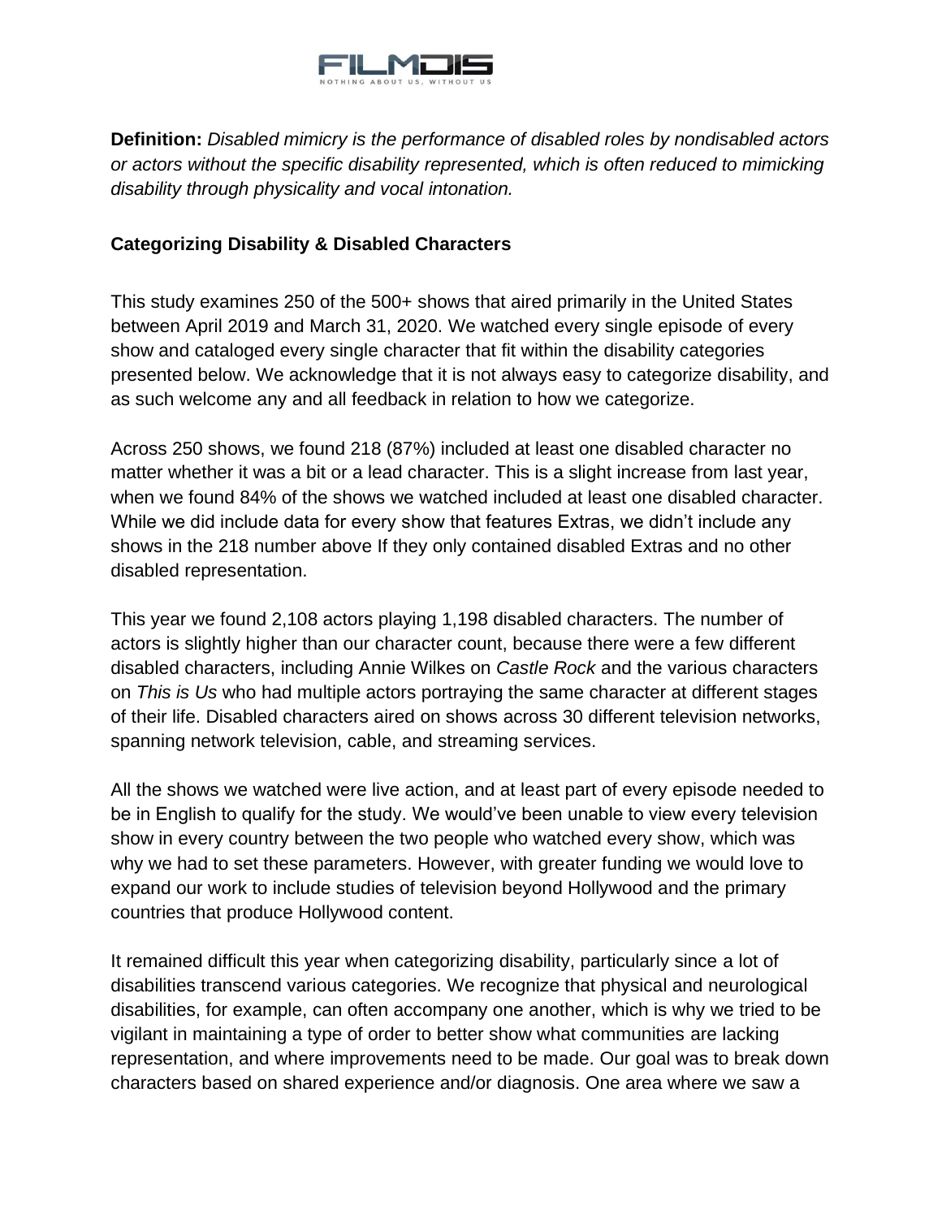**Definition:** *Disabled mimicry is the performance of disabled roles by nondisabled actors or actors without the specific disability represented, which is often reduced to mimicking disability through physicality and vocal intonation.*

**Categorizing Disability & Disabled Characters**

This study examines 250 of the 500+ shows that aired primarily in the United States between April 2019 and March 31, 2020. We watched every single episode of every show and cataloged every single character that fit within the disability categories presented below. We acknowledge that it is not always easy to categorize disability, and as such welcome any and all feedback in relation to how we categorize.

Across 250 shows, we found 218 (87%) included at least one disabled character no matter whether it was a bit or a lead character. This is a slight increase from last year, when we found 84% of the shows we watched included at least one disabled character. While we did include data for every show that features Extras, we didn't include any shows in the 218 number above If they only contained disabled Extras and no other disabled representation.

This year we found 2,108 actors playing 1,198 disabled characters. The number of actors is slightly higher than our character count, because there were a few different disabled characters, including Annie Wilkes on *Castle Rock* and the various characters on *This is Us* who had multiple actors portraying the same character at different stages of their life. Disabled characters aired on shows across 30 different television networks, spanning network television, cable, and streaming services.

All the shows we watched were live action, and at least part of every episode needed to be in English to qualify for the study. We would've been unable to view every television show in every country between the two people who watched every show, which was why we had to set these parameters. However, with greater funding we would love to expand our work to include studies of television beyond Hollywood and the primary countries that produce Hollywood content.

It remained difficult this year when categorizing disability, particularly since a lot of disabilities transcend various categories. We recognize that physical and neurological disabilities, for example, can often accompany one another, which is why we tried to be vigilant in maintaining a type of order to better show what communities are lacking representation, and where improvements need to be made. Our goal was to break down characters based on shared experience and/or diagnosis. One area where we saw a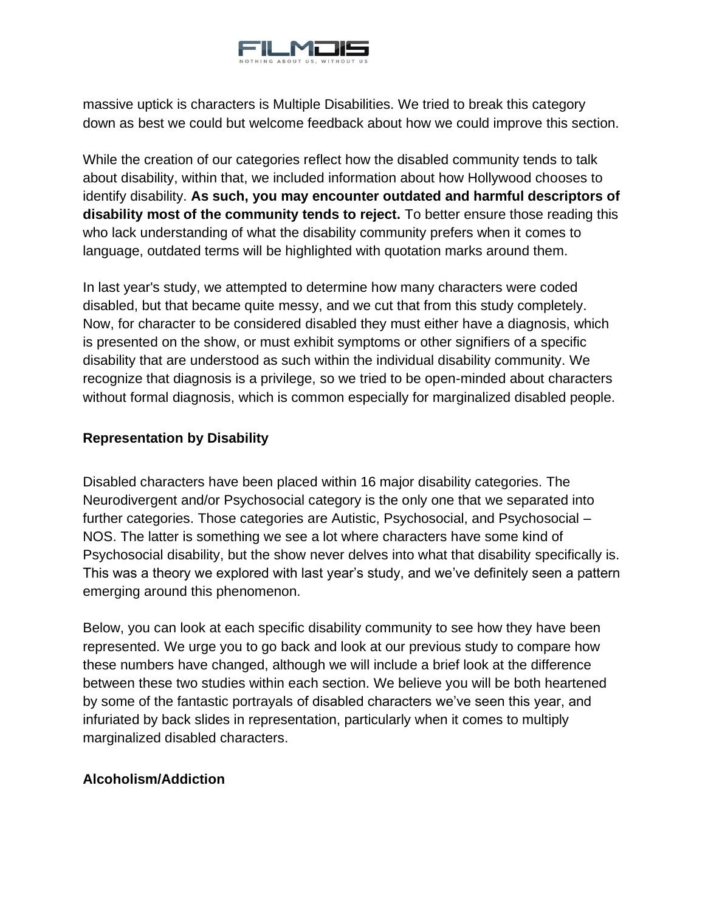massive uptick is characters is Multiple Disabilities. We tried to break this category down as best we could but welcome feedback about how we could improve this section.

While the creation of our categories reflect how the disabled community tends to talk about disability, within that, we included information about how Hollywood chooses to identify disability. **As such, you may encounter outdated and harmful descriptors of disability most of the community tends to reject.** To better ensure those reading this who lack understanding of what the disability community prefers when it comes to language, outdated terms will be highlighted with quotation marks around them.

In last year's study, we attempted to determine how many characters were coded disabled, but that became quite messy, and we cut that from this study completely. Now, for character to be considered disabled they must either have a diagnosis, which is presented on the show, or must exhibit symptoms or other signifiers of a specific disability that are understood as such within the individual disability community. We recognize that diagnosis is a privilege, so we tried to be open-minded about characters without formal diagnosis, which is common especially for marginalized disabled people.

**Representation by Disability**

Disabled characters have been placed within 16 major disability categories. The Neurodivergent and/or Psychosocial category is the only one that we separated into further categories. Those categories are Autistic, Psychosocial, and Psychosocial – NOS. The latter is something we see a lot where characters have some kind of Psychosocial disability, but the show never delves into what that disability specifically is. This was a theory we explored with last year's study, and we've definitely seen a pattern emerging around this phenomenon.

Below, you can look at each specific disability community to see how they have been represented. We urge you to go back and look at our previous study to compare how these numbers have changed, although we will include a brief look at the difference between these two studies within each section. We believe you will be both heartened by some of the fantastic portrayals of disabled characters we've seen this year, and infuriated by back slides in representation, particularly when it comes to multiply marginalized disabled characters.

**Alcoholism/Addiction**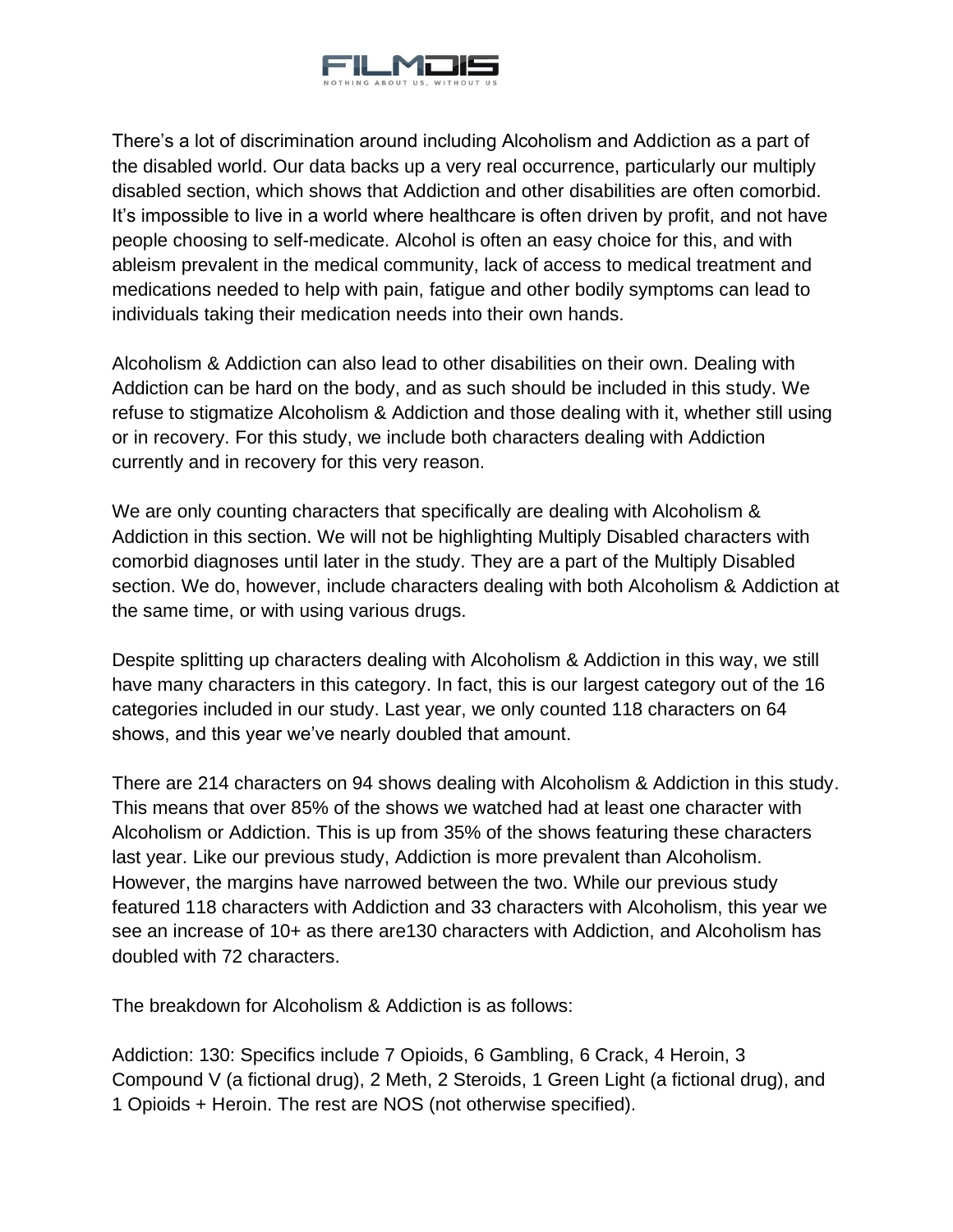There's a lot of discrimination around including Alcoholism and Addiction as a part of the disabled world. Our data backs up a very real occurrence, particularly our multiply disabled section, which shows that Addiction and other disabilities are often comorbid. It's impossible to live in a world where healthcare is often driven by profit, and not have people choosing to self-medicate. Alcohol is often an easy choice for this, and with ableism prevalent in the medical community, lack of access to medical treatment and medications needed to help with pain, fatigue and other bodily symptoms can lead to individuals taking their medication needs into their own hands.

Alcoholism & Addiction can also lead to other disabilities on their own. Dealing with Addiction can be hard on the body, and as such should be included in this study. We refuse to stigmatize Alcoholism & Addiction and those dealing with it, whether still using or in recovery. For this study, we include both characters dealing with Addiction currently and in recovery for this very reason.

We are only counting characters that specifically are dealing with Alcoholism & Addiction in this section. We will not be highlighting Multiply Disabled characters with comorbid diagnoses until later in the study. They are a part of the Multiply Disabled section. We do, however, include characters dealing with both Alcoholism & Addiction at the same time, or with using various drugs.

Despite splitting up characters dealing with Alcoholism & Addiction in this way, we still have many characters in this category. In fact, this is our largest category out of the 16 categories included in our study. Last year, we only counted 118 characters on 64 shows, and this year we've nearly doubled that amount.

There are 214 characters on 94 shows dealing with Alcoholism & Addiction in this study. This means that over 85% of the shows we watched had at least one character with Alcoholism or Addiction. This is up from 35% of the shows featuring these characters last year. Like our previous study, Addiction is more prevalent than Alcoholism. However, the margins have narrowed between the two. While our previous study featured 118 characters with Addiction and 33 characters with Alcoholism, this year we see an increase of 10+ as there are130 characters with Addiction, and Alcoholism has doubled with 72 characters.

The breakdown for Alcoholism & Addiction is as follows:

Addiction: 130: Specifics include 7 Opioids, 6 Gambling, 6 Crack, 4 Heroin, 3 Compound V (a fictional drug), 2 Meth, 2 Steroids, 1 Green Light (a fictional drug), and 1 Opioids + Heroin. The rest are NOS (not otherwise specified).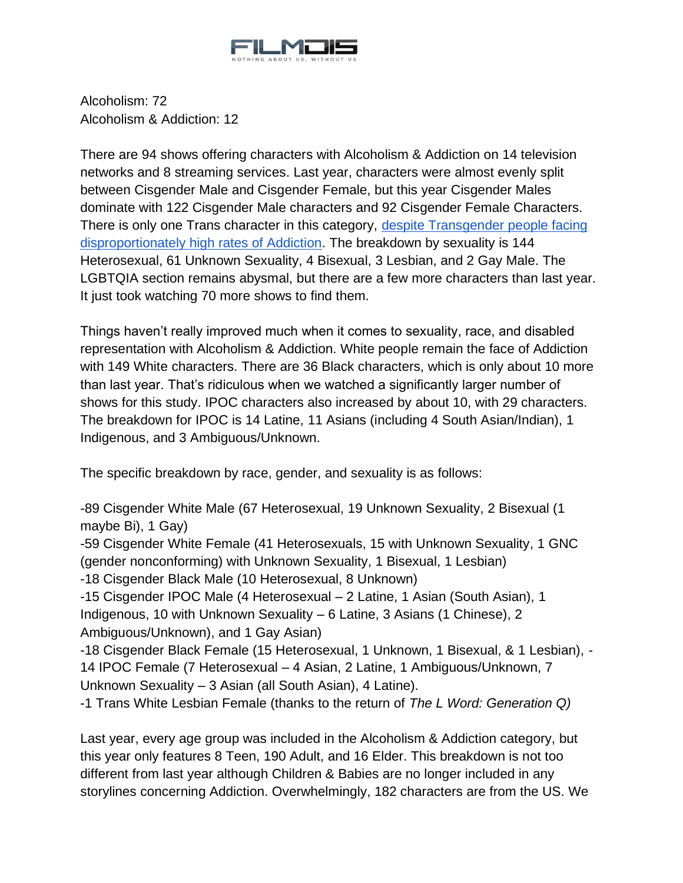Alcoholism: 72
Alcoholism & Addiction: 12

There are 94 shows offering characters with Alcoholism & Addiction on 14 television networks and 8 streaming services. Last year, characters were almost evenly split between Cisgender Male and Cisgender Female, but this year Cisgender Males dominate with 122 Cisgender Male characters and 92 Cisgender Female Characters. There is only one Trans character in this category, [despite Transgender people facing disproportionately high rates of Addiction](). The breakdown by sexuality is 144 Heterosexual, 61 Unknown Sexuality, 4 Bisexual, 3 Lesbian, and 2 Gay Male. The LGBTQIA section remains abysmal, but there are a few more characters than last year. It just took watching 70 more shows to find them.

Things haven't really improved much when it comes to sexuality, race, and disabled representation with Alcoholism & Addiction. White people remain the face of Addiction with 149 White characters. There are 36 Black characters, which is only about 10 more than last year. That's ridiculous when we watched a significantly larger number of shows for this study. IPOC characters also increased by about 10, with 29 characters. The breakdown for IPOC is 14 Latine, 11 Asians (including 4 South Asian/Indian), 1 Indigenous, and 3 Ambiguous/Unknown.

The specific breakdown by race, gender, and sexuality is as follows:

-89 Cisgender White Male (67 Heterosexual, 19 Unknown Sexuality, 2 Bisexual (1 maybe Bi), 1 Gay)
-59 Cisgender White Female (41 Heterosexuals, 15 with Unknown Sexuality, 1 GNC (gender nonconforming) with Unknown Sexuality, 1 Bisexual, 1 Lesbian)
-18 Cisgender Black Male (10 Heterosexual, 8 Unknown)
-15 Cisgender IPOC Male (4 Heterosexual – 2 Latine, 1 Asian (South Asian), 1 Indigenous, 10 with Unknown Sexuality – 6 Latine, 3 Asians (1 Chinese), 2 Ambiguous/Unknown), and 1 Gay Asian)
-18 Cisgender Black Female (15 Heterosexual, 1 Unknown, 1 Bisexual, & 1 Lesbian), -14 IPOC Female (7 Heterosexual – 4 Asian, 2 Latine, 1 Ambiguous/Unknown, 7 Unknown Sexuality – 3 Asian (all South Asian), 4 Latine).
-1 Trans White Lesbian Female (thanks to the return of *The L Word: Generation Q)*

Last year, every age group was included in the Alcoholism & Addiction category, but this year only features 8 Teen, 190 Adult, and 16 Elder. This breakdown is not too different from last year although Children & Babies are no longer included in any storylines concerning Addiction. Overwhelmingly, 182 characters are from the US. We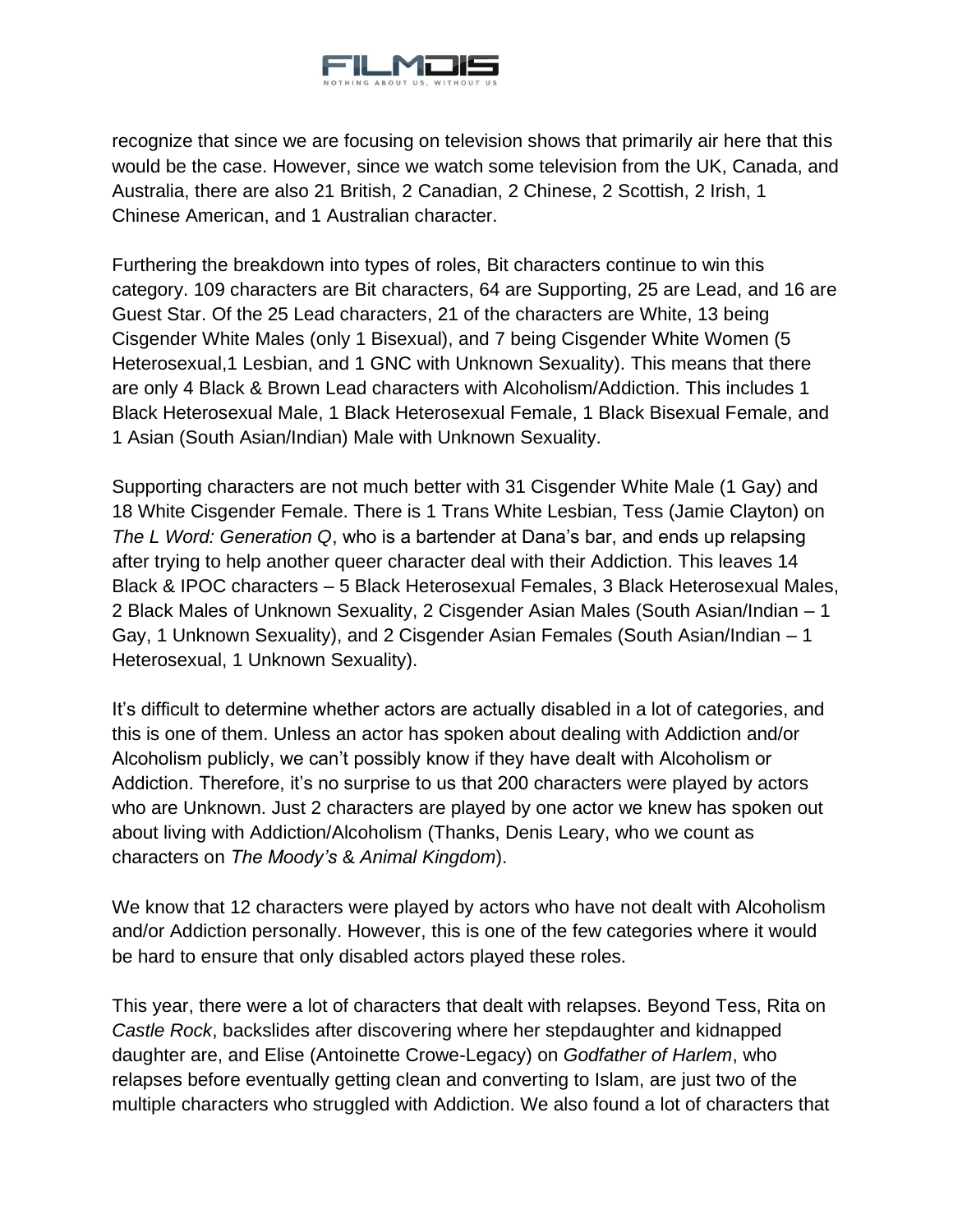recognize that since we are focusing on television shows that primarily air here that this would be the case. However, since we watch some television from the UK, Canada, and Australia, there are also 21 British, 2 Canadian, 2 Chinese, 2 Scottish, 2 Irish, 1 Chinese American, and 1 Australian character.

Furthering the breakdown into types of roles, Bit characters continue to win this category. 109 characters are Bit characters, 64 are Supporting, 25 are Lead, and 16 are Guest Star. Of the 25 Lead characters, 21 of the characters are White, 13 being Cisgender White Males (only 1 Bisexual), and 7 being Cisgender White Women (5 Heterosexual,1 Lesbian, and 1 GNC with Unknown Sexuality). This means that there are only 4 Black & Brown Lead characters with Alcoholism/Addiction. This includes 1 Black Heterosexual Male, 1 Black Heterosexual Female, 1 Black Bisexual Female, and 1 Asian (South Asian/Indian) Male with Unknown Sexuality.

Supporting characters are not much better with 31 Cisgender White Male (1 Gay) and 18 White Cisgender Female. There is 1 Trans White Lesbian, Tess (Jamie Clayton) on *The L Word: Generation Q*, who is a bartender at Dana's bar, and ends up relapsing after trying to help another queer character deal with their Addiction. This leaves 14 Black & IPOC characters – 5 Black Heterosexual Females, 3 Black Heterosexual Males, 2 Black Males of Unknown Sexuality, 2 Cisgender Asian Males (South Asian/Indian – 1 Gay, 1 Unknown Sexuality), and 2 Cisgender Asian Females (South Asian/Indian – 1 Heterosexual, 1 Unknown Sexuality).

It's difficult to determine whether actors are actually disabled in a lot of categories, and this is one of them. Unless an actor has spoken about dealing with Addiction and/or Alcoholism publicly, we can't possibly know if they have dealt with Alcoholism or Addiction. Therefore, it's no surprise to us that 200 characters were played by actors who are Unknown. Just 2 characters are played by one actor we knew has spoken out about living with Addiction/Alcoholism (Thanks, Denis Leary, who we count as characters on *The Moody's* & *Animal Kingdom*).

We know that 12 characters were played by actors who have not dealt with Alcoholism and/or Addiction personally. However, this is one of the few categories where it would be hard to ensure that only disabled actors played these roles.

This year, there were a lot of characters that dealt with relapses. Beyond Tess, Rita on *Castle Rock*, backslides after discovering where her stepdaughter and kidnapped daughter are, and Elise (Antoinette Crowe-Legacy) on *Godfather of Harlem*, who relapses before eventually getting clean and converting to Islam, are just two of the multiple characters who struggled with Addiction. We also found a lot of characters that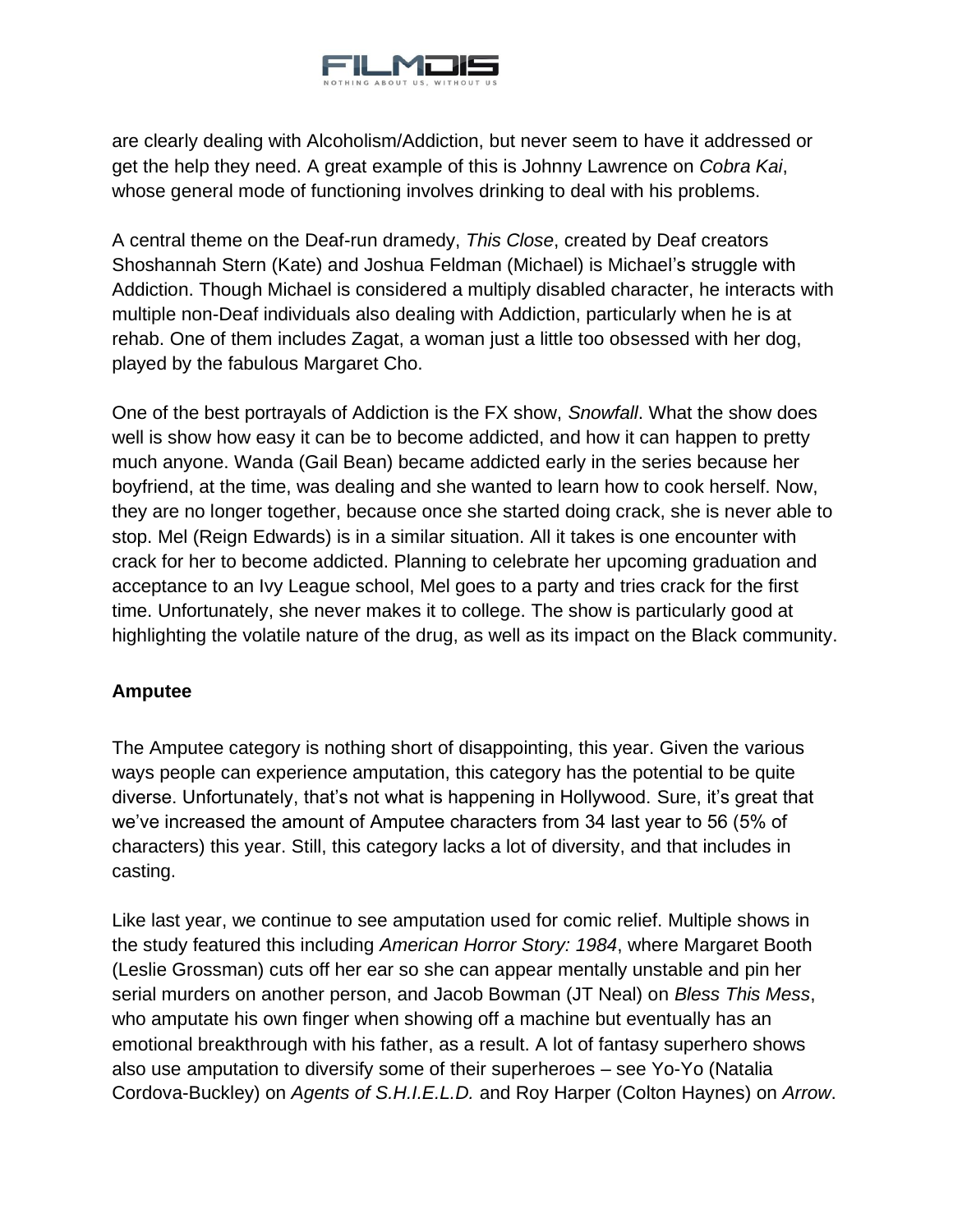are clearly dealing with Alcoholism/Addiction, but never seem to have it addressed or get the help they need. A great example of this is Johnny Lawrence on *Cobra Kai*, whose general mode of functioning involves drinking to deal with his problems.

A central theme on the Deaf-run dramedy, *This Close*, created by Deaf creators Shoshannah Stern (Kate) and Joshua Feldman (Michael) is Michael's struggle with Addiction. Though Michael is considered a multiply disabled character, he interacts with multiple non-Deaf individuals also dealing with Addiction, particularly when he is at rehab. One of them includes Zagat, a woman just a little too obsessed with her dog, played by the fabulous Margaret Cho.

One of the best portrayals of Addiction is the FX show, *Snowfall*. What the show does well is show how easy it can be to become addicted, and how it can happen to pretty much anyone. Wanda (Gail Bean) became addicted early in the series because her boyfriend, at the time, was dealing and she wanted to learn how to cook herself. Now, they are no longer together, because once she started doing crack, she is never able to stop. Mel (Reign Edwards) is in a similar situation. All it takes is one encounter with crack for her to become addicted. Planning to celebrate her upcoming graduation and acceptance to an Ivy League school, Mel goes to a party and tries crack for the first time. Unfortunately, she never makes it to college. The show is particularly good at highlighting the volatile nature of the drug, as well as its impact on the Black community.

**Amputee**

The Amputee category is nothing short of disappointing, this year. Given the various ways people can experience amputation, this category has the potential to be quite diverse. Unfortunately, that's not what is happening in Hollywood. Sure, it's great that we've increased the amount of Amputee characters from 34 last year to 56 (5% of characters) this year. Still, this category lacks a lot of diversity, and that includes in casting.

Like last year, we continue to see amputation used for comic relief. Multiple shows in the study featured this including *American Horror Story: 1984*, where Margaret Booth (Leslie Grossman) cuts off her ear so she can appear mentally unstable and pin her serial murders on another person, and Jacob Bowman (JT Neal) on *Bless This Mess*, who amputate his own finger when showing off a machine but eventually has an emotional breakthrough with his father, as a result. A lot of fantasy superhero shows also use amputation to diversify some of their superheroes – see Yo-Yo (Natalia Cordova-Buckley) on *Agents of S.H.I.E.L.D.* and Roy Harper (Colton Haynes) on *Arrow*.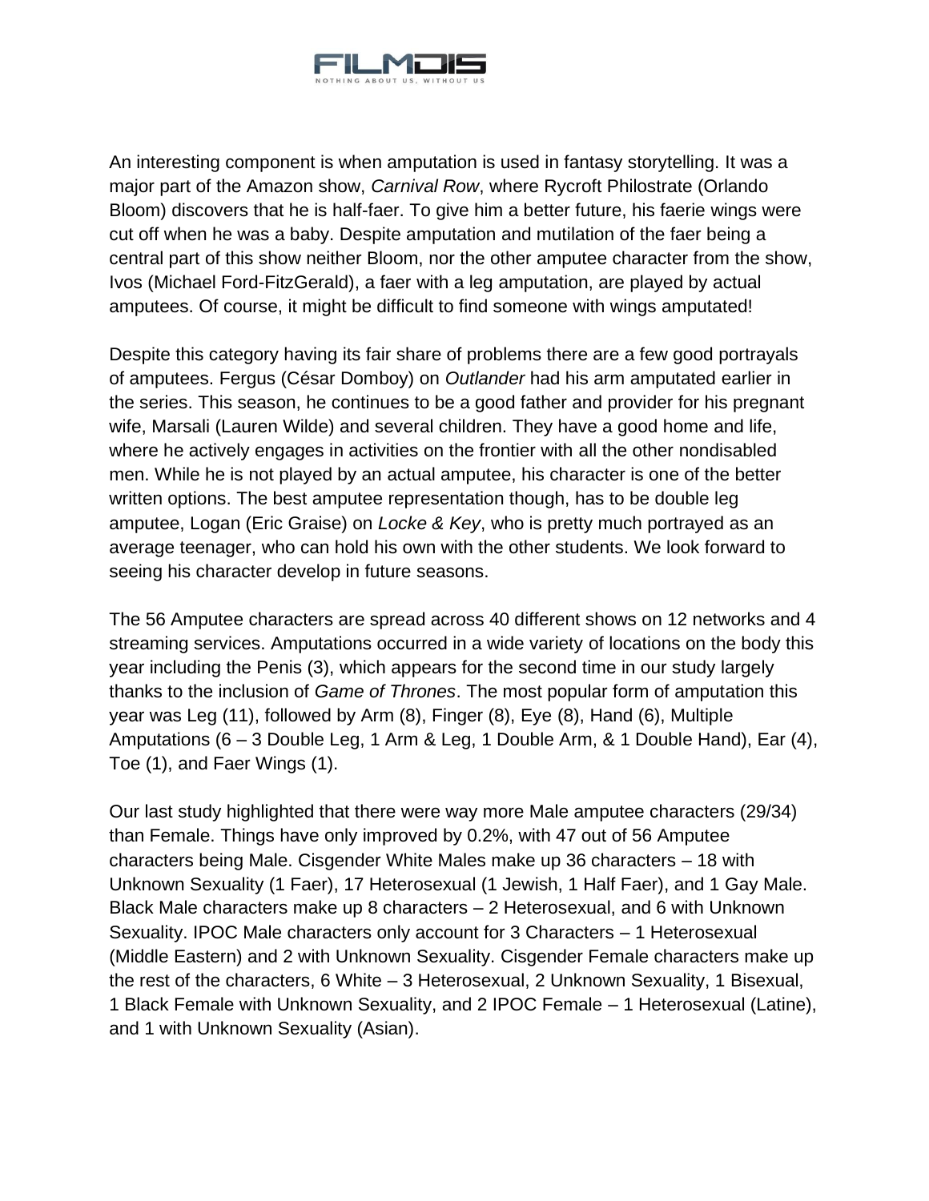An interesting component is when amputation is used in fantasy storytelling. It was a major part of the Amazon show, *Carnival Row*, where Rycroft Philostrate (Orlando Bloom) discovers that he is half-faer. To give him a better future, his faerie wings were cut off when he was a baby. Despite amputation and mutilation of the faer being a central part of this show neither Bloom, nor the other amputee character from the show, Ivos (Michael Ford-FitzGerald), a faer with a leg amputation, are played by actual amputees. Of course, it might be difficult to find someone with wings amputated!

Despite this category having its fair share of problems there are a few good portrayals of amputees. Fergus (César Domboy) on *Outlander* had his arm amputated earlier in the series. This season, he continues to be a good father and provider for his pregnant wife, Marsali (Lauren Wilde) and several children. They have a good home and life, where he actively engages in activities on the frontier with all the other nondisabled men. While he is not played by an actual amputee, his character is one of the better written options. The best amputee representation though, has to be double leg amputee, Logan (Eric Graise) on *Locke & Key*, who is pretty much portrayed as an average teenager, who can hold his own with the other students. We look forward to seeing his character develop in future seasons.

The 56 Amputee characters are spread across 40 different shows on 12 networks and 4 streaming services. Amputations occurred in a wide variety of locations on the body this year including the Penis (3), which appears for the second time in our study largely thanks to the inclusion of *Game of Thrones*. The most popular form of amputation this year was Leg (11), followed by Arm (8), Finger (8), Eye (8), Hand (6), Multiple Amputations (6 – 3 Double Leg, 1 Arm & Leg, 1 Double Arm, & 1 Double Hand), Ear (4), Toe (1), and Faer Wings (1).

Our last study highlighted that there were way more Male amputee characters (29/34) than Female. Things have only improved by 0.2%, with 47 out of 56 Amputee characters being Male. Cisgender White Males make up 36 characters – 18 with Unknown Sexuality (1 Faer), 17 Heterosexual (1 Jewish, 1 Half Faer), and 1 Gay Male. Black Male characters make up 8 characters – 2 Heterosexual, and 6 with Unknown Sexuality. IPOC Male characters only account for 3 Characters – 1 Heterosexual (Middle Eastern) and 2 with Unknown Sexuality. Cisgender Female characters make up the rest of the characters, 6 White – 3 Heterosexual, 2 Unknown Sexuality, 1 Bisexual, 1 Black Female with Unknown Sexuality, and 2 IPOC Female – 1 Heterosexual (Latine), and 1 with Unknown Sexuality (Asian).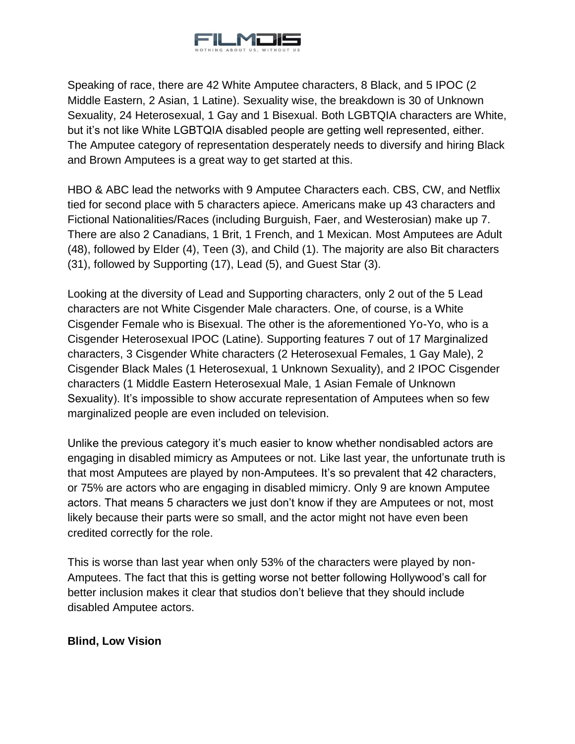Speaking of race, there are 42 White Amputee characters, 8 Black, and 5 IPOC (2 Middle Eastern, 2 Asian, 1 Latine). Sexuality wise, the breakdown is 30 of Unknown Sexuality, 24 Heterosexual, 1 Gay and 1 Bisexual. Both LGBTQIA characters are White, but it's not like White LGBTQIA disabled people are getting well represented, either. The Amputee category of representation desperately needs to diversify and hiring Black and Brown Amputees is a great way to get started at this.

HBO & ABC lead the networks with 9 Amputee Characters each. CBS, CW, and Netflix tied for second place with 5 characters apiece. Americans make up 43 characters and Fictional Nationalities/Races (including Burguish, Faer, and Westerosian) make up 7. There are also 2 Canadians, 1 Brit, 1 French, and 1 Mexican. Most Amputees are Adult (48), followed by Elder (4), Teen (3), and Child (1). The majority are also Bit characters (31), followed by Supporting (17), Lead (5), and Guest Star (3).

Looking at the diversity of Lead and Supporting characters, only 2 out of the 5 Lead characters are not White Cisgender Male characters. One, of course, is a White Cisgender Female who is Bisexual. The other is the aforementioned Yo-Yo, who is a Cisgender Heterosexual IPOC (Latine). Supporting features 7 out of 17 Marginalized characters, 3 Cisgender White characters (2 Heterosexual Females, 1 Gay Male), 2 Cisgender Black Males (1 Heterosexual, 1 Unknown Sexuality), and 2 IPOC Cisgender characters (1 Middle Eastern Heterosexual Male, 1 Asian Female of Unknown Sexuality). It's impossible to show accurate representation of Amputees when so few marginalized people are even included on television.

Unlike the previous category it's much easier to know whether nondisabled actors are engaging in disabled mimicry as Amputees or not. Like last year, the unfortunate truth is that most Amputees are played by non-Amputees. It's so prevalent that 42 characters, or 75% are actors who are engaging in disabled mimicry. Only 9 are known Amputee actors. That means 5 characters we just don't know if they are Amputees or not, most likely because their parts were so small, and the actor might not have even been credited correctly for the role.

This is worse than last year when only 53% of the characters were played by non-Amputees. The fact that this is getting worse not better following Hollywood's call for better inclusion makes it clear that studios don't believe that they should include disabled Amputee actors.

**Blind, Low Vision**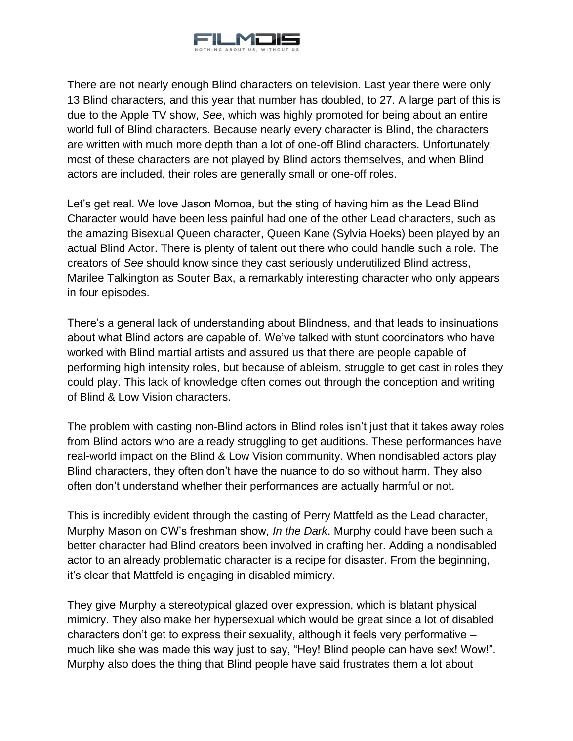There are not nearly enough Blind characters on television. Last year there were only 13 Blind characters, and this year that number has doubled, to 27. A large part of this is due to the Apple TV show, *See*, which was highly promoted for being about an entire world full of Blind characters. Because nearly every character is Blind, the characters are written with much more depth than a lot of one-off Blind characters. Unfortunately, most of these characters are not played by Blind actors themselves, and when Blind actors are included, their roles are generally small or one-off roles.

Let's get real. We love Jason Momoa, but the sting of having him as the Lead Blind Character would have been less painful had one of the other Lead characters, such as the amazing Bisexual Queen character, Queen Kane (Sylvia Hoeks) been played by an actual Blind Actor. There is plenty of talent out there who could handle such a role. The creators of *See* should know since they cast seriously underutilized Blind actress, Marilee Talkington as Souter Bax, a remarkably interesting character who only appears in four episodes.

There's a general lack of understanding about Blindness, and that leads to insinuations about what Blind actors are capable of. We've talked with stunt coordinators who have worked with Blind martial artists and assured us that there are people capable of performing high intensity roles, but because of ableism, struggle to get cast in roles they could play. This lack of knowledge often comes out through the conception and writing of Blind & Low Vision characters.

The problem with casting non-Blind actors in Blind roles isn't just that it takes away roles from Blind actors who are already struggling to get auditions. These performances have real-world impact on the Blind & Low Vision community. When nondisabled actors play Blind characters, they often don't have the nuance to do so without harm. They also often don't understand whether their performances are actually harmful or not.

This is incredibly evident through the casting of Perry Mattfeld as the Lead character, Murphy Mason on CW's freshman show, *In the Dark*. Murphy could have been such a better character had Blind creators been involved in crafting her. Adding a nondisabled actor to an already problematic character is a recipe for disaster. From the beginning, it's clear that Mattfeld is engaging in disabled mimicry.

They give Murphy a stereotypical glazed over expression, which is blatant physical mimicry. They also make her hypersexual which would be great since a lot of disabled characters don't get to express their sexuality, although it feels very performative – much like she was made this way just to say, "Hey! Blind people can have sex! Wow!". Murphy also does the thing that Blind people have said frustrates them a lot about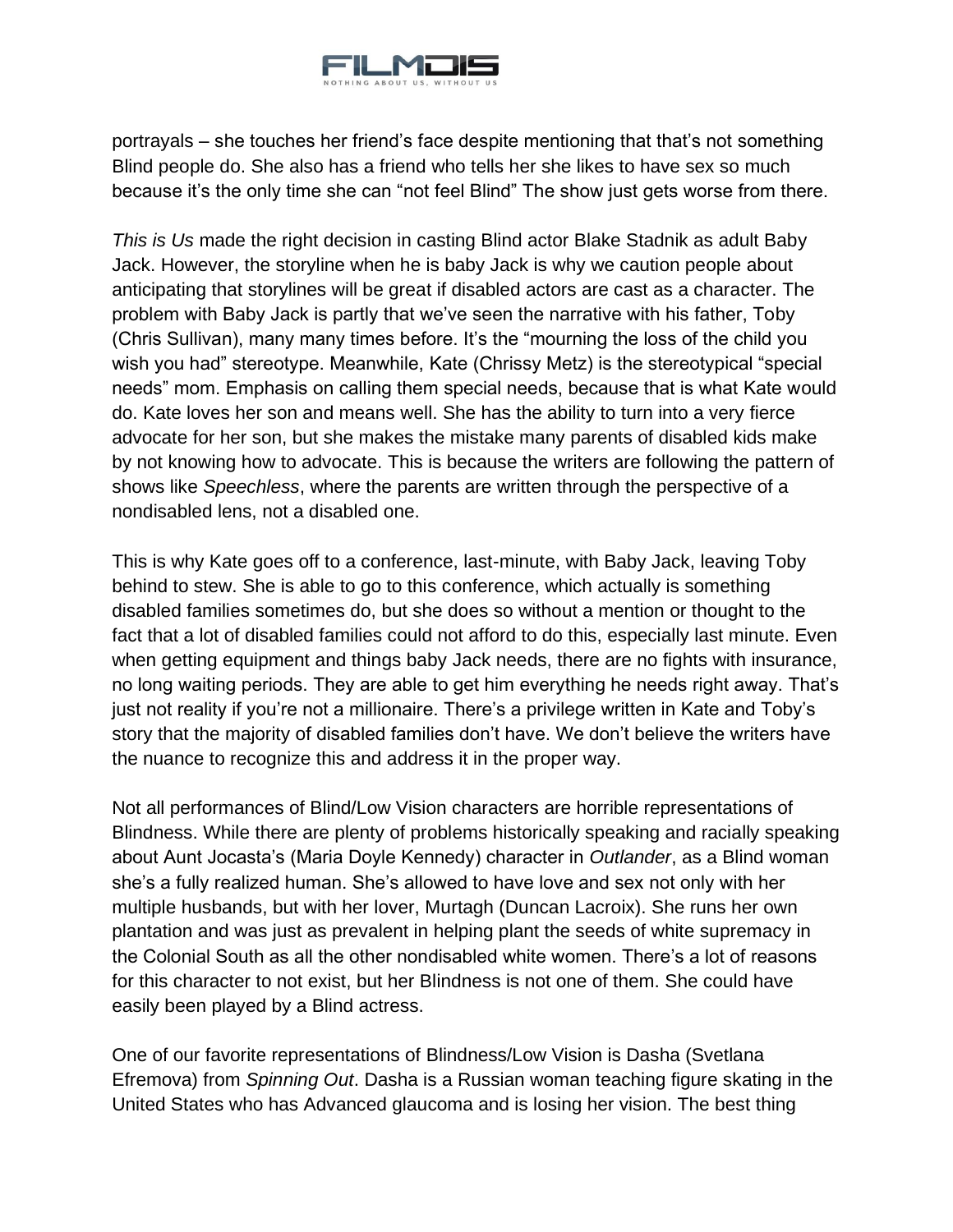portrayals – she touches her friend's face despite mentioning that that's not something Blind people do. She also has a friend who tells her she likes to have sex so much because it's the only time she can "not feel Blind" The show just gets worse from there.

*This is Us* made the right decision in casting Blind actor Blake Stadnik as adult Baby Jack. However, the storyline when he is baby Jack is why we caution people about anticipating that storylines will be great if disabled actors are cast as a character. The problem with Baby Jack is partly that we've seen the narrative with his father, Toby (Chris Sullivan), many many times before. It's the "mourning the loss of the child you wish you had" stereotype. Meanwhile, Kate (Chrissy Metz) is the stereotypical "special needs" mom. Emphasis on calling them special needs, because that is what Kate would do. Kate loves her son and means well. She has the ability to turn into a very fierce advocate for her son, but she makes the mistake many parents of disabled kids make by not knowing how to advocate. This is because the writers are following the pattern of shows like *Speechless*, where the parents are written through the perspective of a nondisabled lens, not a disabled one.

This is why Kate goes off to a conference, last-minute, with Baby Jack, leaving Toby behind to stew. She is able to go to this conference, which actually is something disabled families sometimes do, but she does so without a mention or thought to the fact that a lot of disabled families could not afford to do this, especially last minute. Even when getting equipment and things baby Jack needs, there are no fights with insurance, no long waiting periods. They are able to get him everything he needs right away. That's just not reality if you're not a millionaire. There's a privilege written in Kate and Toby's story that the majority of disabled families don't have. We don't believe the writers have the nuance to recognize this and address it in the proper way.

Not all performances of Blind/Low Vision characters are horrible representations of Blindness. While there are plenty of problems historically speaking and racially speaking about Aunt Jocasta's (Maria Doyle Kennedy) character in *Outlander*, as a Blind woman she's a fully realized human. She's allowed to have love and sex not only with her multiple husbands, but with her lover, Murtagh (Duncan Lacroix). She runs her own plantation and was just as prevalent in helping plant the seeds of white supremacy in the Colonial South as all the other nondisabled white women. There's a lot of reasons for this character to not exist, but her Blindness is not one of them. She could have easily been played by a Blind actress.

One of our favorite representations of Blindness/Low Vision is Dasha (Svetlana Efremova) from *Spinning Out*. Dasha is a Russian woman teaching figure skating in the United States who has Advanced glaucoma and is losing her vision. The best thing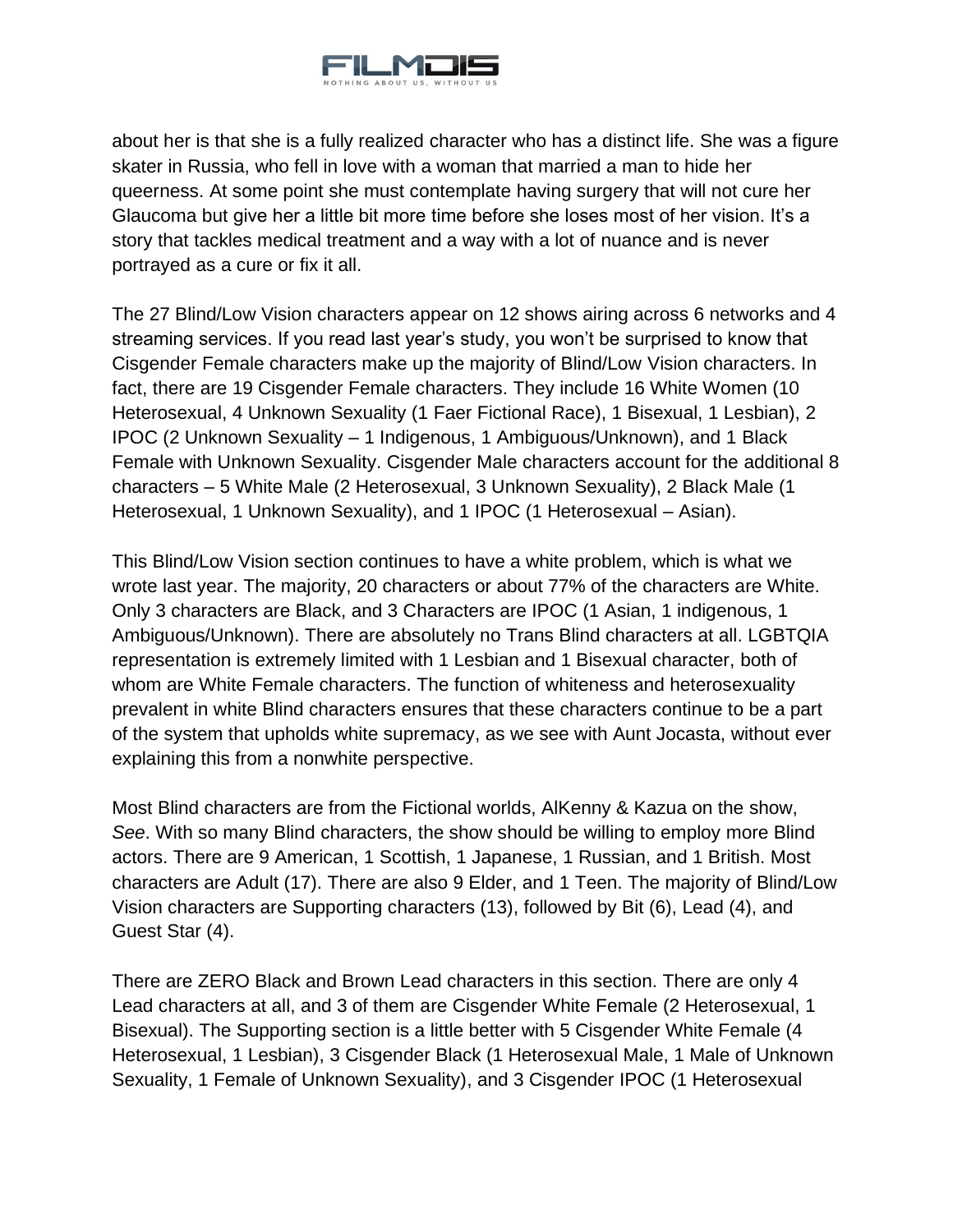about her is that she is a fully realized character who has a distinct life. She was a figure skater in Russia, who fell in love with a woman that married a man to hide her queerness. At some point she must contemplate having surgery that will not cure her Glaucoma but give her a little bit more time before she loses most of her vision. It's a story that tackles medical treatment and a way with a lot of nuance and is never portrayed as a cure or fix it all.

The 27 Blind/Low Vision characters appear on 12 shows airing across 6 networks and 4 streaming services. If you read last year's study, you won't be surprised to know that Cisgender Female characters make up the majority of Blind/Low Vision characters. In fact, there are 19 Cisgender Female characters. They include 16 White Women (10 Heterosexual, 4 Unknown Sexuality (1 Faer Fictional Race), 1 Bisexual, 1 Lesbian), 2 IPOC (2 Unknown Sexuality – 1 Indigenous, 1 Ambiguous/Unknown), and 1 Black Female with Unknown Sexuality. Cisgender Male characters account for the additional 8 characters – 5 White Male (2 Heterosexual, 3 Unknown Sexuality), 2 Black Male (1 Heterosexual, 1 Unknown Sexuality), and 1 IPOC (1 Heterosexual – Asian).

This Blind/Low Vision section continues to have a white problem, which is what we wrote last year. The majority, 20 characters or about 77% of the characters are White. Only 3 characters are Black, and 3 Characters are IPOC (1 Asian, 1 indigenous, 1 Ambiguous/Unknown). There are absolutely no Trans Blind characters at all. LGBTQIA representation is extremely limited with 1 Lesbian and 1 Bisexual character, both of whom are White Female characters. The function of whiteness and heterosexuality prevalent in white Blind characters ensures that these characters continue to be a part of the system that upholds white supremacy, as we see with Aunt Jocasta, without ever explaining this from a nonwhite perspective.

Most Blind characters are from the Fictional worlds, AlKenny & Kazua on the show, *See*. With so many Blind characters, the show should be willing to employ more Blind actors. There are 9 American, 1 Scottish, 1 Japanese, 1 Russian, and 1 British. Most characters are Adult (17). There are also 9 Elder, and 1 Teen. The majority of Blind/Low Vision characters are Supporting characters (13), followed by Bit (6), Lead (4), and Guest Star (4).

There are ZERO Black and Brown Lead characters in this section. There are only 4 Lead characters at all, and 3 of them are Cisgender White Female (2 Heterosexual, 1 Bisexual). The Supporting section is a little better with 5 Cisgender White Female (4 Heterosexual, 1 Lesbian), 3 Cisgender Black (1 Heterosexual Male, 1 Male of Unknown Sexuality, 1 Female of Unknown Sexuality), and 3 Cisgender IPOC (1 Heterosexual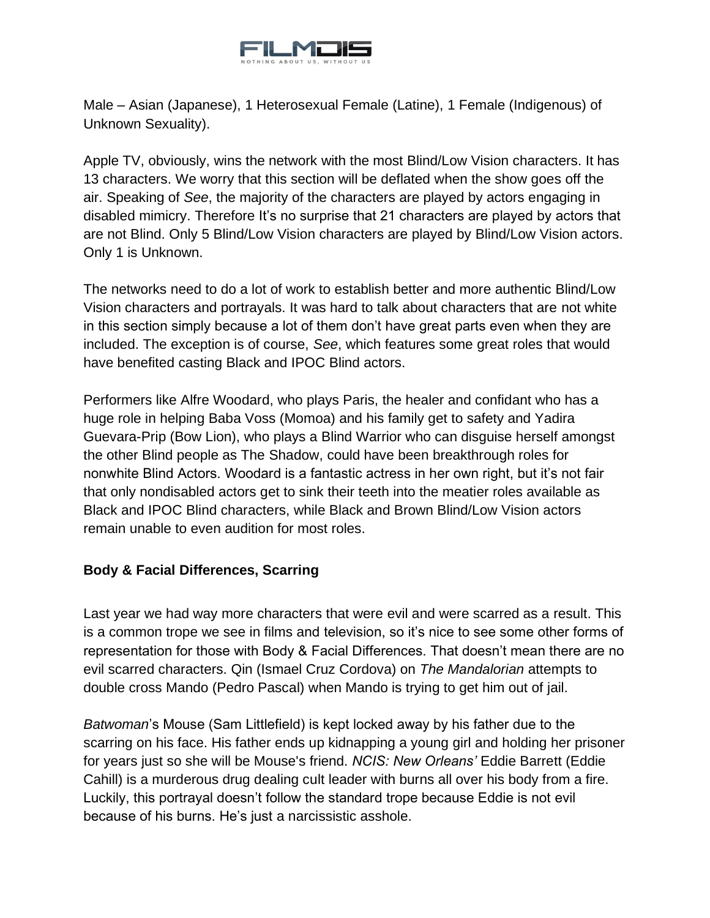Male – Asian (Japanese), 1 Heterosexual Female (Latine), 1 Female (Indigenous) of Unknown Sexuality).

Apple TV, obviously, wins the network with the most Blind/Low Vision characters. It has 13 characters. We worry that this section will be deflated when the show goes off the air. Speaking of *See*, the majority of the characters are played by actors engaging in disabled mimicry. Therefore It's no surprise that 21 characters are played by actors that are not Blind. Only 5 Blind/Low Vision characters are played by Blind/Low Vision actors. Only 1 is Unknown.

The networks need to do a lot of work to establish better and more authentic Blind/Low Vision characters and portrayals. It was hard to talk about characters that are not white in this section simply because a lot of them don't have great parts even when they are included. The exception is of course, *See*, which features some great roles that would have benefited casting Black and IPOC Blind actors.

Performers like Alfre Woodard, who plays Paris, the healer and confidant who has a huge role in helping Baba Voss (Momoa) and his family get to safety and Yadira Guevara-Prip (Bow Lion), who plays a Blind Warrior who can disguise herself amongst the other Blind people as The Shadow, could have been breakthrough roles for nonwhite Blind Actors. Woodard is a fantastic actress in her own right, but it's not fair that only nondisabled actors get to sink their teeth into the meatier roles available as Black and IPOC Blind characters, while Black and Brown Blind/Low Vision actors remain unable to even audition for most roles.

### Body & Facial Differences, Scarring

Last year we had way more characters that were evil and were scarred as a result. This is a common trope we see in films and television, so it's nice to see some other forms of representation for those with Body & Facial Differences. That doesn't mean there are no evil scarred characters. Qin (Ismael Cruz Cordova) on *The Mandalorian* attempts to double cross Mando (Pedro Pascal) when Mando is trying to get him out of jail.

*Batwoman*'s Mouse (Sam Littlefield) is kept locked away by his father due to the scarring on his face. His father ends up kidnapping a young girl and holding her prisoner for years just so she will be Mouse's friend. *NCIS: New Orleans'* Eddie Barrett (Eddie Cahill) is a murderous drug dealing cult leader with burns all over his body from a fire. Luckily, this portrayal doesn't follow the standard trope because Eddie is not evil because of his burns. He's just a narcissistic asshole.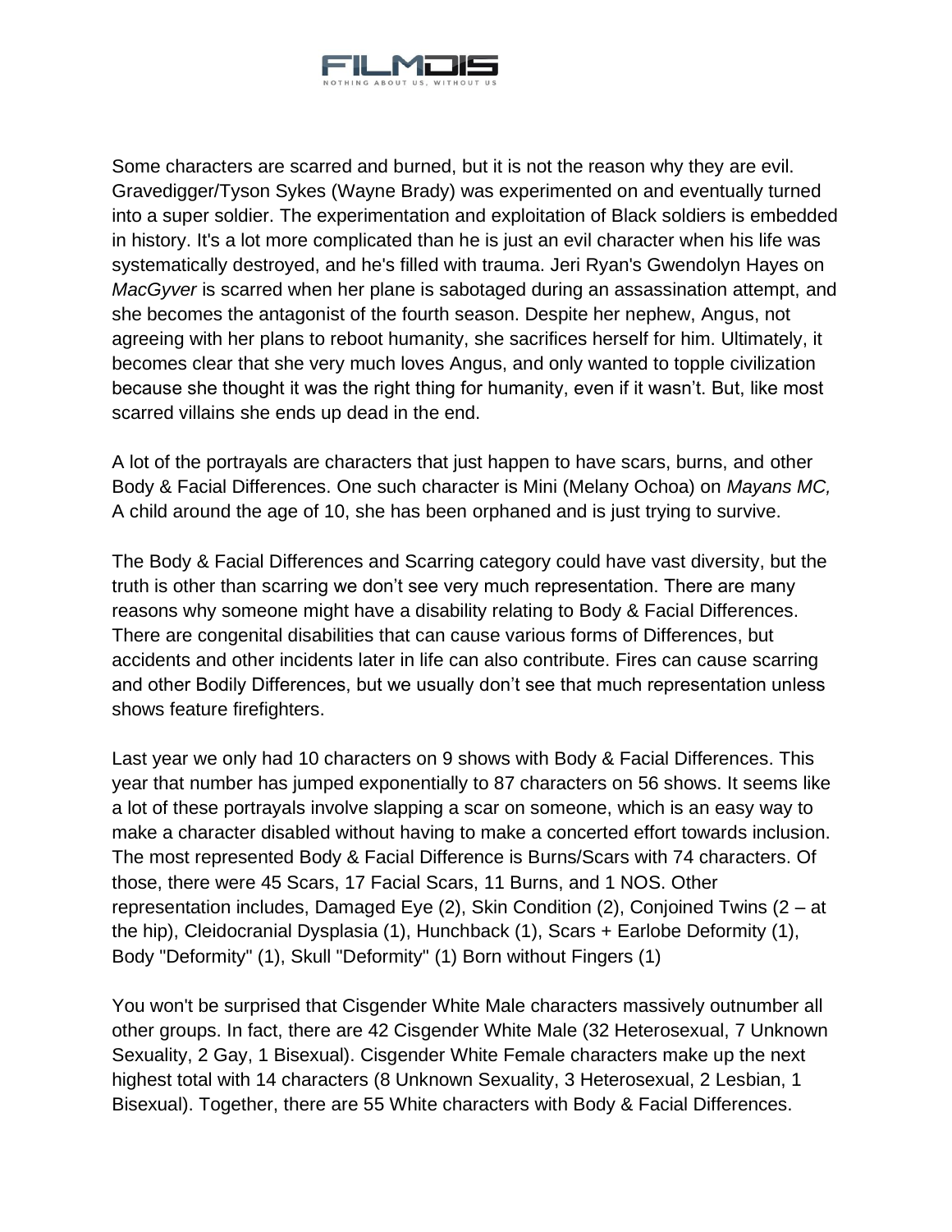Some characters are scarred and burned, but it is not the reason why they are evil. Gravedigger/Tyson Sykes (Wayne Brady) was experimented on and eventually turned into a super soldier. The experimentation and exploitation of Black soldiers is embedded in history. It's a lot more complicated than he is just an evil character when his life was systematically destroyed, and he's filled with trauma. Jeri Ryan's Gwendolyn Hayes on *MacGyver* is scarred when her plane is sabotaged during an assassination attempt, and she becomes the antagonist of the fourth season. Despite her nephew, Angus, not agreeing with her plans to reboot humanity, she sacrifices herself for him. Ultimately, it becomes clear that she very much loves Angus, and only wanted to topple civilization because she thought it was the right thing for humanity, even if it wasn't. But, like most scarred villains she ends up dead in the end.

A lot of the portrayals are characters that just happen to have scars, burns, and other Body & Facial Differences. One such character is Mini (Melany Ochoa) on *Mayans MC,* A child around the age of 10, she has been orphaned and is just trying to survive.

The Body & Facial Differences and Scarring category could have vast diversity, but the truth is other than scarring we don't see very much representation. There are many reasons why someone might have a disability relating to Body & Facial Differences. There are congenital disabilities that can cause various forms of Differences, but accidents and other incidents later in life can also contribute. Fires can cause scarring and other Bodily Differences, but we usually don't see that much representation unless shows feature firefighters.

Last year we only had 10 characters on 9 shows with Body & Facial Differences. This year that number has jumped exponentially to 87 characters on 56 shows. It seems like a lot of these portrayals involve slapping a scar on someone, which is an easy way to make a character disabled without having to make a concerted effort towards inclusion. The most represented Body & Facial Difference is Burns/Scars with 74 characters. Of those, there were 45 Scars, 17 Facial Scars, 11 Burns, and 1 NOS. Other representation includes, Damaged Eye (2), Skin Condition (2), Conjoined Twins (2 – at the hip), Cleidocranial Dysplasia (1), Hunchback (1), Scars + Earlobe Deformity (1), Body "Deformity" (1), Skull "Deformity" (1) Born without Fingers (1)

You won't be surprised that Cisgender White Male characters massively outnumber all other groups. In fact, there are 42 Cisgender White Male (32 Heterosexual, 7 Unknown Sexuality, 2 Gay, 1 Bisexual). Cisgender White Female characters make up the next highest total with 14 characters (8 Unknown Sexuality, 3 Heterosexual, 2 Lesbian, 1 Bisexual). Together, there are 55 White characters with Body & Facial Differences.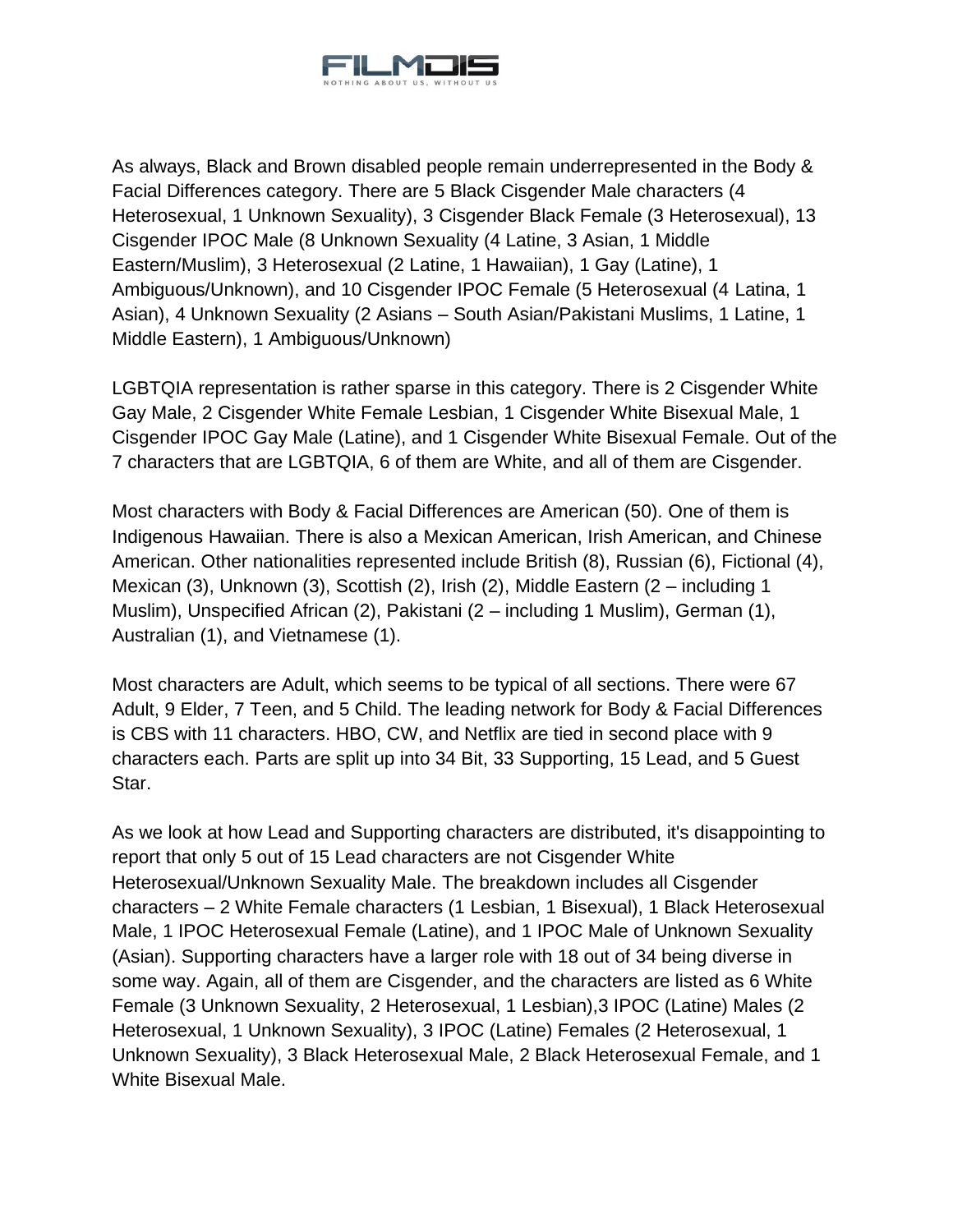As always, Black and Brown disabled people remain underrepresented in the Body & Facial Differences category. There are 5 Black Cisgender Male characters (4 Heterosexual, 1 Unknown Sexuality), 3 Cisgender Black Female (3 Heterosexual), 13 Cisgender IPOC Male (8 Unknown Sexuality (4 Latine, 3 Asian, 1 Middle Eastern/Muslim), 3 Heterosexual (2 Latine, 1 Hawaiian), 1 Gay (Latine), 1 Ambiguous/Unknown), and 10 Cisgender IPOC Female (5 Heterosexual (4 Latina, 1 Asian), 4 Unknown Sexuality (2 Asians – South Asian/Pakistani Muslims, 1 Latine, 1 Middle Eastern), 1 Ambiguous/Unknown)

LGBTQIA representation is rather sparse in this category. There is 2 Cisgender White Gay Male, 2 Cisgender White Female Lesbian, 1 Cisgender White Bisexual Male, 1 Cisgender IPOC Gay Male (Latine), and 1 Cisgender White Bisexual Female. Out of the 7 characters that are LGBTQIA, 6 of them are White, and all of them are Cisgender.

Most characters with Body & Facial Differences are American (50). One of them is Indigenous Hawaiian. There is also a Mexican American, Irish American, and Chinese American. Other nationalities represented include British (8), Russian (6), Fictional (4), Mexican (3), Unknown (3), Scottish (2), Irish (2), Middle Eastern (2 – including 1 Muslim), Unspecified African (2), Pakistani (2 – including 1 Muslim), German (1), Australian (1), and Vietnamese (1).

Most characters are Adult, which seems to be typical of all sections. There were 67 Adult, 9 Elder, 7 Teen, and 5 Child. The leading network for Body & Facial Differences is CBS with 11 characters. HBO, CW, and Netflix are tied in second place with 9 characters each. Parts are split up into 34 Bit, 33 Supporting, 15 Lead, and 5 Guest Star.

As we look at how Lead and Supporting characters are distributed, it's disappointing to report that only 5 out of 15 Lead characters are not Cisgender White Heterosexual/Unknown Sexuality Male. The breakdown includes all Cisgender characters – 2 White Female characters (1 Lesbian, 1 Bisexual), 1 Black Heterosexual Male, 1 IPOC Heterosexual Female (Latine), and 1 IPOC Male of Unknown Sexuality (Asian). Supporting characters have a larger role with 18 out of 34 being diverse in some way. Again, all of them are Cisgender, and the characters are listed as 6 White Female (3 Unknown Sexuality, 2 Heterosexual, 1 Lesbian),3 IPOC (Latine) Males (2 Heterosexual, 1 Unknown Sexuality), 3 IPOC (Latine) Females (2 Heterosexual, 1 Unknown Sexuality), 3 Black Heterosexual Male, 2 Black Heterosexual Female, and 1 White Bisexual Male.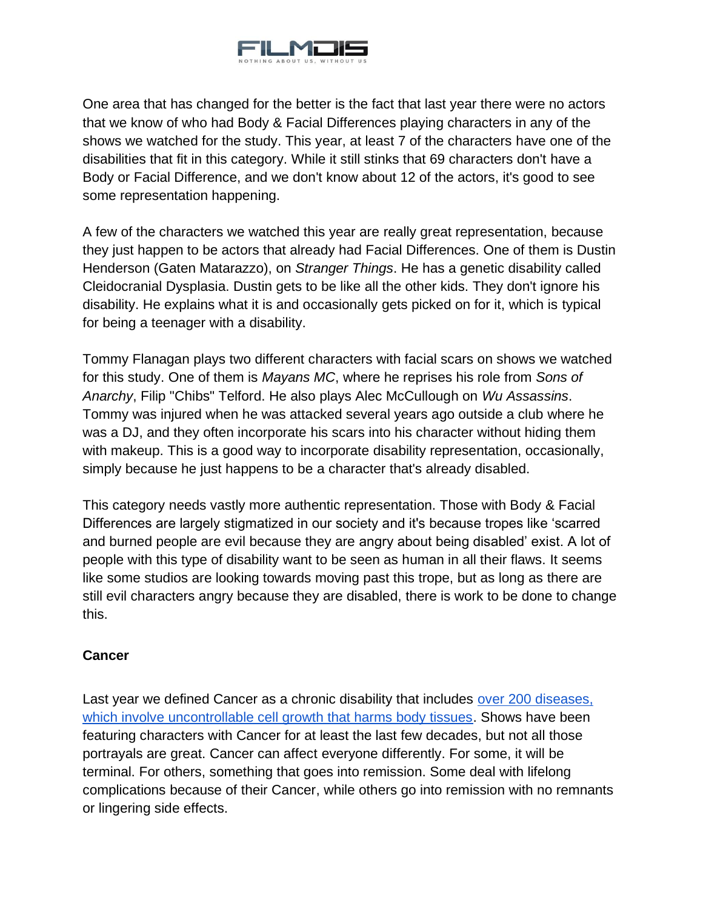One area that has changed for the better is the fact that last year there were no actors that we know of who had Body & Facial Differences playing characters in any of the shows we watched for the study. This year, at least 7 of the characters have one of the disabilities that fit in this category. While it still stinks that 69 characters don't have a Body or Facial Difference, and we don't know about 12 of the actors, it's good to see some representation happening.

A few of the characters we watched this year are really great representation, because they just happen to be actors that already had Facial Differences. One of them is Dustin Henderson (Gaten Matarazzo), on *Stranger Things*. He has a genetic disability called Cleidocranial Dysplasia. Dustin gets to be like all the other kids. They don't ignore his disability. He explains what it is and occasionally gets picked on for it, which is typical for being a teenager with a disability.

Tommy Flanagan plays two different characters with facial scars on shows we watched for this study. One of them is *Mayans MC*, where he reprises his role from *Sons of Anarchy*, Filip "Chibs" Telford. He also plays Alec McCullough on *Wu Assassins*. Tommy was injured when he was attacked several years ago outside a club where he was a DJ, and they often incorporate his scars into his character without hiding them with makeup. This is a good way to incorporate disability representation, occasionally, simply because he just happens to be a character that's already disabled.

This category needs vastly more authentic representation. Those with Body & Facial Differences are largely stigmatized in our society and it's because tropes like 'scarred and burned people are evil because they are angry about being disabled' exist. A lot of people with this type of disability want to be seen as human in all their flaws. It seems like some studios are looking towards moving past this trope, but as long as there are still evil characters angry because they are disabled, there is work to be done to change this.

**Cancer**

Last year we defined Cancer as a chronic disability that includes [over 200 diseases, which involve uncontrollable cell growth that harms body tissues](). Shows have been featuring characters with Cancer for at least the last few decades, but not all those portrayals are great. Cancer can affect everyone differently. For some, it will be terminal. For others, something that goes into remission. Some deal with lifelong complications because of their Cancer, while others go into remission with no remnants or lingering side effects.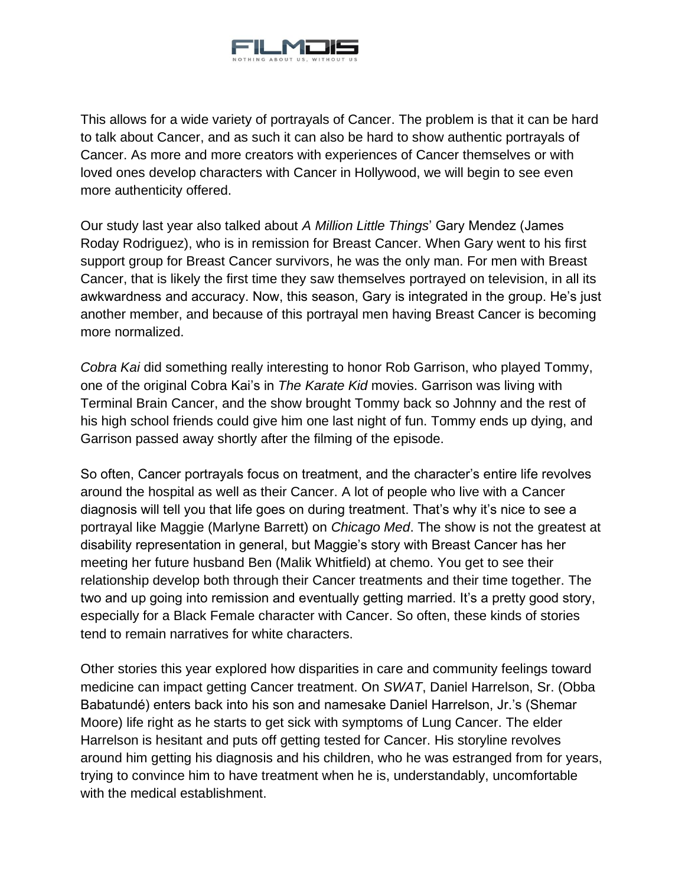This allows for a wide variety of portrayals of Cancer. The problem is that it can be hard to talk about Cancer, and as such it can also be hard to show authentic portrayals of Cancer. As more and more creators with experiences of Cancer themselves or with loved ones develop characters with Cancer in Hollywood, we will begin to see even more authenticity offered.

Our study last year also talked about *A Million Little Things*' Gary Mendez (James Roday Rodriguez), who is in remission for Breast Cancer. When Gary went to his first support group for Breast Cancer survivors, he was the only man. For men with Breast Cancer, that is likely the first time they saw themselves portrayed on television, in all its awkwardness and accuracy. Now, this season, Gary is integrated in the group. He's just another member, and because of this portrayal men having Breast Cancer is becoming more normalized.

*Cobra Kai* did something really interesting to honor Rob Garrison, who played Tommy, one of the original Cobra Kai's in *The Karate Kid* movies. Garrison was living with Terminal Brain Cancer, and the show brought Tommy back so Johnny and the rest of his high school friends could give him one last night of fun. Tommy ends up dying, and Garrison passed away shortly after the filming of the episode.

So often, Cancer portrayals focus on treatment, and the character's entire life revolves around the hospital as well as their Cancer. A lot of people who live with a Cancer diagnosis will tell you that life goes on during treatment. That's why it's nice to see a portrayal like Maggie (Marlyne Barrett) on *Chicago Med*. The show is not the greatest at disability representation in general, but Maggie's story with Breast Cancer has her meeting her future husband Ben (Malik Whitfield) at chemo. You get to see their relationship develop both through their Cancer treatments and their time together. The two and up going into remission and eventually getting married. It's a pretty good story, especially for a Black Female character with Cancer. So often, these kinds of stories tend to remain narratives for white characters.

Other stories this year explored how disparities in care and community feelings toward medicine can impact getting Cancer treatment. On *SWAT*, Daniel Harrelson, Sr. (Obba Babatundé) enters back into his son and namesake Daniel Harrelson, Jr.'s (Shemar Moore) life right as he starts to get sick with symptoms of Lung Cancer. The elder Harrelson is hesitant and puts off getting tested for Cancer. His storyline revolves around him getting his diagnosis and his children, who he was estranged from for years, trying to convince him to have treatment when he is, understandably, uncomfortable with the medical establishment.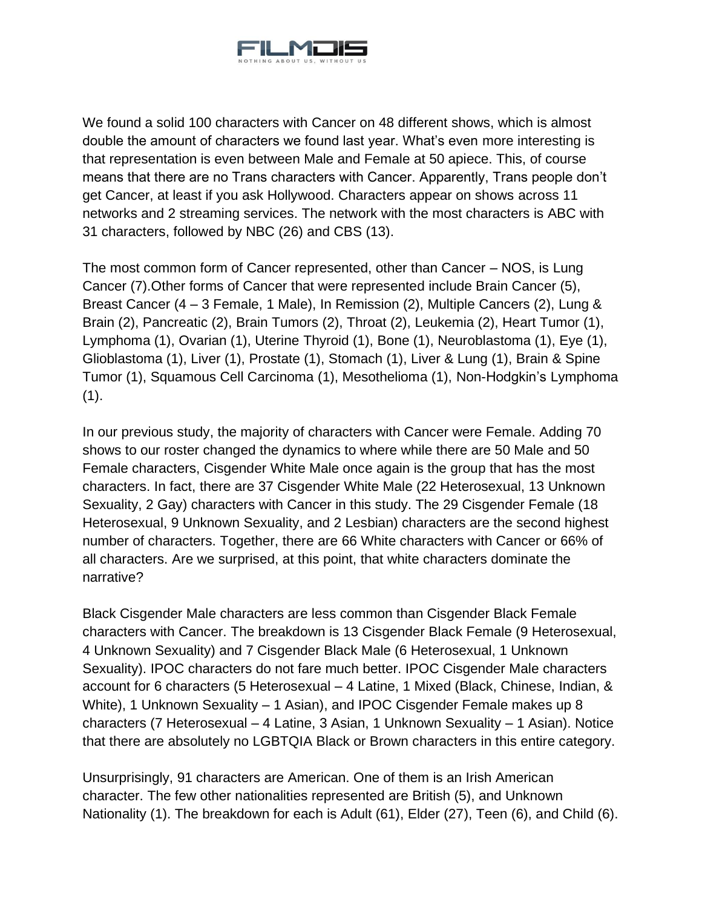We found a solid 100 characters with Cancer on 48 different shows, which is almost double the amount of characters we found last year. What's even more interesting is that representation is even between Male and Female at 50 apiece. This, of course means that there are no Trans characters with Cancer. Apparently, Trans people don't get Cancer, at least if you ask Hollywood. Characters appear on shows across 11 networks and 2 streaming services. The network with the most characters is ABC with 31 characters, followed by NBC (26) and CBS (13).

The most common form of Cancer represented, other than Cancer – NOS, is Lung Cancer (7).Other forms of Cancer that were represented include Brain Cancer (5), Breast Cancer (4 – 3 Female, 1 Male), In Remission (2), Multiple Cancers (2), Lung & Brain (2), Pancreatic (2), Brain Tumors (2), Throat (2), Leukemia (2), Heart Tumor (1), Lymphoma (1), Ovarian (1), Uterine Thyroid (1), Bone (1), Neuroblastoma (1), Eye (1), Glioblastoma (1), Liver (1), Prostate (1), Stomach (1), Liver & Lung (1), Brain & Spine Tumor (1), Squamous Cell Carcinoma (1), Mesothelioma (1), Non-Hodgkin's Lymphoma (1).

In our previous study, the majority of characters with Cancer were Female. Adding 70 shows to our roster changed the dynamics to where while there are 50 Male and 50 Female characters, Cisgender White Male once again is the group that has the most characters. In fact, there are 37 Cisgender White Male (22 Heterosexual, 13 Unknown Sexuality, 2 Gay) characters with Cancer in this study. The 29 Cisgender Female (18 Heterosexual, 9 Unknown Sexuality, and 2 Lesbian) characters are the second highest number of characters. Together, there are 66 White characters with Cancer or 66% of all characters. Are we surprised, at this point, that white characters dominate the narrative?

Black Cisgender Male characters are less common than Cisgender Black Female characters with Cancer. The breakdown is 13 Cisgender Black Female (9 Heterosexual, 4 Unknown Sexuality) and 7 Cisgender Black Male (6 Heterosexual, 1 Unknown Sexuality). IPOC characters do not fare much better. IPOC Cisgender Male characters account for 6 characters (5 Heterosexual – 4 Latine, 1 Mixed (Black, Chinese, Indian, & White), 1 Unknown Sexuality – 1 Asian), and IPOC Cisgender Female makes up 8 characters (7 Heterosexual – 4 Latine, 3 Asian, 1 Unknown Sexuality – 1 Asian). Notice that there are absolutely no LGBTQIA Black or Brown characters in this entire category.

Unsurprisingly, 91 characters are American. One of them is an Irish American character. The few other nationalities represented are British (5), and Unknown Nationality (1). The breakdown for each is Adult (61), Elder (27), Teen (6), and Child (6).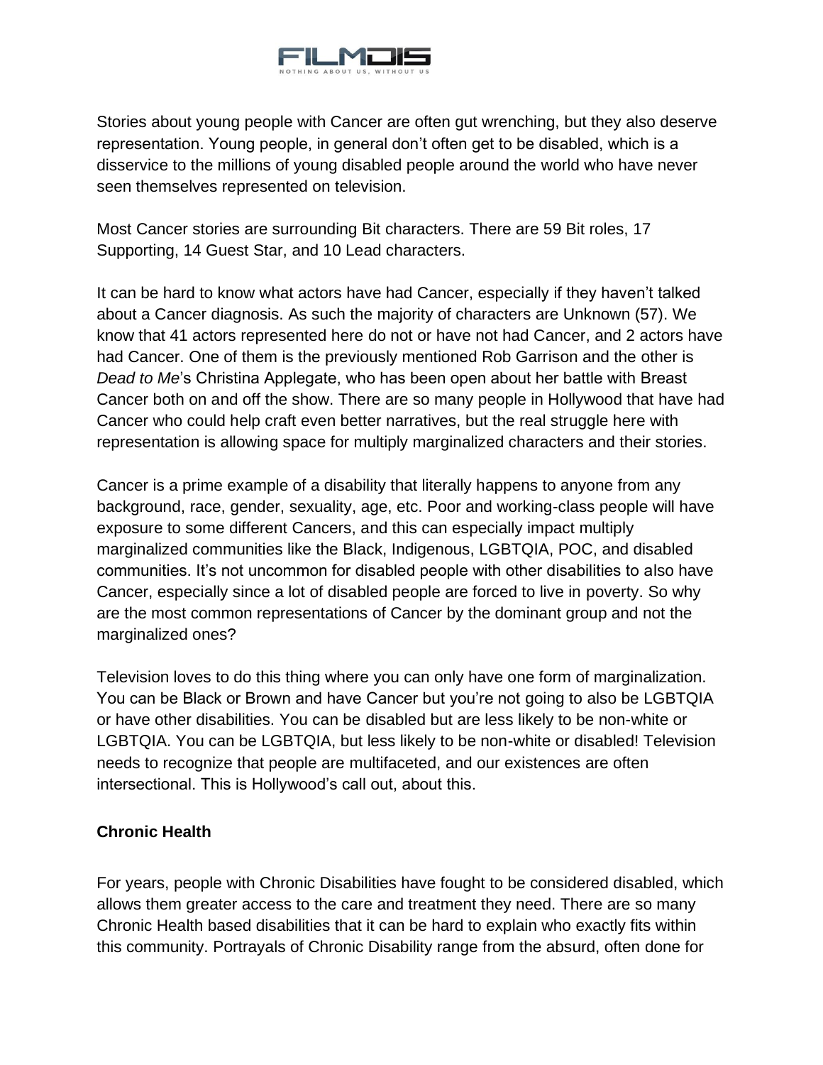Stories about young people with Cancer are often gut wrenching, but they also deserve representation. Young people, in general don't often get to be disabled, which is a disservice to the millions of young disabled people around the world who have never seen themselves represented on television.

Most Cancer stories are surrounding Bit characters. There are 59 Bit roles, 17 Supporting, 14 Guest Star, and 10 Lead characters.

It can be hard to know what actors have had Cancer, especially if they haven't talked about a Cancer diagnosis. As such the majority of characters are Unknown (57). We know that 41 actors represented here do not or have not had Cancer, and 2 actors have had Cancer. One of them is the previously mentioned Rob Garrison and the other is *Dead to Me*'s Christina Applegate, who has been open about her battle with Breast Cancer both on and off the show. There are so many people in Hollywood that have had Cancer who could help craft even better narratives, but the real struggle here with representation is allowing space for multiply marginalized characters and their stories.

Cancer is a prime example of a disability that literally happens to anyone from any background, race, gender, sexuality, age, etc. Poor and working-class people will have exposure to some different Cancers, and this can especially impact multiply marginalized communities like the Black, Indigenous, LGBTQIA, POC, and disabled communities. It's not uncommon for disabled people with other disabilities to also have Cancer, especially since a lot of disabled people are forced to live in poverty. So why are the most common representations of Cancer by the dominant group and not the marginalized ones?

Television loves to do this thing where you can only have one form of marginalization. You can be Black or Brown and have Cancer but you're not going to also be LGBTQIA or have other disabilities. You can be disabled but are less likely to be non-white or LGBTQIA. You can be LGBTQIA, but less likely to be non-white or disabled! Television needs to recognize that people are multifaceted, and our existences are often intersectional. This is Hollywood's call out, about this.

**Chronic Health**

For years, people with Chronic Disabilities have fought to be considered disabled, which allows them greater access to the care and treatment they need. There are so many Chronic Health based disabilities that it can be hard to explain who exactly fits within this community. Portrayals of Chronic Disability range from the absurd, often done for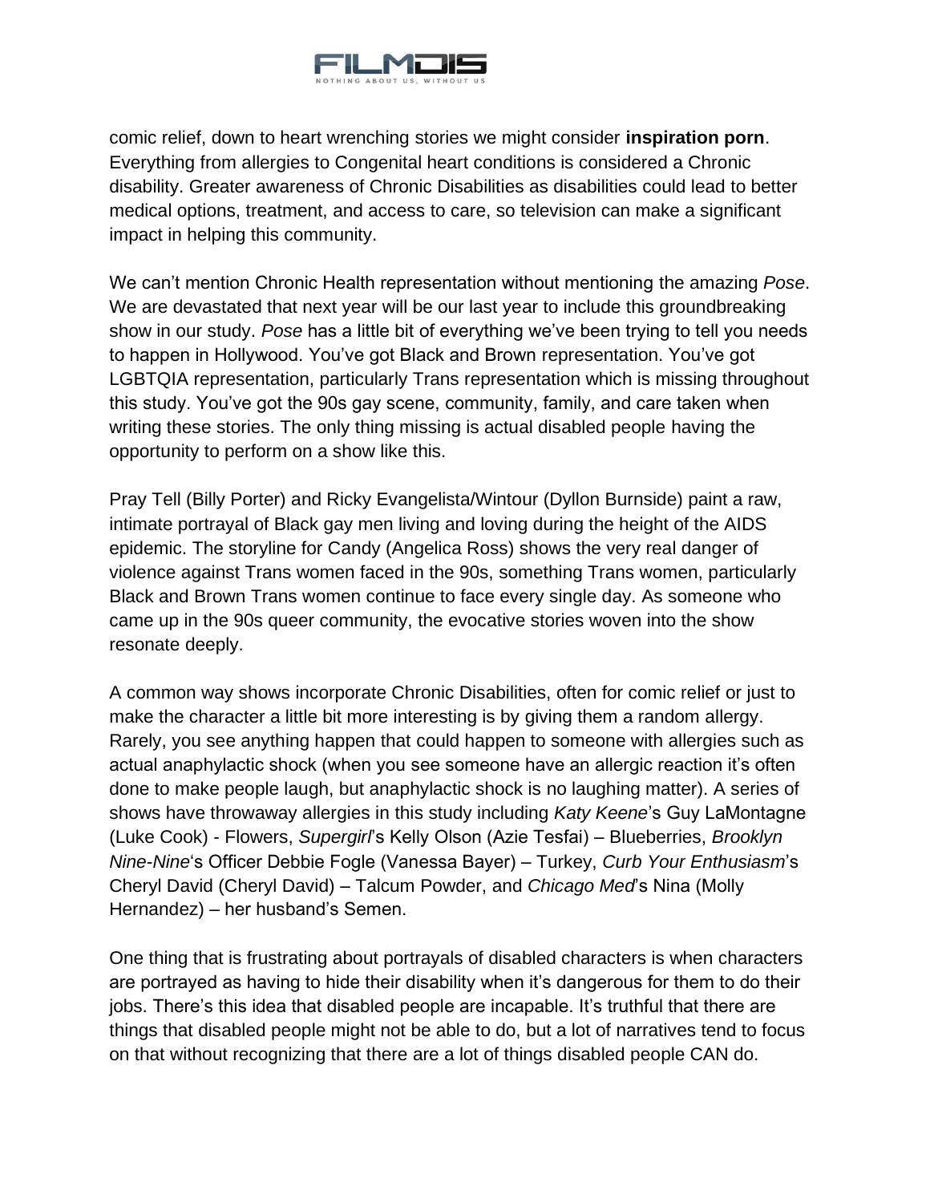comic relief, down to heart wrenching stories we might consider **inspiration porn**. Everything from allergies to Congenital heart conditions is considered a Chronic disability. Greater awareness of Chronic Disabilities as disabilities could lead to better medical options, treatment, and access to care, so television can make a significant impact in helping this community.

We can't mention Chronic Health representation without mentioning the amazing *Pose*. We are devastated that next year will be our last year to include this groundbreaking show in our study. *Pose* has a little bit of everything we've been trying to tell you needs to happen in Hollywood. You've got Black and Brown representation. You've got LGBTQIA representation, particularly Trans representation which is missing throughout this study. You've got the 90s gay scene, community, family, and care taken when writing these stories. The only thing missing is actual disabled people having the opportunity to perform on a show like this.

Pray Tell (Billy Porter) and Ricky Evangelista/Wintour (Dyllon Burnside) paint a raw, intimate portrayal of Black gay men living and loving during the height of the AIDS epidemic. The storyline for Candy (Angelica Ross) shows the very real danger of violence against Trans women faced in the 90s, something Trans women, particularly Black and Brown Trans women continue to face every single day. As someone who came up in the 90s queer community, the evocative stories woven into the show resonate deeply.

A common way shows incorporate Chronic Disabilities, often for comic relief or just to make the character a little bit more interesting is by giving them a random allergy. Rarely, you see anything happen that could happen to someone with allergies such as actual anaphylactic shock (when you see someone have an allergic reaction it's often done to make people laugh, but anaphylactic shock is no laughing matter). A series of shows have throwaway allergies in this study including *Katy Keene*'s Guy LaMontagne (Luke Cook) - Flowers, *Supergirl*'s Kelly Olson (Azie Tesfai) – Blueberries, *Brooklyn Nine-Nine*'s Officer Debbie Fogle (Vanessa Bayer) – Turkey, *Curb Your Enthusiasm*'s Cheryl David (Cheryl David) – Talcum Powder, and *Chicago Med*'s Nina (Molly Hernandez) – her husband's Semen.

One thing that is frustrating about portrayals of disabled characters is when characters are portrayed as having to hide their disability when it's dangerous for them to do their jobs. There's this idea that disabled people are incapable. It's truthful that there are things that disabled people might not be able to do, but a lot of narratives tend to focus on that without recognizing that there are a lot of things disabled people CAN do.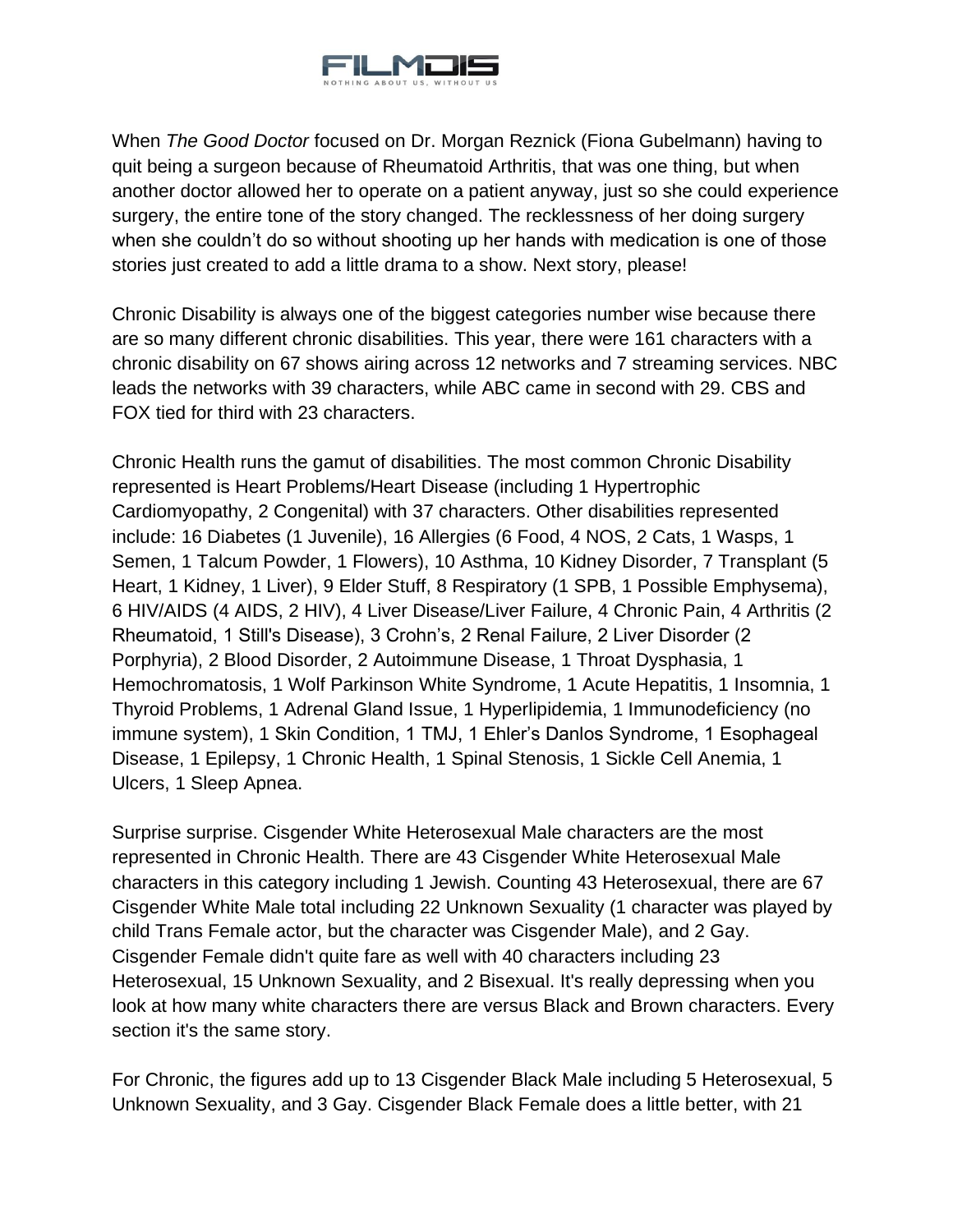When *The Good Doctor* focused on Dr. Morgan Reznick (Fiona Gubelmann) having to quit being a surgeon because of Rheumatoid Arthritis, that was one thing, but when another doctor allowed her to operate on a patient anyway, just so she could experience surgery, the entire tone of the story changed. The recklessness of her doing surgery when she couldn't do so without shooting up her hands with medication is one of those stories just created to add a little drama to a show. Next story, please!

Chronic Disability is always one of the biggest categories number wise because there are so many different chronic disabilities. This year, there were 161 characters with a chronic disability on 67 shows airing across 12 networks and 7 streaming services. NBC leads the networks with 39 characters, while ABC came in second with 29. CBS and FOX tied for third with 23 characters.

Chronic Health runs the gamut of disabilities. The most common Chronic Disability represented is Heart Problems/Heart Disease (including 1 Hypertrophic Cardiomyopathy, 2 Congenital) with 37 characters. Other disabilities represented include: 16 Diabetes (1 Juvenile), 16 Allergies (6 Food, 4 NOS, 2 Cats, 1 Wasps, 1 Semen, 1 Talcum Powder, 1 Flowers), 10 Asthma, 10 Kidney Disorder, 7 Transplant (5 Heart, 1 Kidney, 1 Liver), 9 Elder Stuff, 8 Respiratory (1 SPB, 1 Possible Emphysema), 6 HIV/AIDS (4 AIDS, 2 HIV), 4 Liver Disease/Liver Failure, 4 Chronic Pain, 4 Arthritis (2 Rheumatoid, 1 Still's Disease), 3 Crohn's, 2 Renal Failure, 2 Liver Disorder (2 Porphyria), 2 Blood Disorder, 2 Autoimmune Disease, 1 Throat Dysphasia, 1 Hemochromatosis, 1 Wolf Parkinson White Syndrome, 1 Acute Hepatitis, 1 Insomnia, 1 Thyroid Problems, 1 Adrenal Gland Issue, 1 Hyperlipidemia, 1 Immunodeficiency (no immune system), 1 Skin Condition, 1 TMJ, 1 Ehler's Danlos Syndrome, 1 Esophageal Disease, 1 Epilepsy, 1 Chronic Health, 1 Spinal Stenosis, 1 Sickle Cell Anemia, 1 Ulcers, 1 Sleep Apnea.

Surprise surprise. Cisgender White Heterosexual Male characters are the most represented in Chronic Health. There are 43 Cisgender White Heterosexual Male characters in this category including 1 Jewish. Counting 43 Heterosexual, there are 67 Cisgender White Male total including 22 Unknown Sexuality (1 character was played by child Trans Female actor, but the character was Cisgender Male), and 2 Gay. Cisgender Female didn't quite fare as well with 40 characters including 23 Heterosexual, 15 Unknown Sexuality, and 2 Bisexual. It's really depressing when you look at how many white characters there are versus Black and Brown characters. Every section it's the same story.

For Chronic, the figures add up to 13 Cisgender Black Male including 5 Heterosexual, 5 Unknown Sexuality, and 3 Gay. Cisgender Black Female does a little better, with 21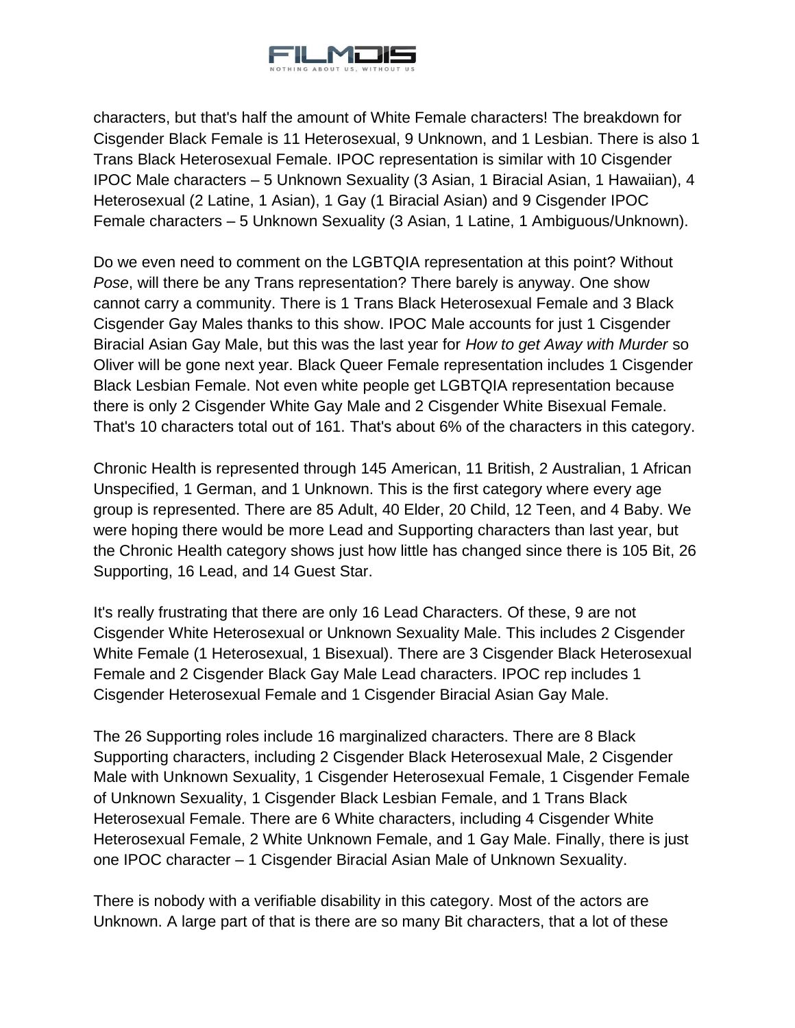characters, but that's half the amount of White Female characters! The breakdown for Cisgender Black Female is 11 Heterosexual, 9 Unknown, and 1 Lesbian. There is also 1 Trans Black Heterosexual Female. IPOC representation is similar with 10 Cisgender IPOC Male characters – 5 Unknown Sexuality (3 Asian, 1 Biracial Asian, 1 Hawaiian), 4 Heterosexual (2 Latine, 1 Asian), 1 Gay (1 Biracial Asian) and 9 Cisgender IPOC Female characters – 5 Unknown Sexuality (3 Asian, 1 Latine, 1 Ambiguous/Unknown).

Do we even need to comment on the LGBTQIA representation at this point? Without *Pose*, will there be any Trans representation? There barely is anyway. One show cannot carry a community. There is 1 Trans Black Heterosexual Female and 3 Black Cisgender Gay Males thanks to this show. IPOC Male accounts for just 1 Cisgender Biracial Asian Gay Male, but this was the last year for *How to get Away with Murder* so Oliver will be gone next year. Black Queer Female representation includes 1 Cisgender Black Lesbian Female. Not even white people get LGBTQIA representation because there is only 2 Cisgender White Gay Male and 2 Cisgender White Bisexual Female. That's 10 characters total out of 161. That's about 6% of the characters in this category.

Chronic Health is represented through 145 American, 11 British, 2 Australian, 1 African Unspecified, 1 German, and 1 Unknown. This is the first category where every age group is represented. There are 85 Adult, 40 Elder, 20 Child, 12 Teen, and 4 Baby. We were hoping there would be more Lead and Supporting characters than last year, but the Chronic Health category shows just how little has changed since there is 105 Bit, 26 Supporting, 16 Lead, and 14 Guest Star.

It's really frustrating that there are only 16 Lead Characters. Of these, 9 are not Cisgender White Heterosexual or Unknown Sexuality Male. This includes 2 Cisgender White Female (1 Heterosexual, 1 Bisexual). There are 3 Cisgender Black Heterosexual Female and 2 Cisgender Black Gay Male Lead characters. IPOC rep includes 1 Cisgender Heterosexual Female and 1 Cisgender Biracial Asian Gay Male.

The 26 Supporting roles include 16 marginalized characters. There are 8 Black Supporting characters, including 2 Cisgender Black Heterosexual Male, 2 Cisgender Male with Unknown Sexuality, 1 Cisgender Heterosexual Female, 1 Cisgender Female of Unknown Sexuality, 1 Cisgender Black Lesbian Female, and 1 Trans Black Heterosexual Female. There are 6 White characters, including 4 Cisgender White Heterosexual Female, 2 White Unknown Female, and 1 Gay Male. Finally, there is just one IPOC character – 1 Cisgender Biracial Asian Male of Unknown Sexuality.

There is nobody with a verifiable disability in this category. Most of the actors are Unknown. A large part of that is there are so many Bit characters, that a lot of these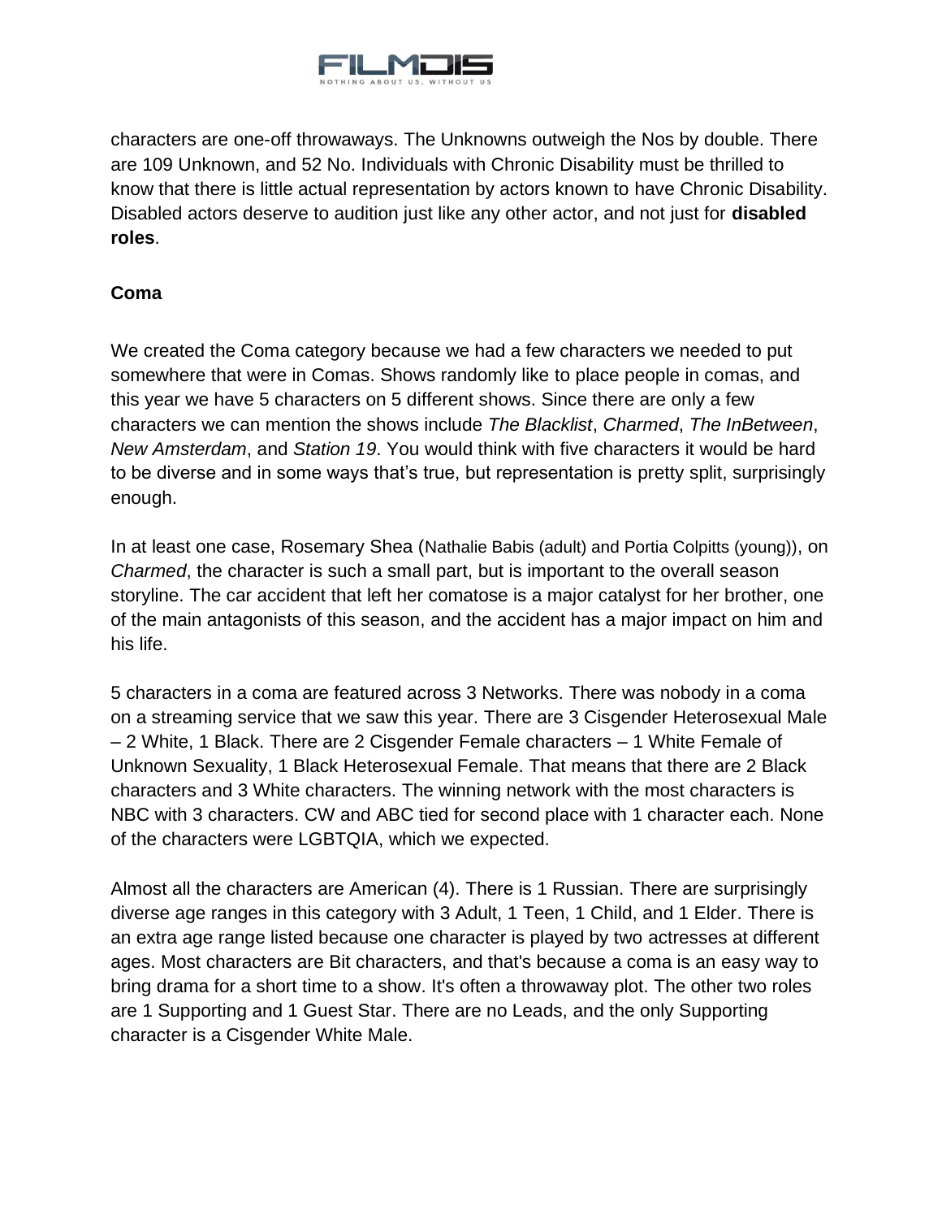characters are one-off throwaways. The Unknowns outweigh the Nos by double. There are 109 Unknown, and 52 No. Individuals with Chronic Disability must be thrilled to know that there is little actual representation by actors known to have Chronic Disability. Disabled actors deserve to audition just like any other actor, and not just for **disabled roles**.

**Coma**

We created the Coma category because we had a few characters we needed to put somewhere that were in Comas. Shows randomly like to place people in comas, and this year we have 5 characters on 5 different shows. Since there are only a few characters we can mention the shows include *The Blacklist*, *Charmed*, *The InBetween*, *New Amsterdam*, and *Station 19*. You would think with five characters it would be hard to be diverse and in some ways that's true, but representation is pretty split, surprisingly enough.

In at least one case, Rosemary Shea (Nathalie Babis (adult) and Portia Colpitts (young)), on *Charmed*, the character is such a small part, but is important to the overall season storyline. The car accident that left her comatose is a major catalyst for her brother, one of the main antagonists of this season, and the accident has a major impact on him and his life.

5 characters in a coma are featured across 3 Networks. There was nobody in a coma on a streaming service that we saw this year. There are 3 Cisgender Heterosexual Male – 2 White, 1 Black. There are 2 Cisgender Female characters – 1 White Female of Unknown Sexuality, 1 Black Heterosexual Female. That means that there are 2 Black characters and 3 White characters. The winning network with the most characters is NBC with 3 characters. CW and ABC tied for second place with 1 character each. None of the characters were LGBTQIA, which we expected.

Almost all the characters are American (4). There is 1 Russian. There are surprisingly diverse age ranges in this category with 3 Adult, 1 Teen, 1 Child, and 1 Elder. There is an extra age range listed because one character is played by two actresses at different ages. Most characters are Bit characters, and that's because a coma is an easy way to bring drama for a short time to a show. It's often a throwaway plot. The other two roles are 1 Supporting and 1 Guest Star. There are no Leads, and the only Supporting character is a Cisgender White Male.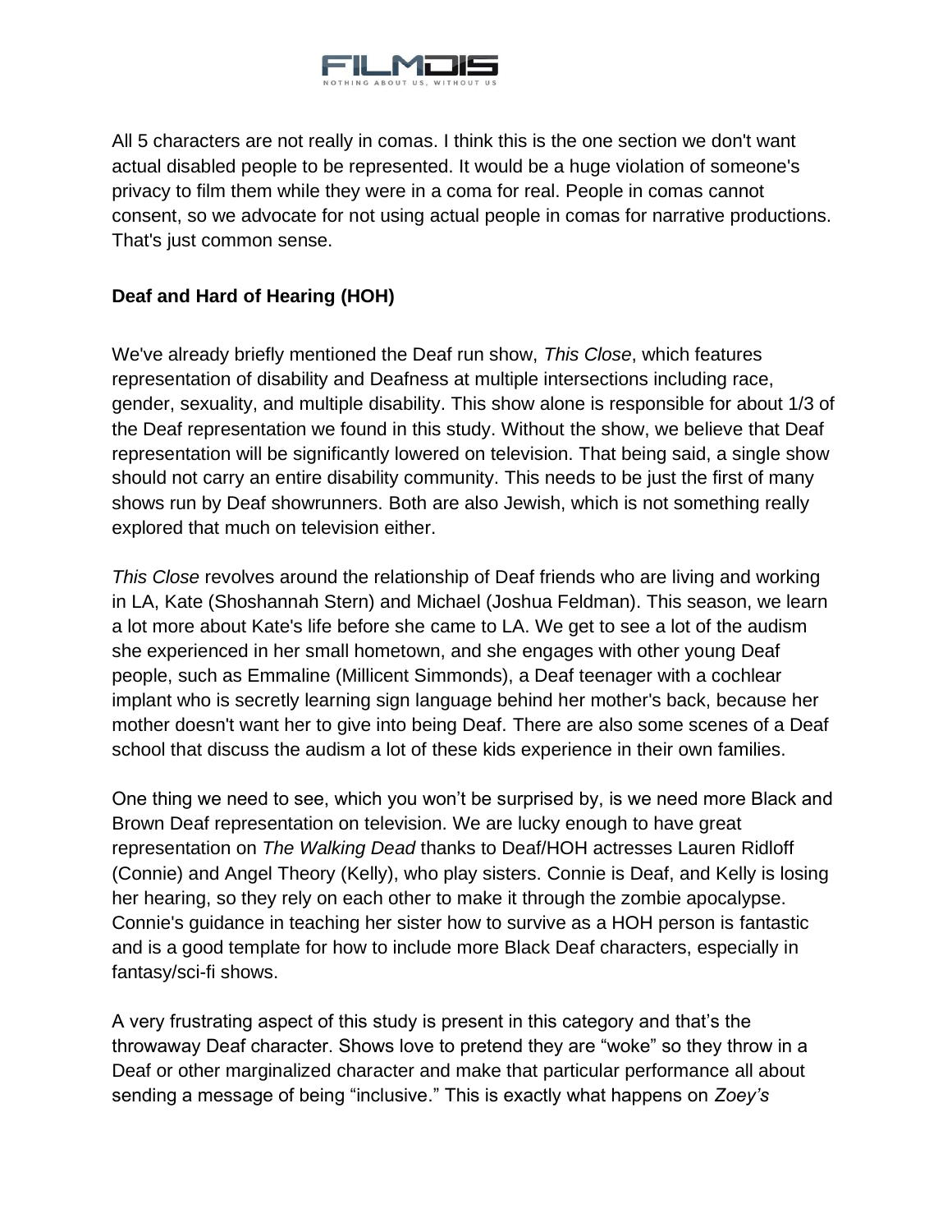All 5 characters are not really in comas. I think this is the one section we don't want actual disabled people to be represented. It would be a huge violation of someone's privacy to film them while they were in a coma for real. People in comas cannot consent, so we advocate for not using actual people in comas for narrative productions. That's just common sense.

**Deaf and Hard of Hearing (HOH)**

We've already briefly mentioned the Deaf run show, *This Close*, which features representation of disability and Deafness at multiple intersections including race, gender, sexuality, and multiple disability. This show alone is responsible for about 1/3 of the Deaf representation we found in this study. Without the show, we believe that Deaf representation will be significantly lowered on television. That being said, a single show should not carry an entire disability community. This needs to be just the first of many shows run by Deaf showrunners. Both are also Jewish, which is not something really explored that much on television either.

*This Close* revolves around the relationship of Deaf friends who are living and working in LA, Kate (Shoshannah Stern) and Michael (Joshua Feldman). This season, we learn a lot more about Kate's life before she came to LA. We get to see a lot of the audism she experienced in her small hometown, and she engages with other young Deaf people, such as Emmaline (Millicent Simmonds), a Deaf teenager with a cochlear implant who is secretly learning sign language behind her mother's back, because her mother doesn't want her to give into being Deaf. There are also some scenes of a Deaf school that discuss the audism a lot of these kids experience in their own families.

One thing we need to see, which you won't be surprised by, is we need more Black and Brown Deaf representation on television. We are lucky enough to have great representation on *The Walking Dead* thanks to Deaf/HOH actresses Lauren Ridloff (Connie) and Angel Theory (Kelly), who play sisters. Connie is Deaf, and Kelly is losing her hearing, so they rely on each other to make it through the zombie apocalypse. Connie's guidance in teaching her sister how to survive as a HOH person is fantastic and is a good template for how to include more Black Deaf characters, especially in fantasy/sci-fi shows.

A very frustrating aspect of this study is present in this category and that's the throwaway Deaf character. Shows love to pretend they are "woke" so they throw in a Deaf or other marginalized character and make that particular performance all about sending a message of being "inclusive." This is exactly what happens on *Zoey's*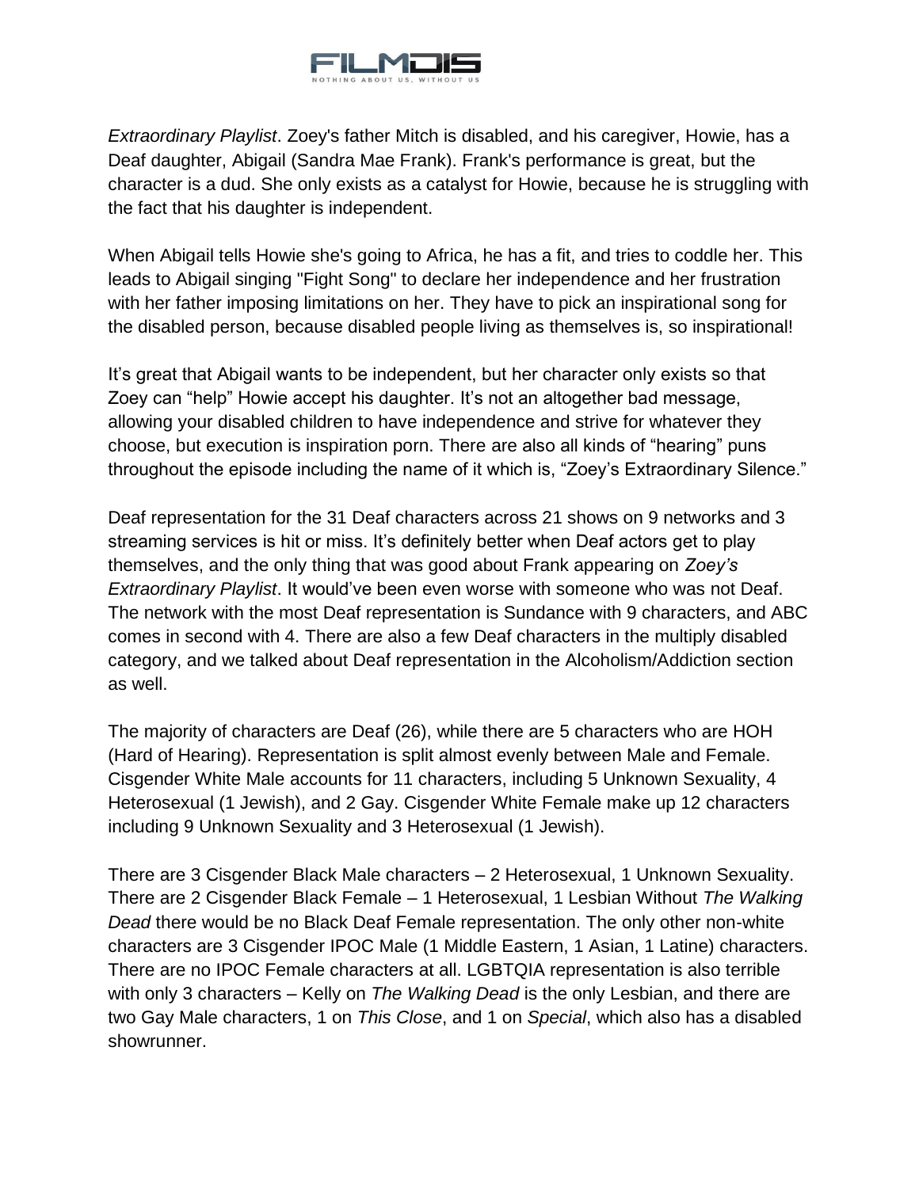*Extraordinary Playlist*. Zoey's father Mitch is disabled, and his caregiver, Howie, has a Deaf daughter, Abigail (Sandra Mae Frank). Frank's performance is great, but the character is a dud. She only exists as a catalyst for Howie, because he is struggling with the fact that his daughter is independent.

When Abigail tells Howie she's going to Africa, he has a fit, and tries to coddle her. This leads to Abigail singing "Fight Song" to declare her independence and her frustration with her father imposing limitations on her. They have to pick an inspirational song for the disabled person, because disabled people living as themselves is, so inspirational!

It's great that Abigail wants to be independent, but her character only exists so that Zoey can "help" Howie accept his daughter. It's not an altogether bad message, allowing your disabled children to have independence and strive for whatever they choose, but execution is inspiration porn. There are also all kinds of "hearing" puns throughout the episode including the name of it which is, "Zoey's Extraordinary Silence."

Deaf representation for the 31 Deaf characters across 21 shows on 9 networks and 3 streaming services is hit or miss. It's definitely better when Deaf actors get to play themselves, and the only thing that was good about Frank appearing on *Zoey's Extraordinary Playlist*. It would've been even worse with someone who was not Deaf. The network with the most Deaf representation is Sundance with 9 characters, and ABC comes in second with 4. There are also a few Deaf characters in the multiply disabled category, and we talked about Deaf representation in the Alcoholism/Addiction section as well.

The majority of characters are Deaf (26), while there are 5 characters who are HOH (Hard of Hearing). Representation is split almost evenly between Male and Female. Cisgender White Male accounts for 11 characters, including 5 Unknown Sexuality, 4 Heterosexual (1 Jewish), and 2 Gay. Cisgender White Female make up 12 characters including 9 Unknown Sexuality and 3 Heterosexual (1 Jewish).

There are 3 Cisgender Black Male characters – 2 Heterosexual, 1 Unknown Sexuality. There are 2 Cisgender Black Female – 1 Heterosexual, 1 Lesbian Without *The Walking Dead* there would be no Black Deaf Female representation. The only other non-white characters are 3 Cisgender IPOC Male (1 Middle Eastern, 1 Asian, 1 Latine) characters. There are no IPOC Female characters at all. LGBTQIA representation is also terrible with only 3 characters – Kelly on *The Walking Dead* is the only Lesbian, and there are two Gay Male characters, 1 on *This Close*, and 1 on *Special*, which also has a disabled showrunner.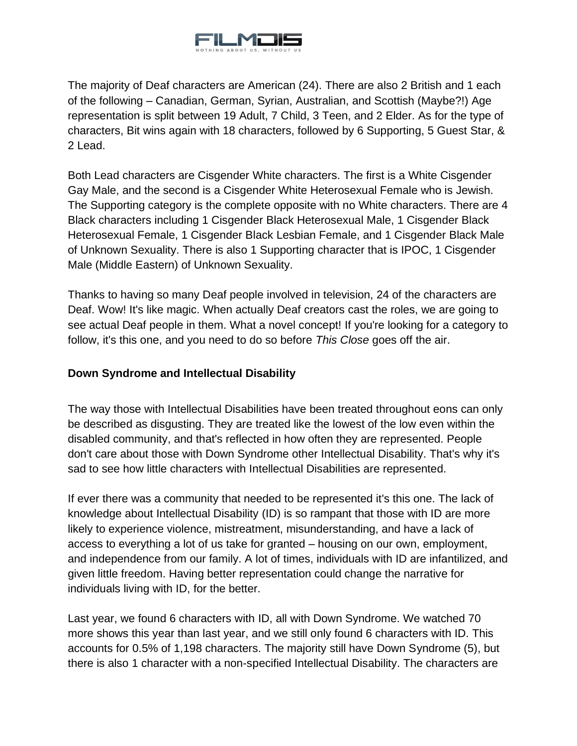The majority of Deaf characters are American (24). There are also 2 British and 1 each of the following – Canadian, German, Syrian, Australian, and Scottish (Maybe?!) Age representation is split between 19 Adult, 7 Child, 3 Teen, and 2 Elder. As for the type of characters, Bit wins again with 18 characters, followed by 6 Supporting, 5 Guest Star, & 2 Lead.

Both Lead characters are Cisgender White characters. The first is a White Cisgender Gay Male, and the second is a Cisgender White Heterosexual Female who is Jewish. The Supporting category is the complete opposite with no White characters. There are 4 Black characters including 1 Cisgender Black Heterosexual Male, 1 Cisgender Black Heterosexual Female, 1 Cisgender Black Lesbian Female, and 1 Cisgender Black Male of Unknown Sexuality. There is also 1 Supporting character that is IPOC, 1 Cisgender Male (Middle Eastern) of Unknown Sexuality.

Thanks to having so many Deaf people involved in television, 24 of the characters are Deaf. Wow! It's like magic. When actually Deaf creators cast the roles, we are going to see actual Deaf people in them. What a novel concept! If you're looking for a category to follow, it's this one, and you need to do so before *This Close* goes off the air.

**Down Syndrome and Intellectual Disability**

The way those with Intellectual Disabilities have been treated throughout eons can only be described as disgusting. They are treated like the lowest of the low even within the disabled community, and that's reflected in how often they are represented. People don't care about those with Down Syndrome other Intellectual Disability. That's why it's sad to see how little characters with Intellectual Disabilities are represented.

If ever there was a community that needed to be represented it's this one. The lack of knowledge about Intellectual Disability (ID) is so rampant that those with ID are more likely to experience violence, mistreatment, misunderstanding, and have a lack of access to everything a lot of us take for granted – housing on our own, employment, and independence from our family. A lot of times, individuals with ID are infantilized, and given little freedom. Having better representation could change the narrative for individuals living with ID, for the better.

Last year, we found 6 characters with ID, all with Down Syndrome. We watched 70 more shows this year than last year, and we still only found 6 characters with ID. This accounts for 0.5% of 1,198 characters. The majority still have Down Syndrome (5), but there is also 1 character with a non-specified Intellectual Disability. The characters are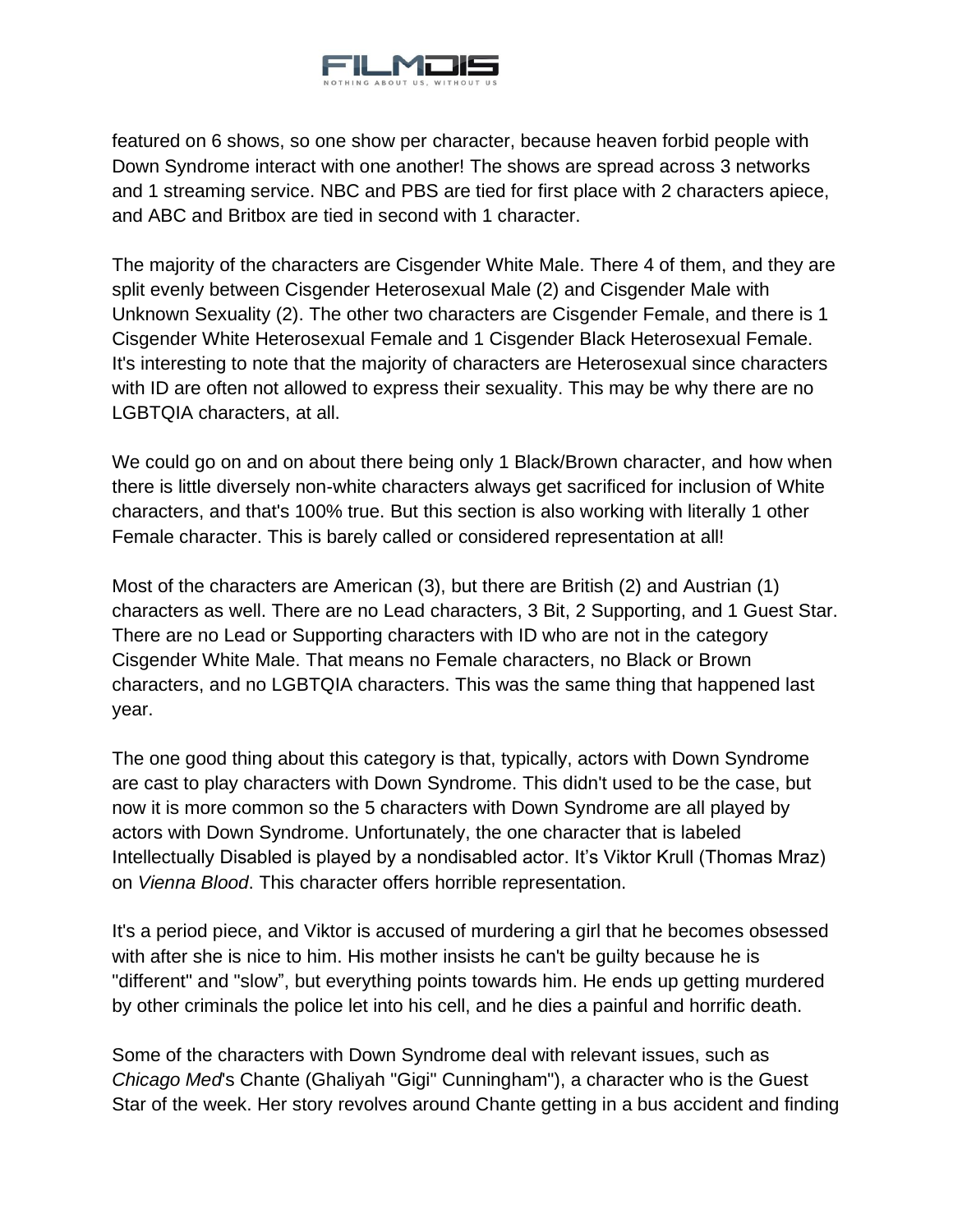featured on 6 shows, so one show per character, because heaven forbid people with Down Syndrome interact with one another! The shows are spread across 3 networks and 1 streaming service. NBC and PBS are tied for first place with 2 characters apiece, and ABC and Britbox are tied in second with 1 character.

The majority of the characters are Cisgender White Male. There 4 of them, and they are split evenly between Cisgender Heterosexual Male (2) and Cisgender Male with Unknown Sexuality (2). The other two characters are Cisgender Female, and there is 1 Cisgender White Heterosexual Female and 1 Cisgender Black Heterosexual Female. It's interesting to note that the majority of characters are Heterosexual since characters with ID are often not allowed to express their sexuality. This may be why there are no LGBTQIA characters, at all.

We could go on and on about there being only 1 Black/Brown character, and how when there is little diversely non-white characters always get sacrificed for inclusion of White characters, and that's 100% true. But this section is also working with literally 1 other Female character. This is barely called or considered representation at all!

Most of the characters are American (3), but there are British (2) and Austrian (1) characters as well. There are no Lead characters, 3 Bit, 2 Supporting, and 1 Guest Star. There are no Lead or Supporting characters with ID who are not in the category Cisgender White Male. That means no Female characters, no Black or Brown characters, and no LGBTQIA characters. This was the same thing that happened last year.

The one good thing about this category is that, typically, actors with Down Syndrome are cast to play characters with Down Syndrome. This didn't used to be the case, but now it is more common so the 5 characters with Down Syndrome are all played by actors with Down Syndrome. Unfortunately, the one character that is labeled Intellectually Disabled is played by a nondisabled actor. It’s Viktor Krull (Thomas Mraz) on *Vienna Blood*. This character offers horrible representation.

It's a period piece, and Viktor is accused of murdering a girl that he becomes obsessed with after she is nice to him. His mother insists he can't be guilty because he is "different" and "slow”, but everything points towards him. He ends up getting murdered by other criminals the police let into his cell, and he dies a painful and horrific death.

Some of the characters with Down Syndrome deal with relevant issues, such as *Chicago Med*'s Chante (Ghaliyah "Gigi" Cunningham"), a character who is the Guest Star of the week. Her story revolves around Chante getting in a bus accident and finding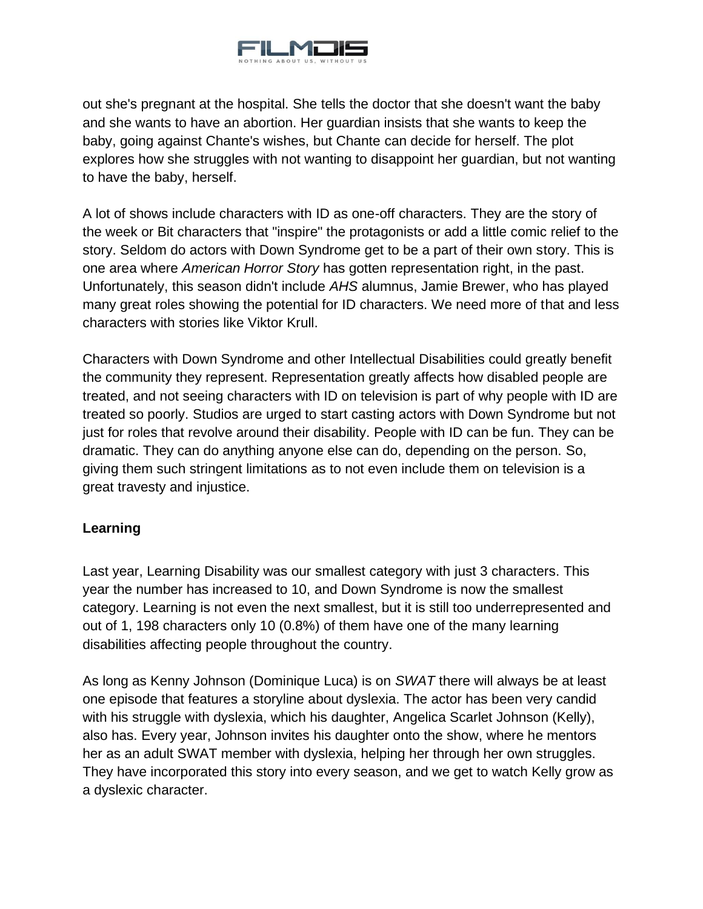out she's pregnant at the hospital. She tells the doctor that she doesn't want the baby and she wants to have an abortion. Her guardian insists that she wants to keep the baby, going against Chante's wishes, but Chante can decide for herself. The plot explores how she struggles with not wanting to disappoint her guardian, but not wanting to have the baby, herself.

A lot of shows include characters with ID as one-off characters. They are the story of the week or Bit characters that "inspire" the protagonists or add a little comic relief to the story. Seldom do actors with Down Syndrome get to be a part of their own story. This is one area where *American Horror Story* has gotten representation right, in the past. Unfortunately, this season didn't include *AHS* alumnus, Jamie Brewer, who has played many great roles showing the potential for ID characters. We need more of that and less characters with stories like Viktor Krull.

Characters with Down Syndrome and other Intellectual Disabilities could greatly benefit the community they represent. Representation greatly affects how disabled people are treated, and not seeing characters with ID on television is part of why people with ID are treated so poorly. Studios are urged to start casting actors with Down Syndrome but not just for roles that revolve around their disability. People with ID can be fun. They can be dramatic. They can do anything anyone else can do, depending on the person. So, giving them such stringent limitations as to not even include them on television is a great travesty and injustice.

**Learning**

Last year, Learning Disability was our smallest category with just 3 characters. This year the number has increased to 10, and Down Syndrome is now the smallest category. Learning is not even the next smallest, but it is still too underrepresented and out of 1, 198 characters only 10 (0.8%) of them have one of the many learning disabilities affecting people throughout the country.

As long as Kenny Johnson (Dominique Luca) is on *SWAT* there will always be at least one episode that features a storyline about dyslexia. The actor has been very candid with his struggle with dyslexia, which his daughter, Angelica Scarlet Johnson (Kelly), also has. Every year, Johnson invites his daughter onto the show, where he mentors her as an adult SWAT member with dyslexia, helping her through her own struggles. They have incorporated this story into every season, and we get to watch Kelly grow as a dyslexic character.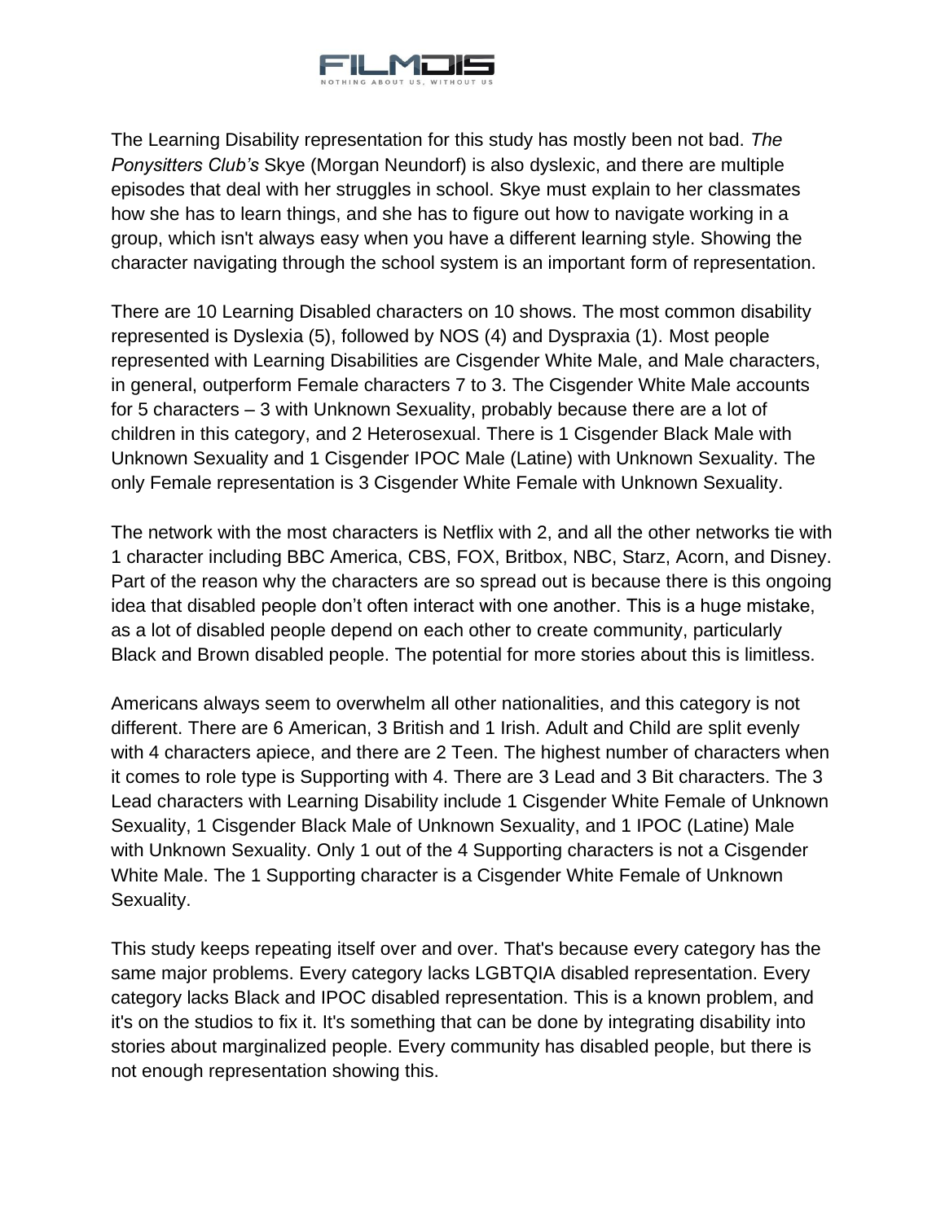The Learning Disability representation for this study has mostly been not bad. *The Ponysitters Club's* Skye (Morgan Neundorf) is also dyslexic, and there are multiple episodes that deal with her struggles in school. Skye must explain to her classmates how she has to learn things, and she has to figure out how to navigate working in a group, which isn't always easy when you have a different learning style. Showing the character navigating through the school system is an important form of representation.

There are 10 Learning Disabled characters on 10 shows. The most common disability represented is Dyslexia (5), followed by NOS (4) and Dyspraxia (1). Most people represented with Learning Disabilities are Cisgender White Male, and Male characters, in general, outperform Female characters 7 to 3. The Cisgender White Male accounts for 5 characters – 3 with Unknown Sexuality, probably because there are a lot of children in this category, and 2 Heterosexual. There is 1 Cisgender Black Male with Unknown Sexuality and 1 Cisgender IPOC Male (Latine) with Unknown Sexuality. The only Female representation is 3 Cisgender White Female with Unknown Sexuality.

The network with the most characters is Netflix with 2, and all the other networks tie with 1 character including BBC America, CBS, FOX, Britbox, NBC, Starz, Acorn, and Disney. Part of the reason why the characters are so spread out is because there is this ongoing idea that disabled people don't often interact with one another. This is a huge mistake, as a lot of disabled people depend on each other to create community, particularly Black and Brown disabled people. The potential for more stories about this is limitless.

Americans always seem to overwhelm all other nationalities, and this category is not different. There are 6 American, 3 British and 1 Irish. Adult and Child are split evenly with 4 characters apiece, and there are 2 Teen. The highest number of characters when it comes to role type is Supporting with 4. There are 3 Lead and 3 Bit characters. The 3 Lead characters with Learning Disability include 1 Cisgender White Female of Unknown Sexuality, 1 Cisgender Black Male of Unknown Sexuality, and 1 IPOC (Latine) Male with Unknown Sexuality. Only 1 out of the 4 Supporting characters is not a Cisgender White Male. The 1 Supporting character is a Cisgender White Female of Unknown Sexuality.

This study keeps repeating itself over and over. That's because every category has the same major problems. Every category lacks LGBTQIA disabled representation. Every category lacks Black and IPOC disabled representation. This is a known problem, and it's on the studios to fix it. It's something that can be done by integrating disability into stories about marginalized people. Every community has disabled people, but there is not enough representation showing this.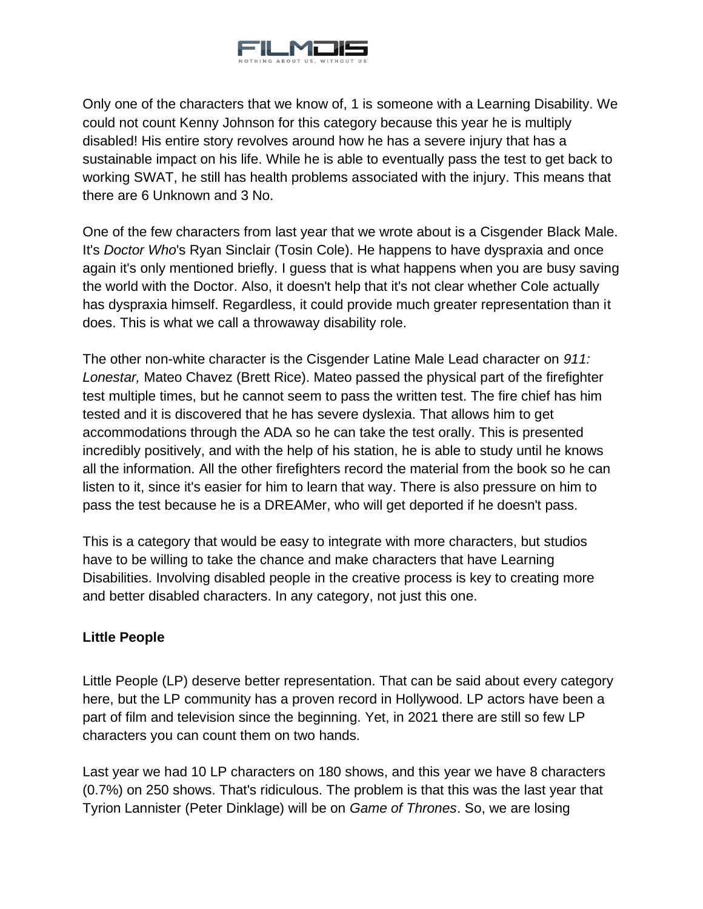Only one of the characters that we know of, 1 is someone with a Learning Disability. We could not count Kenny Johnson for this category because this year he is multiply disabled! His entire story revolves around how he has a severe injury that has a sustainable impact on his life. While he is able to eventually pass the test to get back to working SWAT, he still has health problems associated with the injury. This means that there are 6 Unknown and 3 No.

One of the few characters from last year that we wrote about is a Cisgender Black Male. It's *Doctor Who*'s Ryan Sinclair (Tosin Cole). He happens to have dyspraxia and once again it's only mentioned briefly. I guess that is what happens when you are busy saving the world with the Doctor. Also, it doesn't help that it's not clear whether Cole actually has dyspraxia himself. Regardless, it could provide much greater representation than it does. This is what we call a throwaway disability role.

The other non-white character is the Cisgender Latine Male Lead character on *911: Lonestar,* Mateo Chavez (Brett Rice). Mateo passed the physical part of the firefighter test multiple times, but he cannot seem to pass the written test. The fire chief has him tested and it is discovered that he has severe dyslexia. That allows him to get accommodations through the ADA so he can take the test orally. This is presented incredibly positively, and with the help of his station, he is able to study until he knows all the information. All the other firefighters record the material from the book so he can listen to it, since it's easier for him to learn that way. There is also pressure on him to pass the test because he is a DREAMer, who will get deported if he doesn't pass.

This is a category that would be easy to integrate with more characters, but studios have to be willing to take the chance and make characters that have Learning Disabilities. Involving disabled people in the creative process is key to creating more and better disabled characters. In any category, not just this one.

**Little People**

Little People (LP) deserve better representation. That can be said about every category here, but the LP community has a proven record in Hollywood. LP actors have been a part of film and television since the beginning. Yet, in 2021 there are still so few LP characters you can count them on two hands.

Last year we had 10 LP characters on 180 shows, and this year we have 8 characters (0.7%) on 250 shows. That's ridiculous. The problem is that this was the last year that Tyrion Lannister (Peter Dinklage) will be on *Game of Thrones*. So, we are losing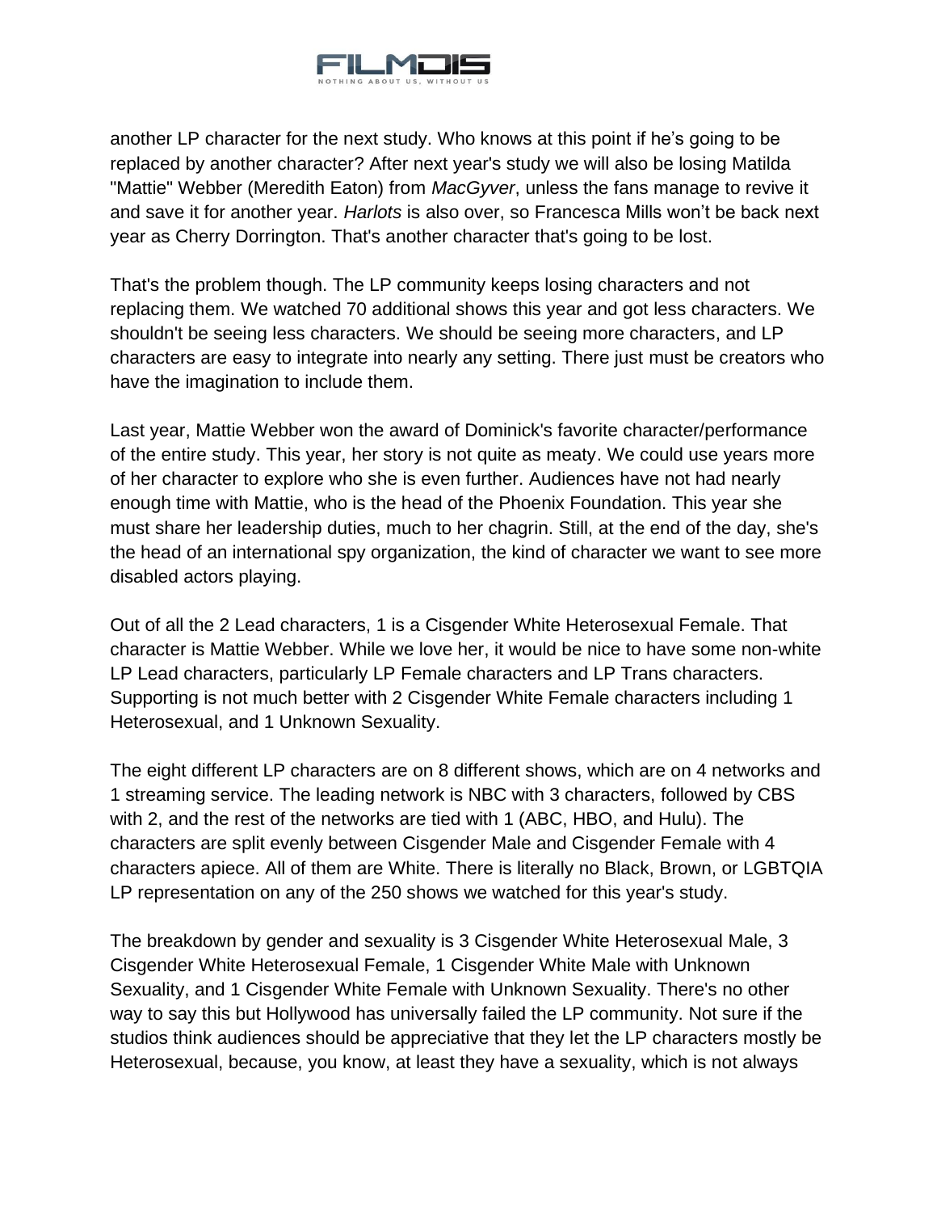another LP character for the next study. Who knows at this point if he's going to be replaced by another character? After next year's study we will also be losing Matilda "Mattie" Webber (Meredith Eaton) from *MacGyver*, unless the fans manage to revive it and save it for another year. *Harlots* is also over, so Francesca Mills won't be back next year as Cherry Dorrington. That's another character that's going to be lost.

That's the problem though. The LP community keeps losing characters and not replacing them. We watched 70 additional shows this year and got less characters. We shouldn't be seeing less characters. We should be seeing more characters, and LP characters are easy to integrate into nearly any setting. There just must be creators who have the imagination to include them.

Last year, Mattie Webber won the award of Dominick's favorite character/performance of the entire study. This year, her story is not quite as meaty. We could use years more of her character to explore who she is even further. Audiences have not had nearly enough time with Mattie, who is the head of the Phoenix Foundation. This year she must share her leadership duties, much to her chagrin. Still, at the end of the day, she's the head of an international spy organization, the kind of character we want to see more disabled actors playing.

Out of all the 2 Lead characters, 1 is a Cisgender White Heterosexual Female. That character is Mattie Webber. While we love her, it would be nice to have some non-white LP Lead characters, particularly LP Female characters and LP Trans characters. Supporting is not much better with 2 Cisgender White Female characters including 1 Heterosexual, and 1 Unknown Sexuality.

The eight different LP characters are on 8 different shows, which are on 4 networks and 1 streaming service. The leading network is NBC with 3 characters, followed by CBS with 2, and the rest of the networks are tied with 1 (ABC, HBO, and Hulu). The characters are split evenly between Cisgender Male and Cisgender Female with 4 characters apiece. All of them are White. There is literally no Black, Brown, or LGBTQIA LP representation on any of the 250 shows we watched for this year's study.

The breakdown by gender and sexuality is 3 Cisgender White Heterosexual Male, 3 Cisgender White Heterosexual Female, 1 Cisgender White Male with Unknown Sexuality, and 1 Cisgender White Female with Unknown Sexuality. There's no other way to say this but Hollywood has universally failed the LP community. Not sure if the studios think audiences should be appreciative that they let the LP characters mostly be Heterosexual, because, you know, at least they have a sexuality, which is not always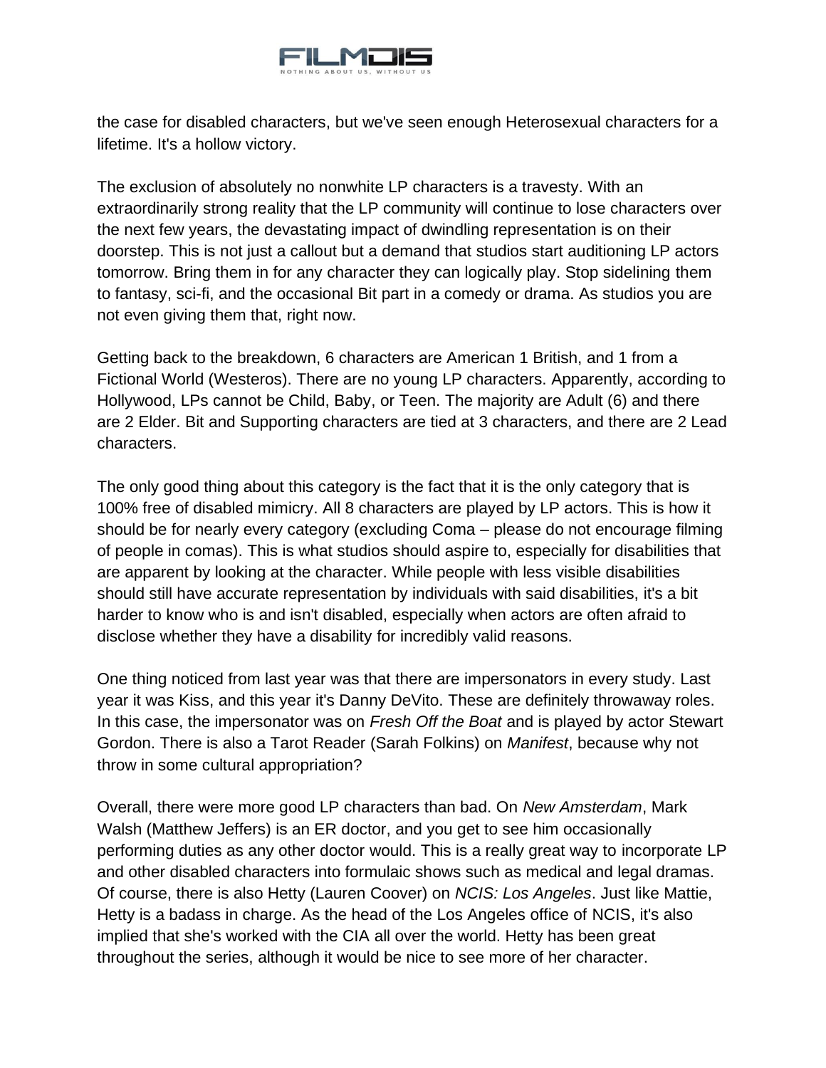the case for disabled characters, but we've seen enough Heterosexual characters for a lifetime. It's a hollow victory.

The exclusion of absolutely no nonwhite LP characters is a travesty. With an extraordinarily strong reality that the LP community will continue to lose characters over the next few years, the devastating impact of dwindling representation is on their doorstep. This is not just a callout but a demand that studios start auditioning LP actors tomorrow. Bring them in for any character they can logically play. Stop sidelining them to fantasy, sci-fi, and the occasional Bit part in a comedy or drama. As studios you are not even giving them that, right now.

Getting back to the breakdown, 6 characters are American 1 British, and 1 from a Fictional World (Westeros). There are no young LP characters. Apparently, according to Hollywood, LPs cannot be Child, Baby, or Teen. The majority are Adult (6) and there are 2 Elder. Bit and Supporting characters are tied at 3 characters, and there are 2 Lead characters.

The only good thing about this category is the fact that it is the only category that is 100% free of disabled mimicry. All 8 characters are played by LP actors. This is how it should be for nearly every category (excluding Coma – please do not encourage filming of people in comas). This is what studios should aspire to, especially for disabilities that are apparent by looking at the character. While people with less visible disabilities should still have accurate representation by individuals with said disabilities, it's a bit harder to know who is and isn't disabled, especially when actors are often afraid to disclose whether they have a disability for incredibly valid reasons.

One thing noticed from last year was that there are impersonators in every study. Last year it was Kiss, and this year it's Danny DeVito. These are definitely throwaway roles. In this case, the impersonator was on *Fresh Off the Boat* and is played by actor Stewart Gordon. There is also a Tarot Reader (Sarah Folkins) on *Manifest*, because why not throw in some cultural appropriation?

Overall, there were more good LP characters than bad. On *New Amsterdam*, Mark Walsh (Matthew Jeffers) is an ER doctor, and you get to see him occasionally performing duties as any other doctor would. This is a really great way to incorporate LP and other disabled characters into formulaic shows such as medical and legal dramas. Of course, there is also Hetty (Lauren Coover) on *NCIS: Los Angeles*. Just like Mattie, Hetty is a badass in charge. As the head of the Los Angeles office of NCIS, it's also implied that she's worked with the CIA all over the world. Hetty has been great throughout the series, although it would be nice to see more of her character.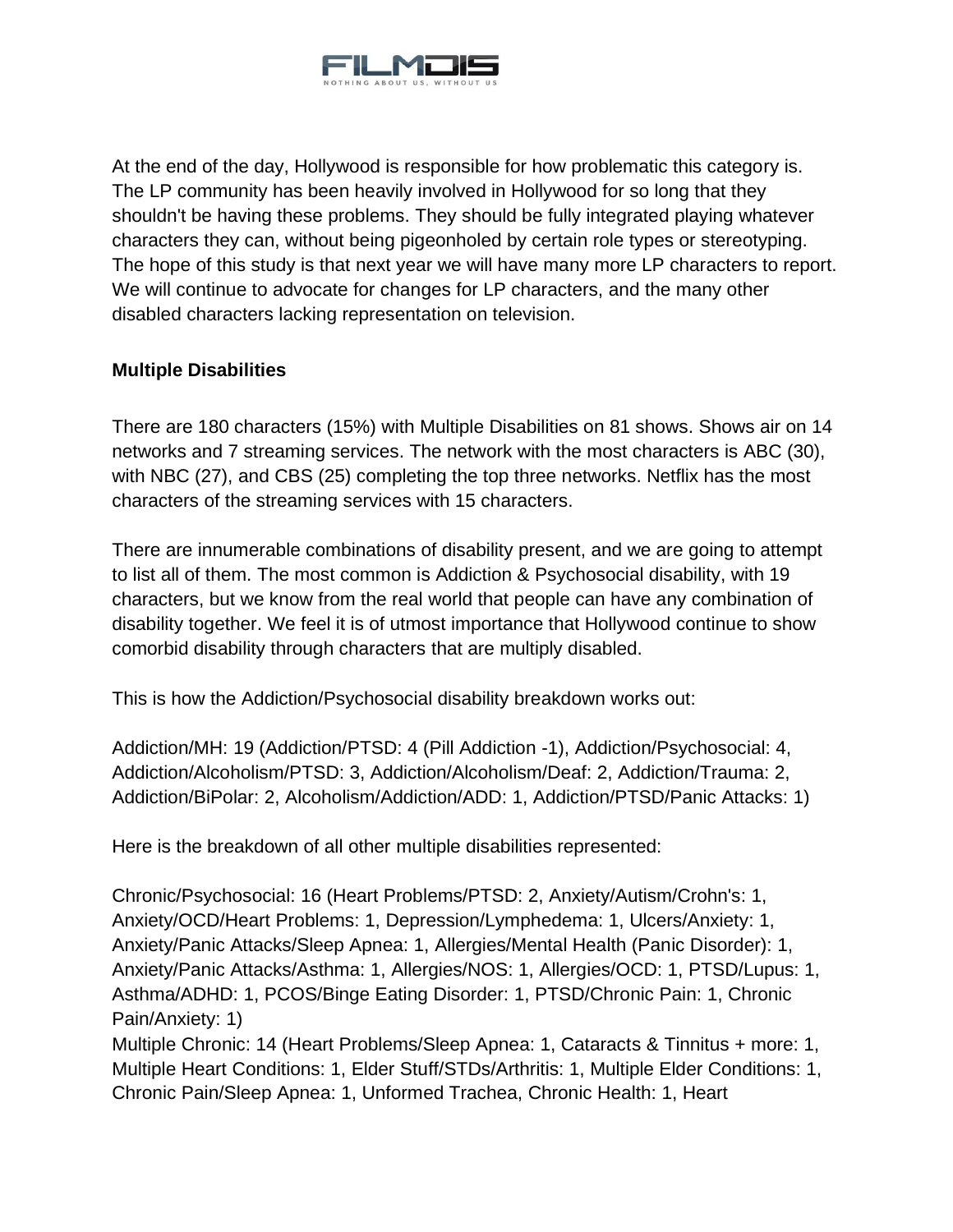At the end of the day, Hollywood is responsible for how problematic this category is. The LP community has been heavily involved in Hollywood for so long that they shouldn't be having these problems. They should be fully integrated playing whatever characters they can, without being pigeonholed by certain role types or stereotyping. The hope of this study is that next year we will have many more LP characters to report. We will continue to advocate for changes for LP characters, and the many other disabled characters lacking representation on television.

**Multiple Disabilities**

There are 180 characters (15%) with Multiple Disabilities on 81 shows. Shows air on 14 networks and 7 streaming services. The network with the most characters is ABC (30), with NBC (27), and CBS (25) completing the top three networks. Netflix has the most characters of the streaming services with 15 characters.

There are innumerable combinations of disability present, and we are going to attempt to list all of them. The most common is Addiction & Psychosocial disability, with 19 characters, but we know from the real world that people can have any combination of disability together. We feel it is of utmost importance that Hollywood continue to show comorbid disability through characters that are multiply disabled.

This is how the Addiction/Psychosocial disability breakdown works out:

Addiction/MH: 19 (Addiction/PTSD: 4 (Pill Addiction -1), Addiction/Psychosocial: 4, Addiction/Alcoholism/PTSD: 3, Addiction/Alcoholism/Deaf: 2, Addiction/Trauma: 2, Addiction/BiPolar: 2, Alcoholism/Addiction/ADD: 1, Addiction/PTSD/Panic Attacks: 1)

Here is the breakdown of all other multiple disabilities represented:

Chronic/Psychosocial: 16 (Heart Problems/PTSD: 2, Anxiety/Autism/Crohn's: 1, Anxiety/OCD/Heart Problems: 1, Depression/Lymphedema: 1, Ulcers/Anxiety: 1, Anxiety/Panic Attacks/Sleep Apnea: 1, Allergies/Mental Health (Panic Disorder): 1, Anxiety/Panic Attacks/Asthma: 1, Allergies/NOS: 1, Allergies/OCD: 1, PTSD/Lupus: 1, Asthma/ADHD: 1, PCOS/Binge Eating Disorder: 1, PTSD/Chronic Pain: 1, Chronic Pain/Anxiety: 1)
Multiple Chronic: 14 (Heart Problems/Sleep Apnea: 1, Cataracts & Tinnitus + more: 1, Multiple Heart Conditions: 1, Elder Stuff/STDs/Arthritis: 1, Multiple Elder Conditions: 1, Chronic Pain/Sleep Apnea: 1, Unformed Trachea, Chronic Health: 1, Heart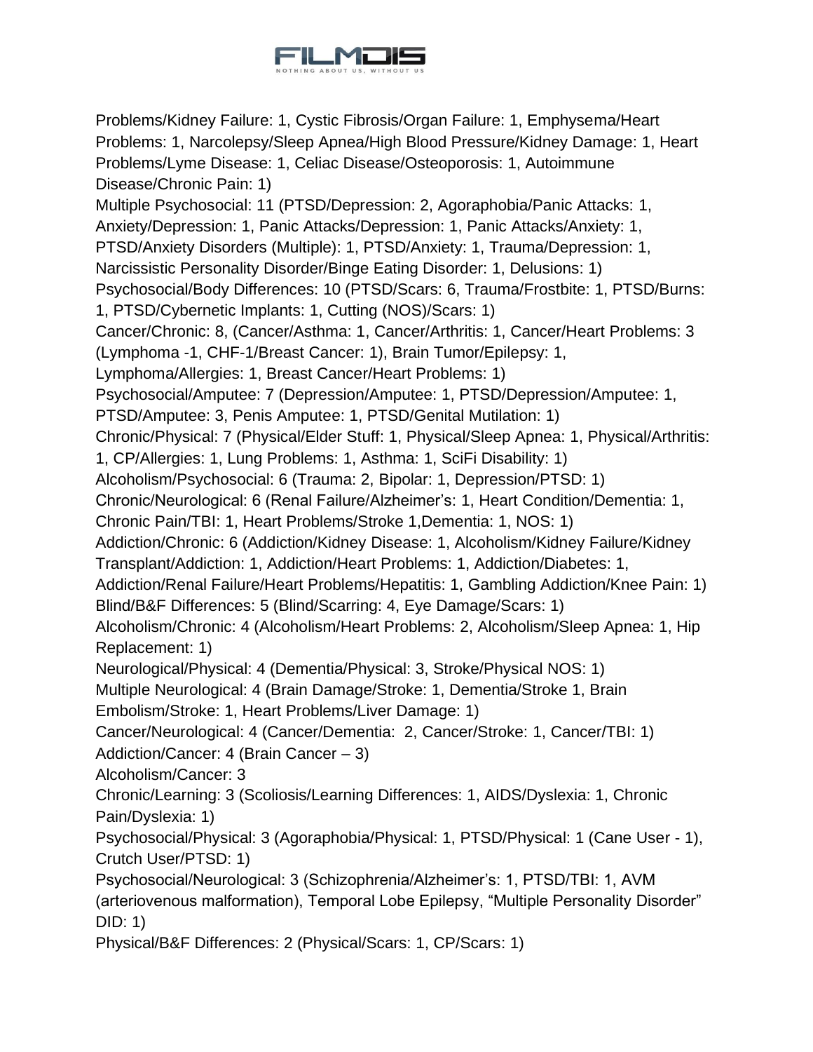Problems/Kidney Failure: 1, Cystic Fibrosis/Organ Failure: 1, Emphysema/Heart Problems: 1, Narcolepsy/Sleep Apnea/High Blood Pressure/Kidney Damage: 1, Heart Problems/Lyme Disease: 1, Celiac Disease/Osteoporosis: 1, Autoimmune Disease/Chronic Pain: 1)

Multiple Psychosocial: 11 (PTSD/Depression: 2, Agoraphobia/Panic Attacks: 1, Anxiety/Depression: 1, Panic Attacks/Depression: 1, Panic Attacks/Anxiety: 1, PTSD/Anxiety Disorders (Multiple): 1, PTSD/Anxiety: 1, Trauma/Depression: 1, Narcissistic Personality Disorder/Binge Eating Disorder: 1, Delusions: 1)

Psychosocial/Body Differences: 10 (PTSD/Scars: 6, Trauma/Frostbite: 1, PTSD/Burns: 1, PTSD/Cybernetic Implants: 1, Cutting (NOS)/Scars: 1)

Cancer/Chronic: 8, (Cancer/Asthma: 1, Cancer/Arthritis: 1, Cancer/Heart Problems: 3 (Lymphoma -1, CHF-1/Breast Cancer: 1), Brain Tumor/Epilepsy: 1, Lymphoma/Allergies: 1, Breast Cancer/Heart Problems: 1)

Psychosocial/Amputee: 7 (Depression/Amputee: 1, PTSD/Depression/Amputee: 1, PTSD/Amputee: 3, Penis Amputee: 1, PTSD/Genital Mutilation: 1)

Chronic/Physical: 7 (Physical/Elder Stuff: 1, Physical/Sleep Apnea: 1, Physical/Arthritis: 1, CP/Allergies: 1, Lung Problems: 1, Asthma: 1, SciFi Disability: 1)

Alcoholism/Psychosocial: 6 (Trauma: 2, Bipolar: 1, Depression/PTSD: 1)

Chronic/Neurological: 6 (Renal Failure/Alzheimer's: 1, Heart Condition/Dementia: 1, Chronic Pain/TBI: 1, Heart Problems/Stroke 1,Dementia: 1, NOS: 1)

Addiction/Chronic: 6 (Addiction/Kidney Disease: 1, Alcoholism/Kidney Failure/Kidney Transplant/Addiction: 1, Addiction/Heart Problems: 1, Addiction/Diabetes: 1, Addiction/Renal Failure/Heart Problems/Hepatitis: 1, Gambling Addiction/Knee Pain: 1)

Blind/B&F Differences: 5 (Blind/Scarring: 4, Eye Damage/Scars: 1)

Alcoholism/Chronic: 4 (Alcoholism/Heart Problems: 2, Alcoholism/Sleep Apnea: 1, Hip Replacement: 1)

Neurological/Physical: 4 (Dementia/Physical: 3, Stroke/Physical NOS: 1)

Multiple Neurological: 4 (Brain Damage/Stroke: 1, Dementia/Stroke 1, Brain Embolism/Stroke: 1, Heart Problems/Liver Damage: 1)

Cancer/Neurological: 4 (Cancer/Dementia: 2, Cancer/Stroke: 1, Cancer/TBI: 1)

Addiction/Cancer: 4 (Brain Cancer – 3)

Alcoholism/Cancer: 3

Chronic/Learning: 3 (Scoliosis/Learning Differences: 1, AIDS/Dyslexia: 1, Chronic Pain/Dyslexia: 1)

Psychosocial/Physical: 3 (Agoraphobia/Physical: 1, PTSD/Physical: 1 (Cane User - 1), Crutch User/PTSD: 1)

Psychosocial/Neurological: 3 (Schizophrenia/Alzheimer's: 1, PTSD/TBI: 1, AVM (arteriovenous malformation), Temporal Lobe Epilepsy, "Multiple Personality Disorder" DID: 1)

Physical/B&F Differences: 2 (Physical/Scars: 1, CP/Scars: 1)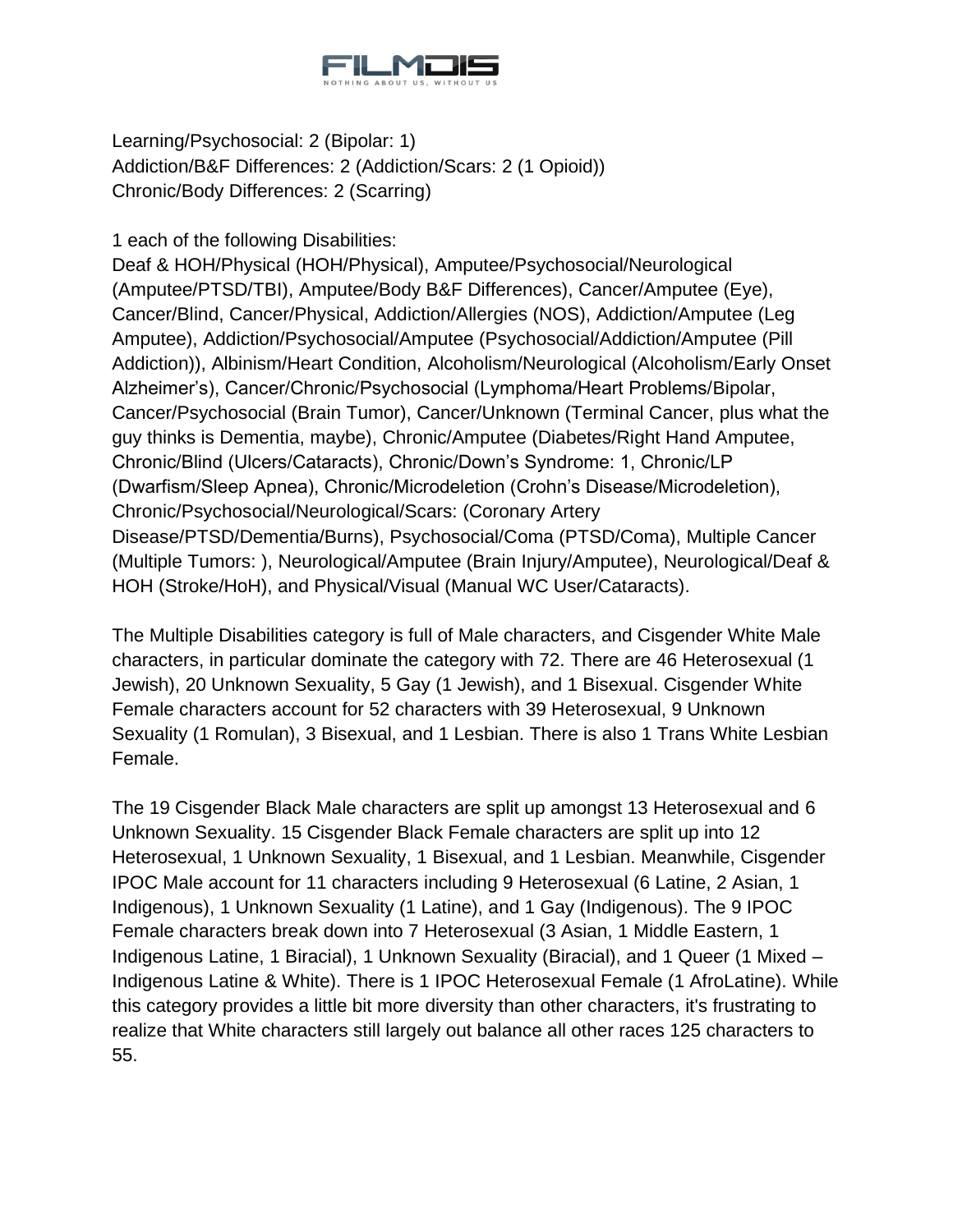Learning/Psychosocial: 2 (Bipolar: 1)
Addiction/B&F Differences: 2 (Addiction/Scars: 2 (1 Opioid))
Chronic/Body Differences: 2 (Scarring)

1 each of the following Disabilities:
Deaf & HOH/Physical (HOH/Physical), Amputee/Psychosocial/Neurological (Amputee/PTSD/TBI), Amputee/Body B&F Differences), Cancer/Amputee (Eye), Cancer/Blind, Cancer/Physical, Addiction/Allergies (NOS), Addiction/Amputee (Leg Amputee), Addiction/Psychosocial/Amputee (Psychosocial/Addiction/Amputee (Pill Addiction)), Albinism/Heart Condition, Alcoholism/Neurological (Alcoholism/Early Onset Alzheimer's), Cancer/Chronic/Psychosocial (Lymphoma/Heart Problems/Bipolar, Cancer/Psychosocial (Brain Tumor), Cancer/Unknown (Terminal Cancer, plus what the guy thinks is Dementia, maybe), Chronic/Amputee (Diabetes/Right Hand Amputee, Chronic/Blind (Ulcers/Cataracts), Chronic/Down's Syndrome: 1, Chronic/LP (Dwarfism/Sleep Apnea), Chronic/Microdeletion (Crohn's Disease/Microdeletion), Chronic/Psychosocial/Neurological/Scars: (Coronary Artery Disease/PTSD/Dementia/Burns), Psychosocial/Coma (PTSD/Coma), Multiple Cancer (Multiple Tumors: ), Neurological/Amputee (Brain Injury/Amputee), Neurological/Deaf & HOH (Stroke/HoH), and Physical/Visual (Manual WC User/Cataracts).

The Multiple Disabilities category is full of Male characters, and Cisgender White Male characters, in particular dominate the category with 72. There are 46 Heterosexual (1 Jewish), 20 Unknown Sexuality, 5 Gay (1 Jewish), and 1 Bisexual. Cisgender White Female characters account for 52 characters with 39 Heterosexual, 9 Unknown Sexuality (1 Romulan), 3 Bisexual, and 1 Lesbian. There is also 1 Trans White Lesbian Female.

The 19 Cisgender Black Male characters are split up amongst 13 Heterosexual and 6 Unknown Sexuality. 15 Cisgender Black Female characters are split up into 12 Heterosexual, 1 Unknown Sexuality, 1 Bisexual, and 1 Lesbian. Meanwhile, Cisgender IPOC Male account for 11 characters including 9 Heterosexual (6 Latine, 2 Asian, 1 Indigenous), 1 Unknown Sexuality (1 Latine), and 1 Gay (Indigenous). The 9 IPOC Female characters break down into 7 Heterosexual (3 Asian, 1 Middle Eastern, 1 Indigenous Latine, 1 Biracial), 1 Unknown Sexuality (Biracial), and 1 Queer (1 Mixed – Indigenous Latine & White). There is 1 IPOC Heterosexual Female (1 AfroLatine). While this category provides a little bit more diversity than other characters, it's frustrating to realize that White characters still largely out balance all other races 125 characters to 55.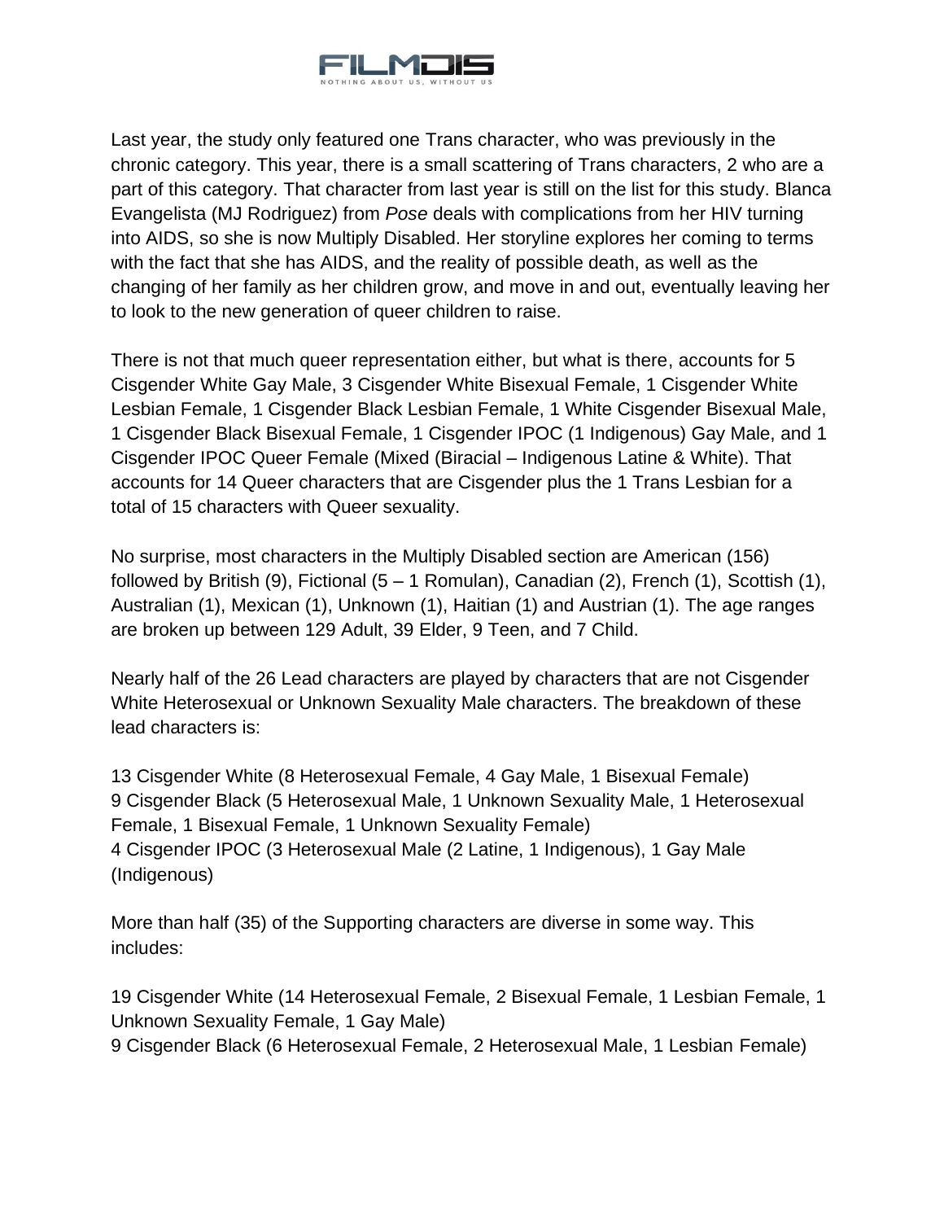Last year, the study only featured one Trans character, who was previously in the chronic category. This year, there is a small scattering of Trans characters, 2 who are a part of this category. That character from last year is still on the list for this study. Blanca Evangelista (MJ Rodriguez) from *Pose* deals with complications from her HIV turning into AIDS, so she is now Multiply Disabled. Her storyline explores her coming to terms with the fact that she has AIDS, and the reality of possible death, as well as the changing of her family as her children grow, and move in and out, eventually leaving her to look to the new generation of queer children to raise.

There is not that much queer representation either, but what is there, accounts for 5 Cisgender White Gay Male, 3 Cisgender White Bisexual Female, 1 Cisgender White Lesbian Female, 1 Cisgender Black Lesbian Female, 1 White Cisgender Bisexual Male, 1 Cisgender Black Bisexual Female, 1 Cisgender IPOC (1 Indigenous) Gay Male, and 1 Cisgender IPOC Queer Female (Mixed (Biracial – Indigenous Latine & White). That accounts for 14 Queer characters that are Cisgender plus the 1 Trans Lesbian for a total of 15 characters with Queer sexuality.

No surprise, most characters in the Multiply Disabled section are American (156) followed by British (9), Fictional (5 – 1 Romulan), Canadian (2), French (1), Scottish (1), Australian (1), Mexican (1), Unknown (1), Haitian (1) and Austrian (1). The age ranges are broken up between 129 Adult, 39 Elder, 9 Teen, and 7 Child.

Nearly half of the 26 Lead characters are played by characters that are not Cisgender White Heterosexual or Unknown Sexuality Male characters. The breakdown of these lead characters is:

13 Cisgender White (8 Heterosexual Female, 4 Gay Male, 1 Bisexual Female)
9 Cisgender Black (5 Heterosexual Male, 1 Unknown Sexuality Male, 1 Heterosexual Female, 1 Bisexual Female, 1 Unknown Sexuality Female)
4 Cisgender IPOC (3 Heterosexual Male (2 Latine, 1 Indigenous), 1 Gay Male (Indigenous)

More than half (35) of the Supporting characters are diverse in some way. This includes:

19 Cisgender White (14 Heterosexual Female, 2 Bisexual Female, 1 Lesbian Female, 1 Unknown Sexuality Female, 1 Gay Male)
9 Cisgender Black (6 Heterosexual Female, 2 Heterosexual Male, 1 Lesbian Female)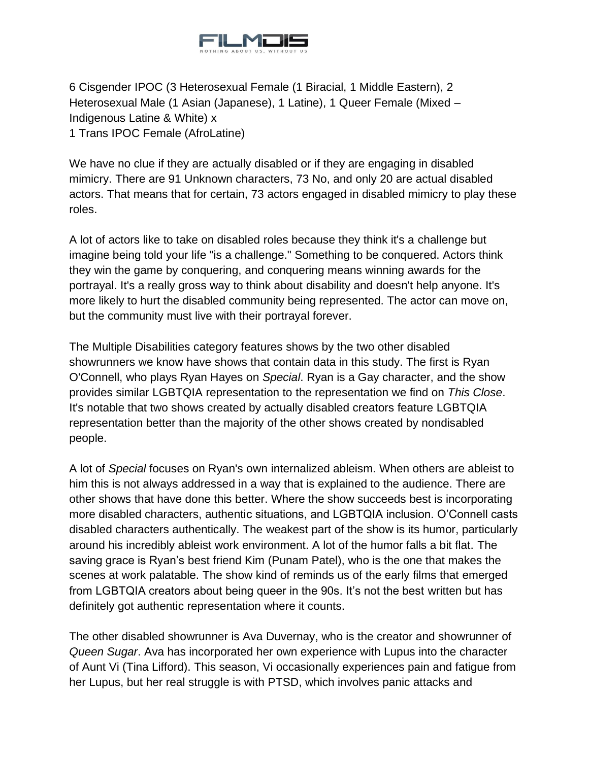6 Cisgender IPOC (3 Heterosexual Female (1 Biracial, 1 Middle Eastern), 2 Heterosexual Male (1 Asian (Japanese), 1 Latine), 1 Queer Female (Mixed – Indigenous Latine & White) x
1 Trans IPOC Female (AfroLatine)

We have no clue if they are actually disabled or if they are engaging in disabled mimicry. There are 91 Unknown characters, 73 No, and only 20 are actual disabled actors. That means that for certain, 73 actors engaged in disabled mimicry to play these roles.

A lot of actors like to take on disabled roles because they think it's a challenge but imagine being told your life "is a challenge." Something to be conquered. Actors think they win the game by conquering, and conquering means winning awards for the portrayal. It's a really gross way to think about disability and doesn't help anyone. It's more likely to hurt the disabled community being represented. The actor can move on, but the community must live with their portrayal forever.

The Multiple Disabilities category features shows by the two other disabled showrunners we know have shows that contain data in this study. The first is Ryan O'Connell, who plays Ryan Hayes on *Special*. Ryan is a Gay character, and the show provides similar LGBTQIA representation to the representation we find on *This Close*. It's notable that two shows created by actually disabled creators feature LGBTQIA representation better than the majority of the other shows created by nondisabled people.

A lot of *Special* focuses on Ryan's own internalized ableism. When others are ableist to him this is not always addressed in a way that is explained to the audience. There are other shows that have done this better. Where the show succeeds best is incorporating more disabled characters, authentic situations, and LGBTQIA inclusion. O'Connell casts disabled characters authentically. The weakest part of the show is its humor, particularly around his incredibly ableist work environment. A lot of the humor falls a bit flat. The saving grace is Ryan's best friend Kim (Punam Patel), who is the one that makes the scenes at work palatable. The show kind of reminds us of the early films that emerged from LGBTQIA creators about being queer in the 90s. It's not the best written but has definitely got authentic representation where it counts.

The other disabled showrunner is Ava Duvernay, who is the creator and showrunner of *Queen Sugar*. Ava has incorporated her own experience with Lupus into the character of Aunt Vi (Tina Lifford). This season, Vi occasionally experiences pain and fatigue from her Lupus, but her real struggle is with PTSD, which involves panic attacks and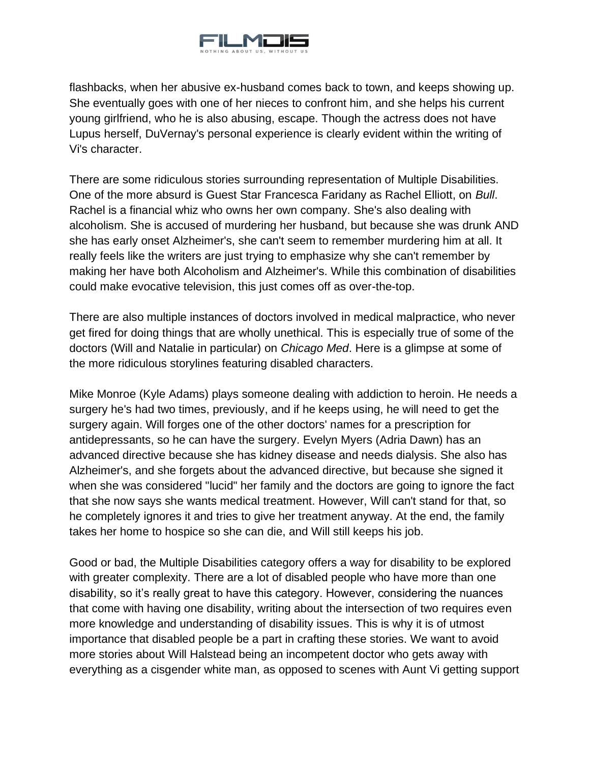flashbacks, when her abusive ex-husband comes back to town, and keeps showing up. She eventually goes with one of her nieces to confront him, and she helps his current young girlfriend, who he is also abusing, escape. Though the actress does not have Lupus herself, DuVernay's personal experience is clearly evident within the writing of Vi's character.

There are some ridiculous stories surrounding representation of Multiple Disabilities. One of the more absurd is Guest Star Francesca Faridany as Rachel Elliott, on *Bull*. Rachel is a financial whiz who owns her own company. She's also dealing with alcoholism. She is accused of murdering her husband, but because she was drunk AND she has early onset Alzheimer's, she can't seem to remember murdering him at all. It really feels like the writers are just trying to emphasize why she can't remember by making her have both Alcoholism and Alzheimer's. While this combination of disabilities could make evocative television, this just comes off as over-the-top.

There are also multiple instances of doctors involved in medical malpractice, who never get fired for doing things that are wholly unethical. This is especially true of some of the doctors (Will and Natalie in particular) on *Chicago Med*. Here is a glimpse at some of the more ridiculous storylines featuring disabled characters.

Mike Monroe (Kyle Adams) plays someone dealing with addiction to heroin. He needs a surgery he's had two times, previously, and if he keeps using, he will need to get the surgery again. Will forges one of the other doctors' names for a prescription for antidepressants, so he can have the surgery. Evelyn Myers (Adria Dawn) has an advanced directive because she has kidney disease and needs dialysis. She also has Alzheimer's, and she forgets about the advanced directive, but because she signed it when she was considered "lucid" her family and the doctors are going to ignore the fact that she now says she wants medical treatment. However, Will can't stand for that, so he completely ignores it and tries to give her treatment anyway. At the end, the family takes her home to hospice so she can die, and Will still keeps his job.

Good or bad, the Multiple Disabilities category offers a way for disability to be explored with greater complexity. There are a lot of disabled people who have more than one disability, so it's really great to have this category. However, considering the nuances that come with having one disability, writing about the intersection of two requires even more knowledge and understanding of disability issues. This is why it is of utmost importance that disabled people be a part in crafting these stories. We want to avoid more stories about Will Halstead being an incompetent doctor who gets away with everything as a cisgender white man, as opposed to scenes with Aunt Vi getting support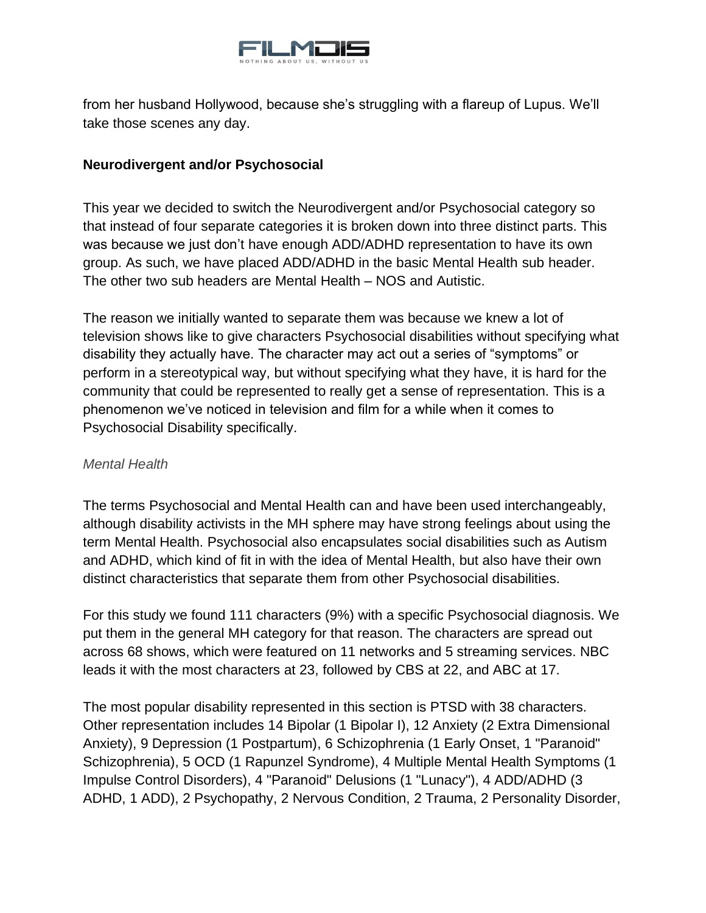from her husband Hollywood, because she's struggling with a flareup of Lupus. We'll take those scenes any day.

### Neurodivergent and/or Psychosocial

This year we decided to switch the Neurodivergent and/or Psychosocial category so that instead of four separate categories it is broken down into three distinct parts. This was because we just don't have enough ADD/ADHD representation to have its own group. As such, we have placed ADD/ADHD in the basic Mental Health sub header. The other two sub headers are Mental Health – NOS and Autistic.

The reason we initially wanted to separate them was because we knew a lot of television shows like to give characters Psychosocial disabilities without specifying what disability they actually have. The character may act out a series of "symptoms" or perform in a stereotypical way, but without specifying what they have, it is hard for the community that could be represented to really get a sense of representation. This is a phenomenon we've noticed in television and film for a while when it comes to Psychosocial Disability specifically.

#### *Mental Health*

The terms Psychosocial and Mental Health can and have been used interchangeably, although disability activists in the MH sphere may have strong feelings about using the term Mental Health. Psychosocial also encapsulates social disabilities such as Autism and ADHD, which kind of fit in with the idea of Mental Health, but also have their own distinct characteristics that separate them from other Psychosocial disabilities.

For this study we found 111 characters (9%) with a specific Psychosocial diagnosis. We put them in the general MH category for that reason. The characters are spread out across 68 shows, which were featured on 11 networks and 5 streaming services. NBC leads it with the most characters at 23, followed by CBS at 22, and ABC at 17.

The most popular disability represented in this section is PTSD with 38 characters. Other representation includes 14 Bipolar (1 Bipolar I), 12 Anxiety (2 Extra Dimensional Anxiety), 9 Depression (1 Postpartum), 6 Schizophrenia (1 Early Onset, 1 "Paranoid" Schizophrenia), 5 OCD (1 Rapunzel Syndrome), 4 Multiple Mental Health Symptoms (1 Impulse Control Disorders), 4 "Paranoid" Delusions (1 "Lunacy"), 4 ADD/ADHD (3 ADHD, 1 ADD), 2 Psychopathy, 2 Nervous Condition, 2 Trauma, 2 Personality Disorder,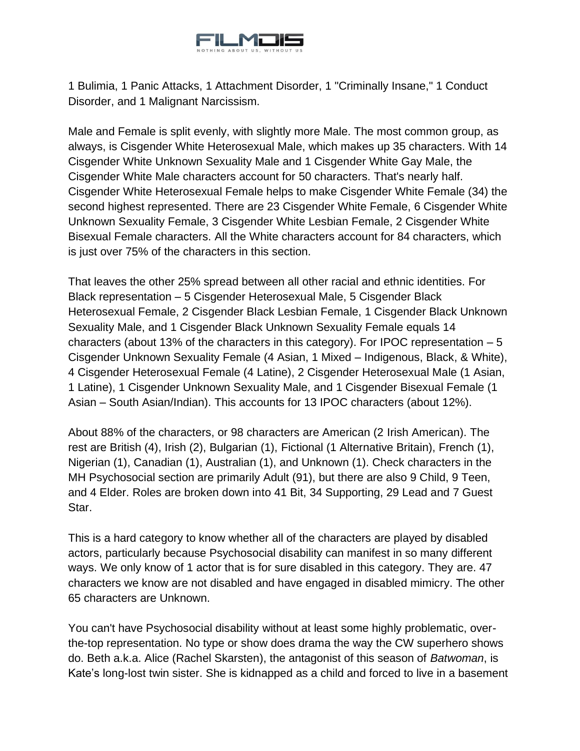1 Bulimia, 1 Panic Attacks, 1 Attachment Disorder, 1 "Criminally Insane," 1 Conduct Disorder, and 1 Malignant Narcissism.

Male and Female is split evenly, with slightly more Male. The most common group, as always, is Cisgender White Heterosexual Male, which makes up 35 characters. With 14 Cisgender White Unknown Sexuality Male and 1 Cisgender White Gay Male, the Cisgender White Male characters account for 50 characters. That's nearly half. Cisgender White Heterosexual Female helps to make Cisgender White Female (34) the second highest represented. There are 23 Cisgender White Female, 6 Cisgender White Unknown Sexuality Female, 3 Cisgender White Lesbian Female, 2 Cisgender White Bisexual Female characters. All the White characters account for 84 characters, which is just over 75% of the characters in this section.

That leaves the other 25% spread between all other racial and ethnic identities. For Black representation – 5 Cisgender Heterosexual Male, 5 Cisgender Black Heterosexual Female, 2 Cisgender Black Lesbian Female, 1 Cisgender Black Unknown Sexuality Male, and 1 Cisgender Black Unknown Sexuality Female equals 14 characters (about 13% of the characters in this category). For IPOC representation – 5 Cisgender Unknown Sexuality Female (4 Asian, 1 Mixed – Indigenous, Black, & White), 4 Cisgender Heterosexual Female (4 Latine), 2 Cisgender Heterosexual Male (1 Asian, 1 Latine), 1 Cisgender Unknown Sexuality Male, and 1 Cisgender Bisexual Female (1 Asian – South Asian/Indian). This accounts for 13 IPOC characters (about 12%).

About 88% of the characters, or 98 characters are American (2 Irish American). The rest are British (4), Irish (2), Bulgarian (1), Fictional (1 Alternative Britain), French (1), Nigerian (1), Canadian (1), Australian (1), and Unknown (1). Check characters in the MH Psychosocial section are primarily Adult (91), but there are also 9 Child, 9 Teen, and 4 Elder. Roles are broken down into 41 Bit, 34 Supporting, 29 Lead and 7 Guest Star.

This is a hard category to know whether all of the characters are played by disabled actors, particularly because Psychosocial disability can manifest in so many different ways. We only know of 1 actor that is for sure disabled in this category. They are. 47 characters we know are not disabled and have engaged in disabled mimicry. The other 65 characters are Unknown.

You can't have Psychosocial disability without at least some highly problematic, over-the-top representation. No type or show does drama the way the CW superhero shows do. Beth a.k.a. Alice (Rachel Skarsten), the antagonist of this season of *Batwoman*, is Kate's long-lost twin sister. She is kidnapped as a child and forced to live in a basement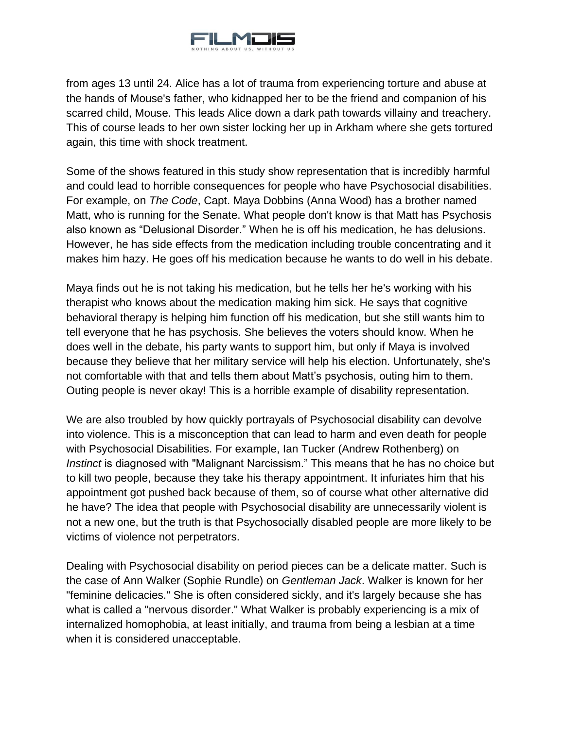from ages 13 until 24. Alice has a lot of trauma from experiencing torture and abuse at the hands of Mouse's father, who kidnapped her to be the friend and companion of his scarred child, Mouse. This leads Alice down a dark path towards villainy and treachery. This of course leads to her own sister locking her up in Arkham where she gets tortured again, this time with shock treatment.

Some of the shows featured in this study show representation that is incredibly harmful and could lead to horrible consequences for people who have Psychosocial disabilities. For example, on *The Code*, Capt. Maya Dobbins (Anna Wood) has a brother named Matt, who is running for the Senate. What people don't know is that Matt has Psychosis also known as "Delusional Disorder." When he is off his medication, he has delusions. However, he has side effects from the medication including trouble concentrating and it makes him hazy. He goes off his medication because he wants to do well in his debate.

Maya finds out he is not taking his medication, but he tells her he's working with his therapist who knows about the medication making him sick. He says that cognitive behavioral therapy is helping him function off his medication, but she still wants him to tell everyone that he has psychosis. She believes the voters should know. When he does well in the debate, his party wants to support him, but only if Maya is involved because they believe that her military service will help his election. Unfortunately, she's not comfortable with that and tells them about Matt's psychosis, outing him to them. Outing people is never okay! This is a horrible example of disability representation.

We are also troubled by how quickly portrayals of Psychosocial disability can devolve into violence. This is a misconception that can lead to harm and even death for people with Psychosocial Disabilities. For example, Ian Tucker (Andrew Rothenberg) on *Instinct* is diagnosed with "Malignant Narcissism." This means that he has no choice but to kill two people, because they take his therapy appointment. It infuriates him that his appointment got pushed back because of them, so of course what other alternative did he have? The idea that people with Psychosocial disability are unnecessarily violent is not a new one, but the truth is that Psychosocially disabled people are more likely to be victims of violence not perpetrators.

Dealing with Psychosocial disability on period pieces can be a delicate matter. Such is the case of Ann Walker (Sophie Rundle) on *Gentleman Jack*. Walker is known for her "feminine delicacies." She is often considered sickly, and it's largely because she has what is called a "nervous disorder." What Walker is probably experiencing is a mix of internalized homophobia, at least initially, and trauma from being a lesbian at a time when it is considered unacceptable.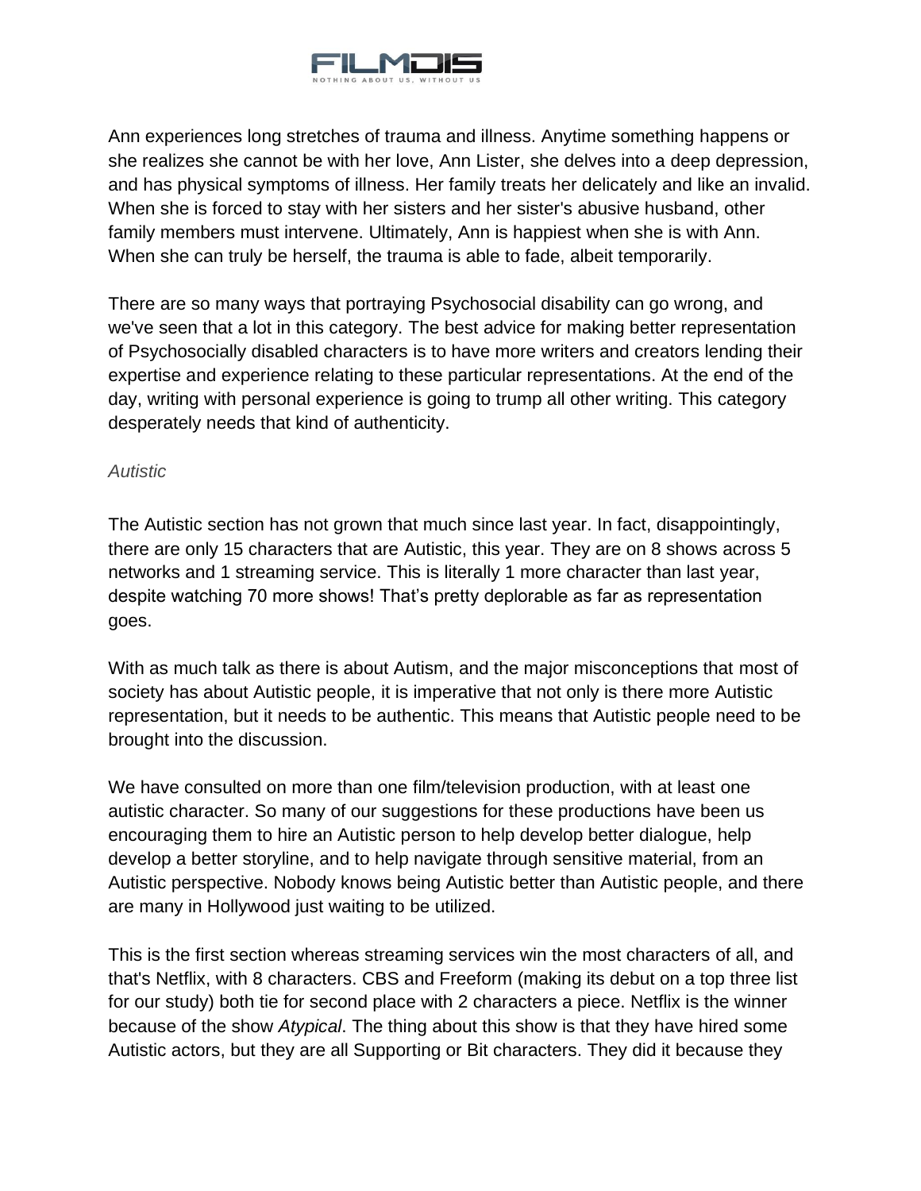Ann experiences long stretches of trauma and illness. Anytime something happens or she realizes she cannot be with her love, Ann Lister, she delves into a deep depression, and has physical symptoms of illness. Her family treats her delicately and like an invalid. When she is forced to stay with her sisters and her sister's abusive husband, other family members must intervene. Ultimately, Ann is happiest when she is with Ann. When she can truly be herself, the trauma is able to fade, albeit temporarily.

There are so many ways that portraying Psychosocial disability can go wrong, and we've seen that a lot in this category. The best advice for making better representation of Psychosocially disabled characters is to have more writers and creators lending their expertise and experience relating to these particular representations. At the end of the day, writing with personal experience is going to trump all other writing. This category desperately needs that kind of authenticity.

### *Autistic*

The Autistic section has not grown that much since last year. In fact, disappointingly, there are only 15 characters that are Autistic, this year. They are on 8 shows across 5 networks and 1 streaming service. This is literally 1 more character than last year, despite watching 70 more shows! That's pretty deplorable as far as representation goes.

With as much talk as there is about Autism, and the major misconceptions that most of society has about Autistic people, it is imperative that not only is there more Autistic representation, but it needs to be authentic. This means that Autistic people need to be brought into the discussion.

We have consulted on more than one film/television production, with at least one autistic character. So many of our suggestions for these productions have been us encouraging them to hire an Autistic person to help develop better dialogue, help develop a better storyline, and to help navigate through sensitive material, from an Autistic perspective. Nobody knows being Autistic better than Autistic people, and there are many in Hollywood just waiting to be utilized.

This is the first section whereas streaming services win the most characters of all, and that's Netflix, with 8 characters. CBS and Freeform (making its debut on a top three list for our study) both tie for second place with 2 characters a piece. Netflix is the winner because of the show *Atypical*. The thing about this show is that they have hired some Autistic actors, but they are all Supporting or Bit characters. They did it because they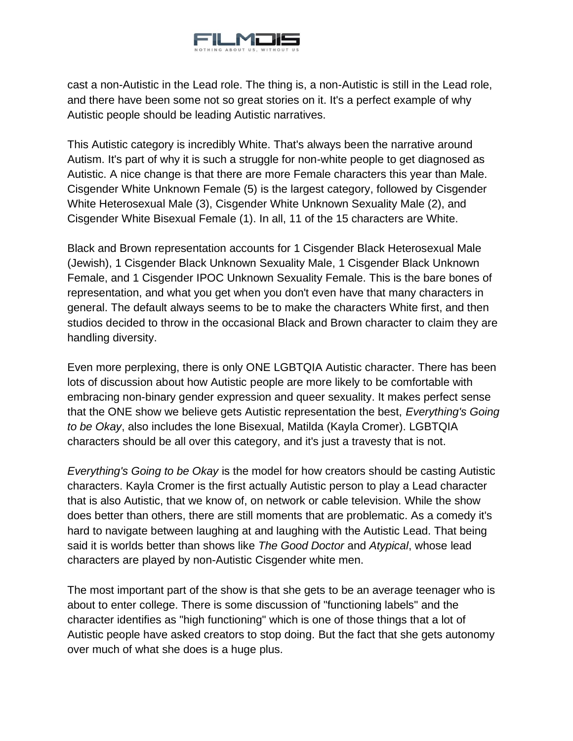cast a non-Autistic in the Lead role. The thing is, a non-Autistic is still in the Lead role, and there have been some not so great stories on it. It's a perfect example of why Autistic people should be leading Autistic narratives.

This Autistic category is incredibly White. That's always been the narrative around Autism. It's part of why it is such a struggle for non-white people to get diagnosed as Autistic. A nice change is that there are more Female characters this year than Male. Cisgender White Unknown Female (5) is the largest category, followed by Cisgender White Heterosexual Male (3), Cisgender White Unknown Sexuality Male (2), and Cisgender White Bisexual Female (1). In all, 11 of the 15 characters are White.

Black and Brown representation accounts for 1 Cisgender Black Heterosexual Male (Jewish), 1 Cisgender Black Unknown Sexuality Male, 1 Cisgender Black Unknown Female, and 1 Cisgender IPOC Unknown Sexuality Female. This is the bare bones of representation, and what you get when you don't even have that many characters in general. The default always seems to be to make the characters White first, and then studios decided to throw in the occasional Black and Brown character to claim they are handling diversity.

Even more perplexing, there is only ONE LGBTQIA Autistic character. There has been lots of discussion about how Autistic people are more likely to be comfortable with embracing non-binary gender expression and queer sexuality. It makes perfect sense that the ONE show we believe gets Autistic representation the best, *Everything's Going to be Okay*, also includes the lone Bisexual, Matilda (Kayla Cromer). LGBTQIA characters should be all over this category, and it's just a travesty that is not.

*Everything's Going to be Okay* is the model for how creators should be casting Autistic characters. Kayla Cromer is the first actually Autistic person to play a Lead character that is also Autistic, that we know of, on network or cable television. While the show does better than others, there are still moments that are problematic. As a comedy it's hard to navigate between laughing at and laughing with the Autistic Lead. That being said it is worlds better than shows like *The Good Doctor* and *Atypical*, whose lead characters are played by non-Autistic Cisgender white men.

The most important part of the show is that she gets to be an average teenager who is about to enter college. There is some discussion of "functioning labels" and the character identifies as "high functioning" which is one of those things that a lot of Autistic people have asked creators to stop doing. But the fact that she gets autonomy over much of what she does is a huge plus.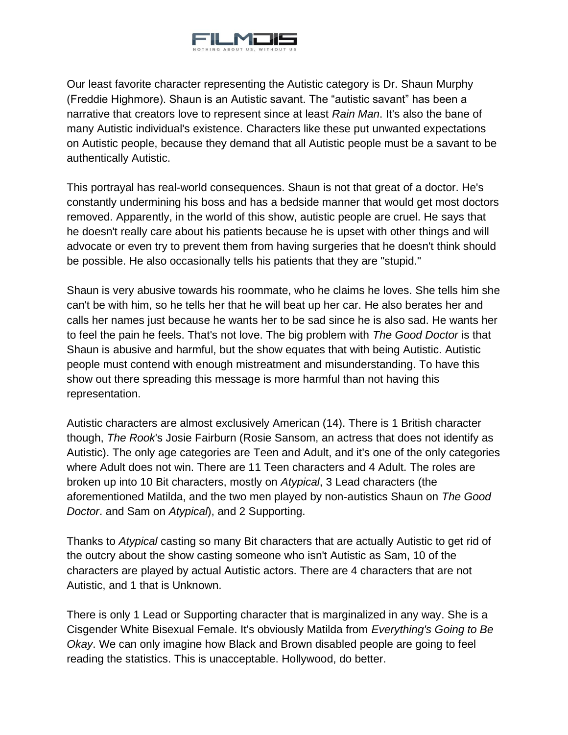Our least favorite character representing the Autistic category is Dr. Shaun Murphy (Freddie Highmore). Shaun is an Autistic savant. The "autistic savant" has been a narrative that creators love to represent since at least *Rain Man*. It's also the bane of many Autistic individual's existence. Characters like these put unwanted expectations on Autistic people, because they demand that all Autistic people must be a savant to be authentically Autistic.

This portrayal has real-world consequences. Shaun is not that great of a doctor. He's constantly undermining his boss and has a bedside manner that would get most doctors removed. Apparently, in the world of this show, autistic people are cruel. He says that he doesn't really care about his patients because he is upset with other things and will advocate or even try to prevent them from having surgeries that he doesn't think should be possible. He also occasionally tells his patients that they are "stupid."

Shaun is very abusive towards his roommate, who he claims he loves. She tells him she can't be with him, so he tells her that he will beat up her car. He also berates her and calls her names just because he wants her to be sad since he is also sad. He wants her to feel the pain he feels. That's not love. The big problem with *The Good Doctor* is that Shaun is abusive and harmful, but the show equates that with being Autistic. Autistic people must contend with enough mistreatment and misunderstanding. To have this show out there spreading this message is more harmful than not having this representation.

Autistic characters are almost exclusively American (14). There is 1 British character though, *The Rook*'s Josie Fairburn (Rosie Sansom, an actress that does not identify as Autistic). The only age categories are Teen and Adult, and it's one of the only categories where Adult does not win. There are 11 Teen characters and 4 Adult. The roles are broken up into 10 Bit characters, mostly on *Atypical*, 3 Lead characters (the aforementioned Matilda, and the two men played by non-autistics Shaun on *The Good Doctor*. and Sam on *Atypical*), and 2 Supporting.

Thanks to *Atypical* casting so many Bit characters that are actually Autistic to get rid of the outcry about the show casting someone who isn't Autistic as Sam, 10 of the characters are played by actual Autistic actors. There are 4 characters that are not Autistic, and 1 that is Unknown.

There is only 1 Lead or Supporting character that is marginalized in any way. She is a Cisgender White Bisexual Female. It's obviously Matilda from *Everything's Going to Be Okay*. We can only imagine how Black and Brown disabled people are going to feel reading the statistics. This is unacceptable. Hollywood, do better.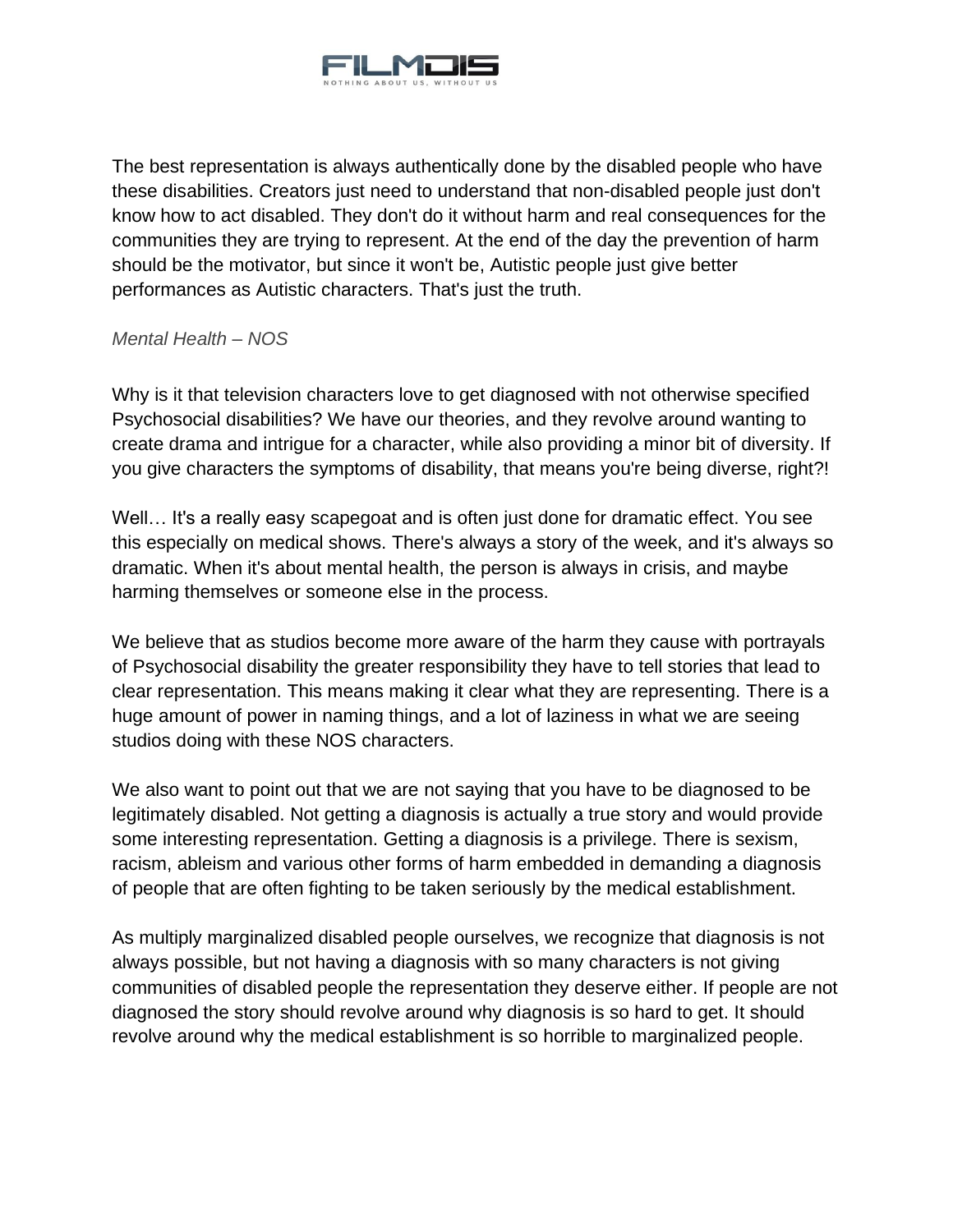The best representation is always authentically done by the disabled people who have these disabilities. Creators just need to understand that non-disabled people just don't know how to act disabled. They don't do it without harm and real consequences for the communities they are trying to represent. At the end of the day the prevention of harm should be the motivator, but since it won't be, Autistic people just give better performances as Autistic characters. That's just the truth.

*Mental Health – NOS*

Why is it that television characters love to get diagnosed with not otherwise specified Psychosocial disabilities? We have our theories, and they revolve around wanting to create drama and intrigue for a character, while also providing a minor bit of diversity. If you give characters the symptoms of disability, that means you're being diverse, right?!

Well… It's a really easy scapegoat and is often just done for dramatic effect. You see this especially on medical shows. There's always a story of the week, and it's always so dramatic. When it's about mental health, the person is always in crisis, and maybe harming themselves or someone else in the process.

We believe that as studios become more aware of the harm they cause with portrayals of Psychosocial disability the greater responsibility they have to tell stories that lead to clear representation. This means making it clear what they are representing. There is a huge amount of power in naming things, and a lot of laziness in what we are seeing studios doing with these NOS characters.

We also want to point out that we are not saying that you have to be diagnosed to be legitimately disabled. Not getting a diagnosis is actually a true story and would provide some interesting representation. Getting a diagnosis is a privilege. There is sexism, racism, ableism and various other forms of harm embedded in demanding a diagnosis of people that are often fighting to be taken seriously by the medical establishment.

As multiply marginalized disabled people ourselves, we recognize that diagnosis is not always possible, but not having a diagnosis with so many characters is not giving communities of disabled people the representation they deserve either. If people are not diagnosed the story should revolve around why diagnosis is so hard to get. It should revolve around why the medical establishment is so horrible to marginalized people.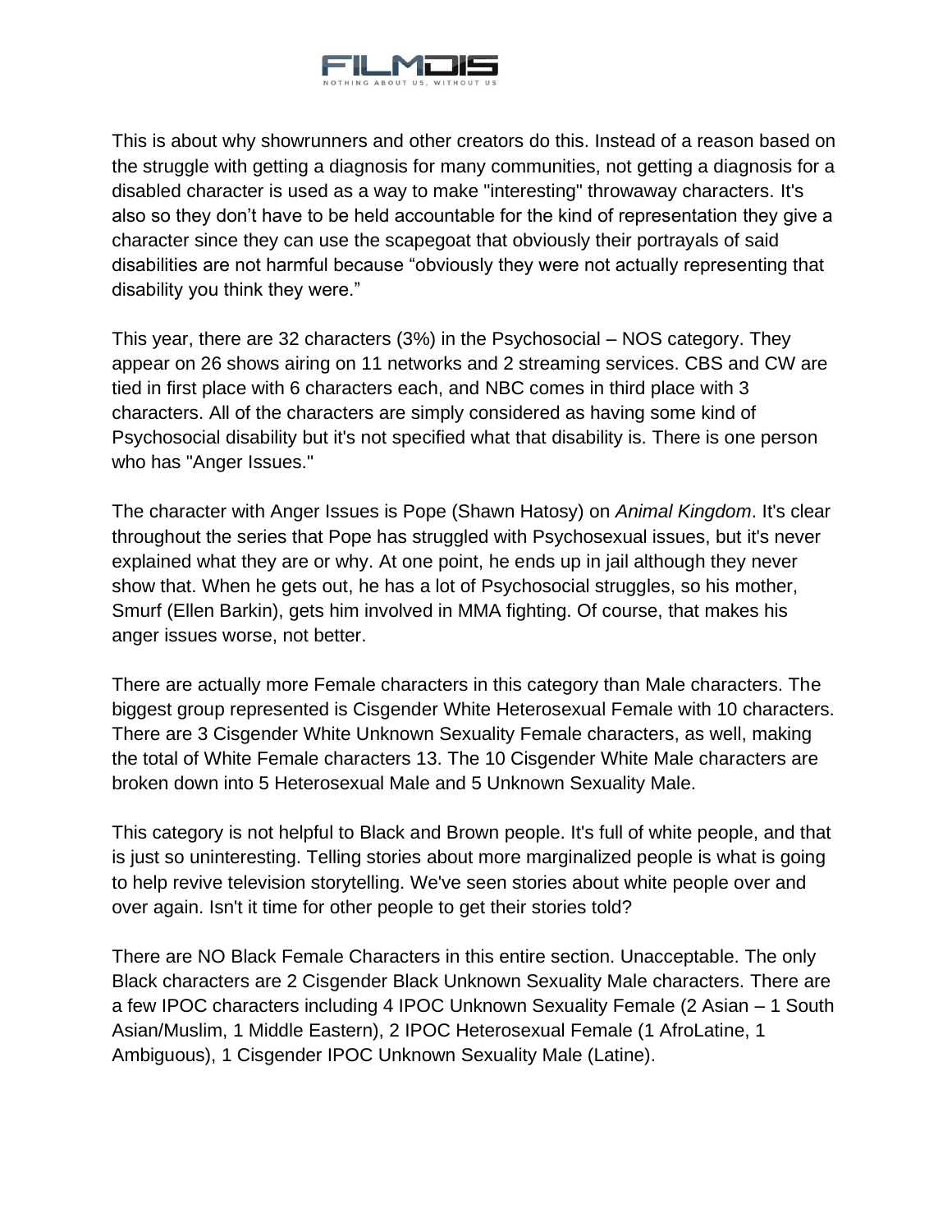This is about why showrunners and other creators do this. Instead of a reason based on the struggle with getting a diagnosis for many communities, not getting a diagnosis for a disabled character is used as a way to make "interesting" throwaway characters. It's also so they don't have to be held accountable for the kind of representation they give a character since they can use the scapegoat that obviously their portrayals of said disabilities are not harmful because "obviously they were not actually representing that disability you think they were."

This year, there are 32 characters (3%) in the Psychosocial – NOS category. They appear on 26 shows airing on 11 networks and 2 streaming services. CBS and CW are tied in first place with 6 characters each, and NBC comes in third place with 3 characters. All of the characters are simply considered as having some kind of Psychosocial disability but it's not specified what that disability is. There is one person who has "Anger Issues."

The character with Anger Issues is Pope (Shawn Hatosy) on *Animal Kingdom*. It's clear throughout the series that Pope has struggled with Psychosexual issues, but it's never explained what they are or why. At one point, he ends up in jail although they never show that. When he gets out, he has a lot of Psychosocial struggles, so his mother, Smurf (Ellen Barkin), gets him involved in MMA fighting. Of course, that makes his anger issues worse, not better.

There are actually more Female characters in this category than Male characters. The biggest group represented is Cisgender White Heterosexual Female with 10 characters. There are 3 Cisgender White Unknown Sexuality Female characters, as well, making the total of White Female characters 13. The 10 Cisgender White Male characters are broken down into 5 Heterosexual Male and 5 Unknown Sexuality Male.

This category is not helpful to Black and Brown people. It's full of white people, and that is just so uninteresting. Telling stories about more marginalized people is what is going to help revive television storytelling. We've seen stories about white people over and over again. Isn't it time for other people to get their stories told?

There are NO Black Female Characters in this entire section. Unacceptable. The only Black characters are 2 Cisgender Black Unknown Sexuality Male characters. There are a few IPOC characters including 4 IPOC Unknown Sexuality Female (2 Asian – 1 South Asian/Muslim, 1 Middle Eastern), 2 IPOC Heterosexual Female (1 AfroLatine, 1 Ambiguous), 1 Cisgender IPOC Unknown Sexuality Male (Latine).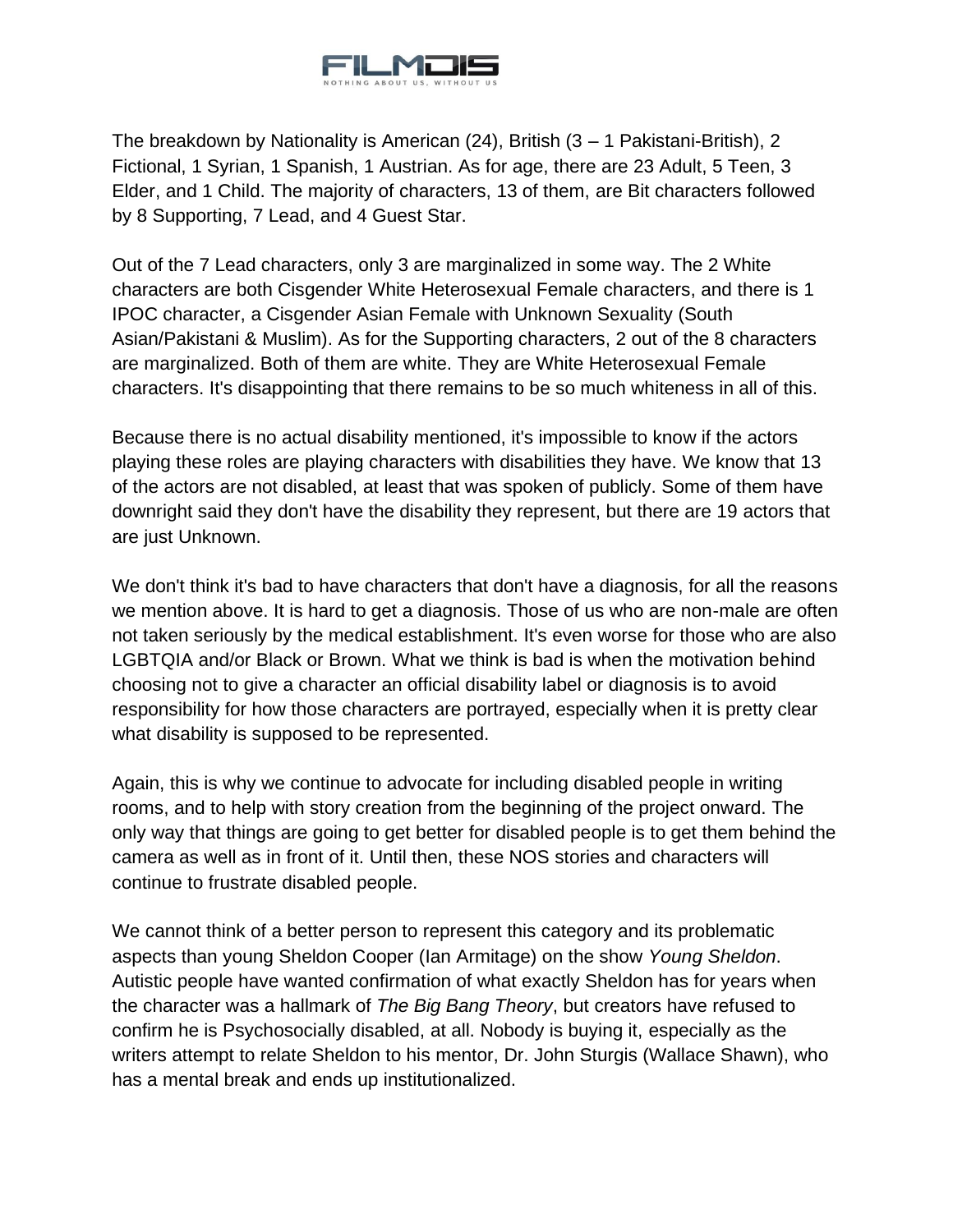The breakdown by Nationality is American (24), British (3 – 1 Pakistani-British), 2 Fictional, 1 Syrian, 1 Spanish, 1 Austrian. As for age, there are 23 Adult, 5 Teen, 3 Elder, and 1 Child. The majority of characters, 13 of them, are Bit characters followed by 8 Supporting, 7 Lead, and 4 Guest Star.

Out of the 7 Lead characters, only 3 are marginalized in some way. The 2 White characters are both Cisgender White Heterosexual Female characters, and there is 1 IPOC character, a Cisgender Asian Female with Unknown Sexuality (South Asian/Pakistani & Muslim). As for the Supporting characters, 2 out of the 8 characters are marginalized. Both of them are white. They are White Heterosexual Female characters. It's disappointing that there remains to be so much whiteness in all of this.

Because there is no actual disability mentioned, it's impossible to know if the actors playing these roles are playing characters with disabilities they have. We know that 13 of the actors are not disabled, at least that was spoken of publicly. Some of them have downright said they don't have the disability they represent, but there are 19 actors that are just Unknown.

We don't think it's bad to have characters that don't have a diagnosis, for all the reasons we mention above. It is hard to get a diagnosis. Those of us who are non-male are often not taken seriously by the medical establishment. It's even worse for those who are also LGBTQIA and/or Black or Brown. What we think is bad is when the motivation behind choosing not to give a character an official disability label or diagnosis is to avoid responsibility for how those characters are portrayed, especially when it is pretty clear what disability is supposed to be represented.

Again, this is why we continue to advocate for including disabled people in writing rooms, and to help with story creation from the beginning of the project onward. The only way that things are going to get better for disabled people is to get them behind the camera as well as in front of it. Until then, these NOS stories and characters will continue to frustrate disabled people.

We cannot think of a better person to represent this category and its problematic aspects than young Sheldon Cooper (Ian Armitage) on the show *Young Sheldon*. Autistic people have wanted confirmation of what exactly Sheldon has for years when the character was a hallmark of *The Big Bang Theory*, but creators have refused to confirm he is Psychosocially disabled, at all. Nobody is buying it, especially as the writers attempt to relate Sheldon to his mentor, Dr. John Sturgis (Wallace Shawn), who has a mental break and ends up institutionalized.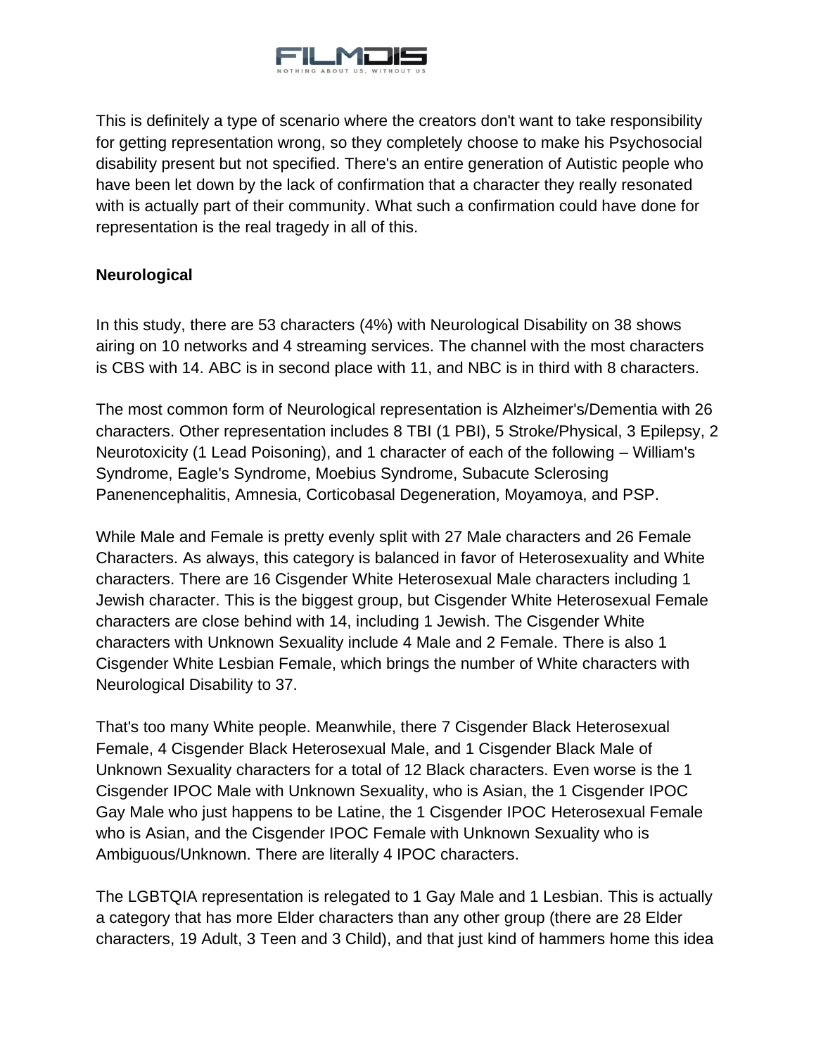This is definitely a type of scenario where the creators don't want to take responsibility for getting representation wrong, so they completely choose to make his Psychosocial disability present but not specified. There's an entire generation of Autistic people who have been let down by the lack of confirmation that a character they really resonated with is actually part of their community. What such a confirmation could have done for representation is the real tragedy in all of this.

**Neurological**

In this study, there are 53 characters (4%) with Neurological Disability on 38 shows airing on 10 networks and 4 streaming services. The channel with the most characters is CBS with 14. ABC is in second place with 11, and NBC is in third with 8 characters.

The most common form of Neurological representation is Alzheimer's/Dementia with 26 characters. Other representation includes 8 TBI (1 PBI), 5 Stroke/Physical, 3 Epilepsy, 2 Neurotoxicity (1 Lead Poisoning), and 1 character of each of the following – William's Syndrome, Eagle's Syndrome, Moebius Syndrome, Subacute Sclerosing Panenencephalitis, Amnesia, Corticobasal Degeneration, Moyamoya, and PSP.

While Male and Female is pretty evenly split with 27 Male characters and 26 Female Characters. As always, this category is balanced in favor of Heterosexuality and White characters. There are 16 Cisgender White Heterosexual Male characters including 1 Jewish character. This is the biggest group, but Cisgender White Heterosexual Female characters are close behind with 14, including 1 Jewish. The Cisgender White characters with Unknown Sexuality include 4 Male and 2 Female. There is also 1 Cisgender White Lesbian Female, which brings the number of White characters with Neurological Disability to 37.

That's too many White people. Meanwhile, there 7 Cisgender Black Heterosexual Female, 4 Cisgender Black Heterosexual Male, and 1 Cisgender Black Male of Unknown Sexuality characters for a total of 12 Black characters. Even worse is the 1 Cisgender IPOC Male with Unknown Sexuality, who is Asian, the 1 Cisgender IPOC Gay Male who just happens to be Latine, the 1 Cisgender IPOC Heterosexual Female who is Asian, and the Cisgender IPOC Female with Unknown Sexuality who is Ambiguous/Unknown. There are literally 4 IPOC characters.

The LGBTQIA representation is relegated to 1 Gay Male and 1 Lesbian. This is actually a category that has more Elder characters than any other group (there are 28 Elder characters, 19 Adult, 3 Teen and 3 Child), and that just kind of hammers home this idea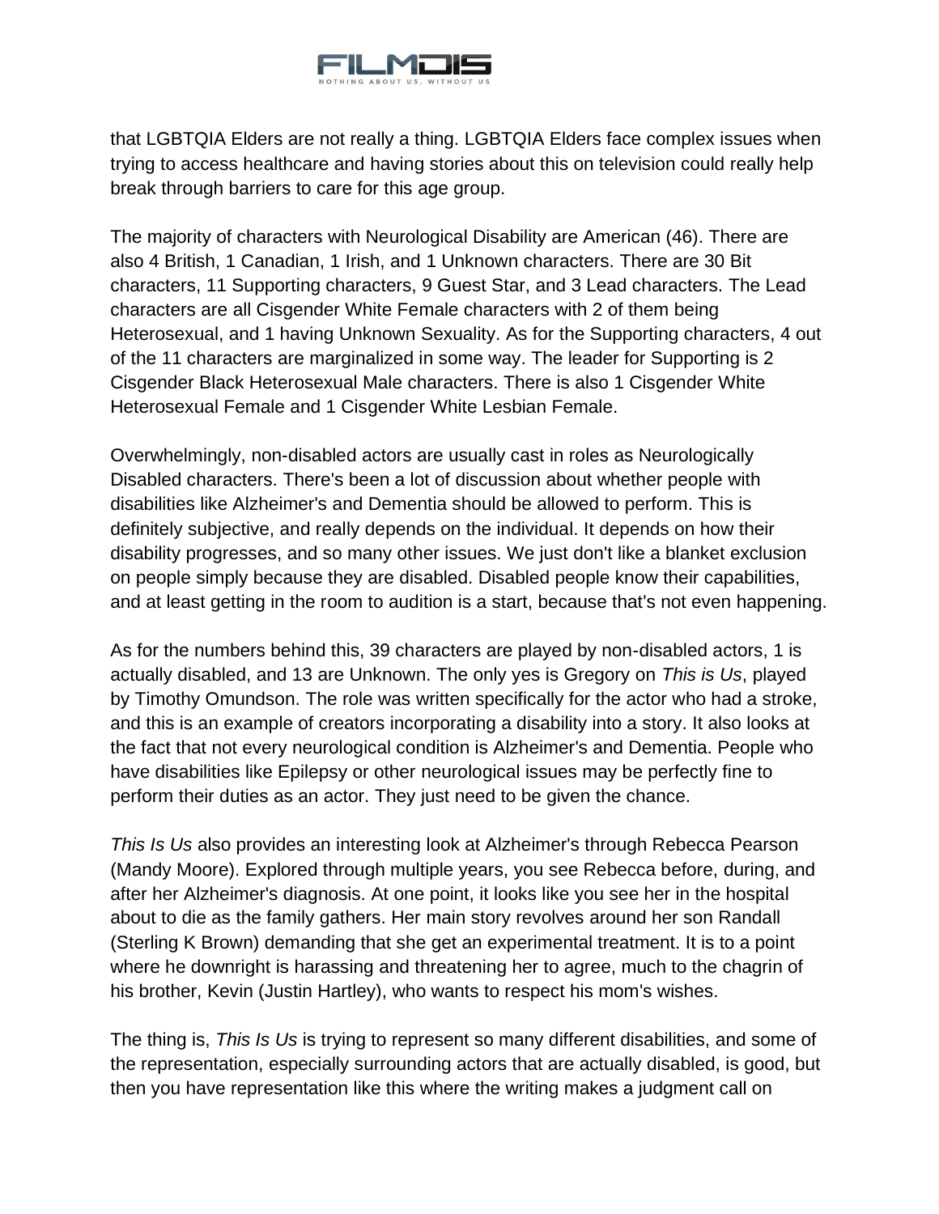that LGBTQIA Elders are not really a thing. LGBTQIA Elders face complex issues when trying to access healthcare and having stories about this on television could really help break through barriers to care for this age group.

The majority of characters with Neurological Disability are American (46). There are also 4 British, 1 Canadian, 1 Irish, and 1 Unknown characters. There are 30 Bit characters, 11 Supporting characters, 9 Guest Star, and 3 Lead characters. The Lead characters are all Cisgender White Female characters with 2 of them being Heterosexual, and 1 having Unknown Sexuality. As for the Supporting characters, 4 out of the 11 characters are marginalized in some way. The leader for Supporting is 2 Cisgender Black Heterosexual Male characters. There is also 1 Cisgender White Heterosexual Female and 1 Cisgender White Lesbian Female.

Overwhelmingly, non-disabled actors are usually cast in roles as Neurologically Disabled characters. There's been a lot of discussion about whether people with disabilities like Alzheimer's and Dementia should be allowed to perform. This is definitely subjective, and really depends on the individual. It depends on how their disability progresses, and so many other issues. We just don't like a blanket exclusion on people simply because they are disabled. Disabled people know their capabilities, and at least getting in the room to audition is a start, because that's not even happening.

As for the numbers behind this, 39 characters are played by non-disabled actors, 1 is actually disabled, and 13 are Unknown. The only yes is Gregory on *This is Us*, played by Timothy Omundson. The role was written specifically for the actor who had a stroke, and this is an example of creators incorporating a disability into a story. It also looks at the fact that not every neurological condition is Alzheimer's and Dementia. People who have disabilities like Epilepsy or other neurological issues may be perfectly fine to perform their duties as an actor. They just need to be given the chance.

*This Is Us* also provides an interesting look at Alzheimer's through Rebecca Pearson (Mandy Moore). Explored through multiple years, you see Rebecca before, during, and after her Alzheimer's diagnosis. At one point, it looks like you see her in the hospital about to die as the family gathers. Her main story revolves around her son Randall (Sterling K Brown) demanding that she get an experimental treatment. It is to a point where he downright is harassing and threatening her to agree, much to the chagrin of his brother, Kevin (Justin Hartley), who wants to respect his mom's wishes.

The thing is, *This Is Us* is trying to represent so many different disabilities, and some of the representation, especially surrounding actors that are actually disabled, is good, but then you have representation like this where the writing makes a judgment call on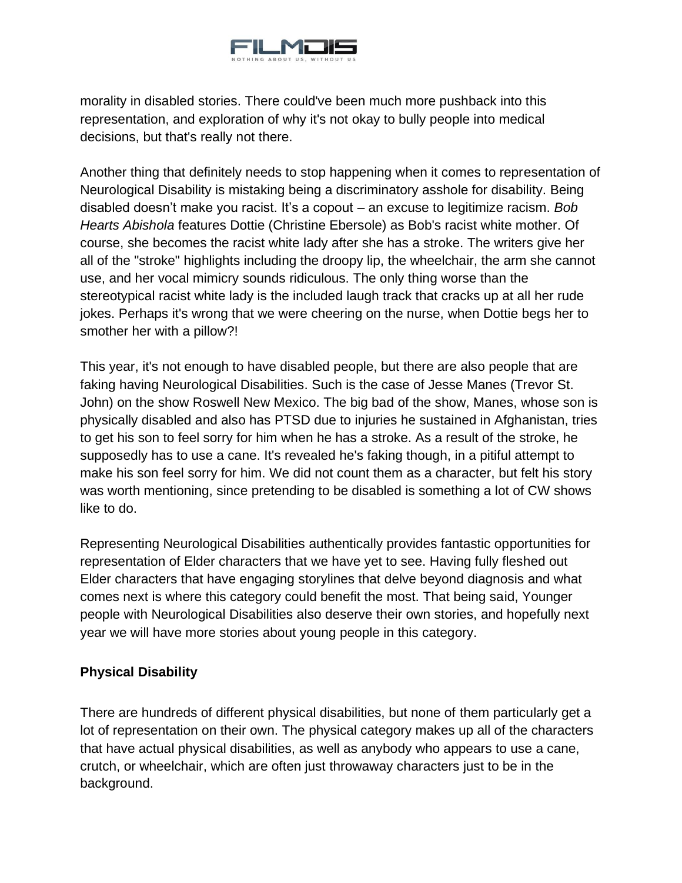morality in disabled stories. There could've been much more pushback into this representation, and exploration of why it's not okay to bully people into medical decisions, but that's really not there.

Another thing that definitely needs to stop happening when it comes to representation of Neurological Disability is mistaking being a discriminatory asshole for disability. Being disabled doesn't make you racist. It's a copout – an excuse to legitimize racism. *Bob Hearts Abishola* features Dottie (Christine Ebersole) as Bob's racist white mother. Of course, she becomes the racist white lady after she has a stroke. The writers give her all of the "stroke" highlights including the droopy lip, the wheelchair, the arm she cannot use, and her vocal mimicry sounds ridiculous. The only thing worse than the stereotypical racist white lady is the included laugh track that cracks up at all her rude jokes. Perhaps it's wrong that we were cheering on the nurse, when Dottie begs her to smother her with a pillow?!

This year, it's not enough to have disabled people, but there are also people that are faking having Neurological Disabilities. Such is the case of Jesse Manes (Trevor St. John) on the show Roswell New Mexico. The big bad of the show, Manes, whose son is physically disabled and also has PTSD due to injuries he sustained in Afghanistan, tries to get his son to feel sorry for him when he has a stroke. As a result of the stroke, he supposedly has to use a cane. It's revealed he's faking though, in a pitiful attempt to make his son feel sorry for him. We did not count them as a character, but felt his story was worth mentioning, since pretending to be disabled is something a lot of CW shows like to do.

Representing Neurological Disabilities authentically provides fantastic opportunities for representation of Elder characters that we have yet to see. Having fully fleshed out Elder characters that have engaging storylines that delve beyond diagnosis and what comes next is where this category could benefit the most. That being said, Younger people with Neurological Disabilities also deserve their own stories, and hopefully next year we will have more stories about young people in this category.

**Physical Disability**

There are hundreds of different physical disabilities, but none of them particularly get a lot of representation on their own. The physical category makes up all of the characters that have actual physical disabilities, as well as anybody who appears to use a cane, crutch, or wheelchair, which are often just throwaway characters just to be in the background.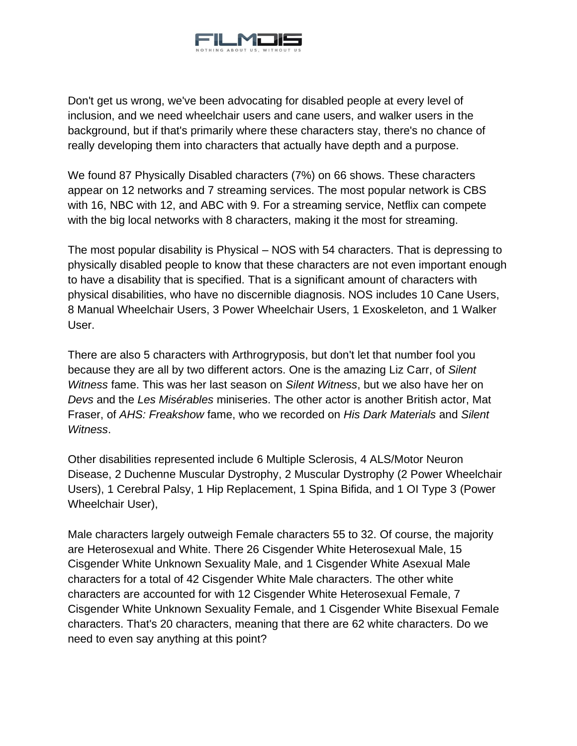Don't get us wrong, we've been advocating for disabled people at every level of inclusion, and we need wheelchair users and cane users, and walker users in the background, but if that's primarily where these characters stay, there's no chance of really developing them into characters that actually have depth and a purpose.

We found 87 Physically Disabled characters (7%) on 66 shows. These characters appear on 12 networks and 7 streaming services. The most popular network is CBS with 16, NBC with 12, and ABC with 9. For a streaming service, Netflix can compete with the big local networks with 8 characters, making it the most for streaming.

The most popular disability is Physical – NOS with 54 characters. That is depressing to physically disabled people to know that these characters are not even important enough to have a disability that is specified. That is a significant amount of characters with physical disabilities, who have no discernible diagnosis. NOS includes 10 Cane Users, 8 Manual Wheelchair Users, 3 Power Wheelchair Users, 1 Exoskeleton, and 1 Walker User.

There are also 5 characters with Arthrogryposis, but don't let that number fool you because they are all by two different actors. One is the amazing Liz Carr, of *Silent Witness* fame. This was her last season on *Silent Witness*, but we also have her on *Devs* and the *Les Misérables* miniseries. The other actor is another British actor, Mat Fraser, of *AHS: Freakshow* fame, who we recorded on *His Dark Materials* and *Silent Witness*.

Other disabilities represented include 6 Multiple Sclerosis, 4 ALS/Motor Neuron Disease, 2 Duchenne Muscular Dystrophy, 2 Muscular Dystrophy (2 Power Wheelchair Users), 1 Cerebral Palsy, 1 Hip Replacement, 1 Spina Bifida, and 1 OI Type 3 (Power Wheelchair User),

Male characters largely outweigh Female characters 55 to 32. Of course, the majority are Heterosexual and White. There 26 Cisgender White Heterosexual Male, 15 Cisgender White Unknown Sexuality Male, and 1 Cisgender White Asexual Male characters for a total of 42 Cisgender White Male characters. The other white characters are accounted for with 12 Cisgender White Heterosexual Female, 7 Cisgender White Unknown Sexuality Female, and 1 Cisgender White Bisexual Female characters. That's 20 characters, meaning that there are 62 white characters. Do we need to even say anything at this point?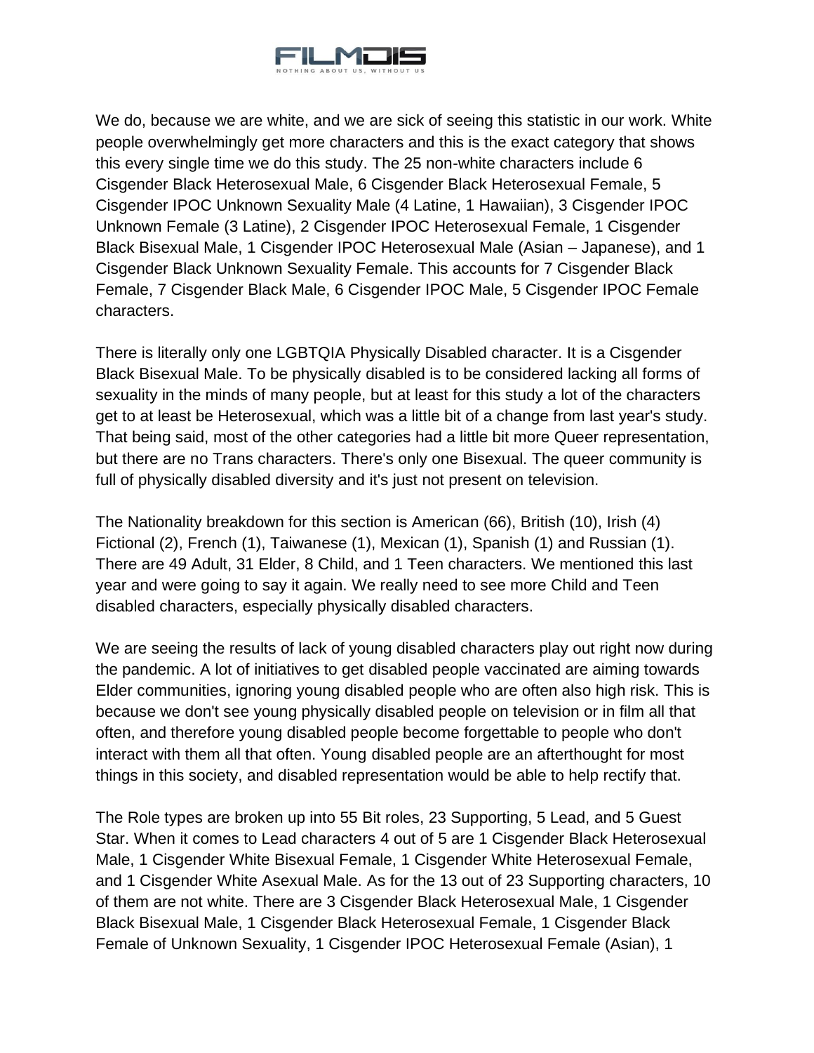We do, because we are white, and we are sick of seeing this statistic in our work. White people overwhelmingly get more characters and this is the exact category that shows this every single time we do this study. The 25 non-white characters include 6 Cisgender Black Heterosexual Male, 6 Cisgender Black Heterosexual Female, 5 Cisgender IPOC Unknown Sexuality Male (4 Latine, 1 Hawaiian), 3 Cisgender IPOC Unknown Female (3 Latine), 2 Cisgender IPOC Heterosexual Female, 1 Cisgender Black Bisexual Male, 1 Cisgender IPOC Heterosexual Male (Asian – Japanese), and 1 Cisgender Black Unknown Sexuality Female. This accounts for 7 Cisgender Black Female, 7 Cisgender Black Male, 6 Cisgender IPOC Male, 5 Cisgender IPOC Female characters.

There is literally only one LGBTQIA Physically Disabled character. It is a Cisgender Black Bisexual Male. To be physically disabled is to be considered lacking all forms of sexuality in the minds of many people, but at least for this study a lot of the characters get to at least be Heterosexual, which was a little bit of a change from last year's study. That being said, most of the other categories had a little bit more Queer representation, but there are no Trans characters. There's only one Bisexual. The queer community is full of physically disabled diversity and it's just not present on television.

The Nationality breakdown for this section is American (66), British (10), Irish (4) Fictional (2), French (1), Taiwanese (1), Mexican (1), Spanish (1) and Russian (1). There are 49 Adult, 31 Elder, 8 Child, and 1 Teen characters. We mentioned this last year and were going to say it again. We really need to see more Child and Teen disabled characters, especially physically disabled characters.

We are seeing the results of lack of young disabled characters play out right now during the pandemic. A lot of initiatives to get disabled people vaccinated are aiming towards Elder communities, ignoring young disabled people who are often also high risk. This is because we don't see young physically disabled people on television or in film all that often, and therefore young disabled people become forgettable to people who don't interact with them all that often. Young disabled people are an afterthought for most things in this society, and disabled representation would be able to help rectify that.

The Role types are broken up into 55 Bit roles, 23 Supporting, 5 Lead, and 5 Guest Star. When it comes to Lead characters 4 out of 5 are 1 Cisgender Black Heterosexual Male, 1 Cisgender White Bisexual Female, 1 Cisgender White Heterosexual Female, and 1 Cisgender White Asexual Male. As for the 13 out of 23 Supporting characters, 10 of them are not white. There are 3 Cisgender Black Heterosexual Male, 1 Cisgender Black Bisexual Male, 1 Cisgender Black Heterosexual Female, 1 Cisgender Black Female of Unknown Sexuality, 1 Cisgender IPOC Heterosexual Female (Asian), 1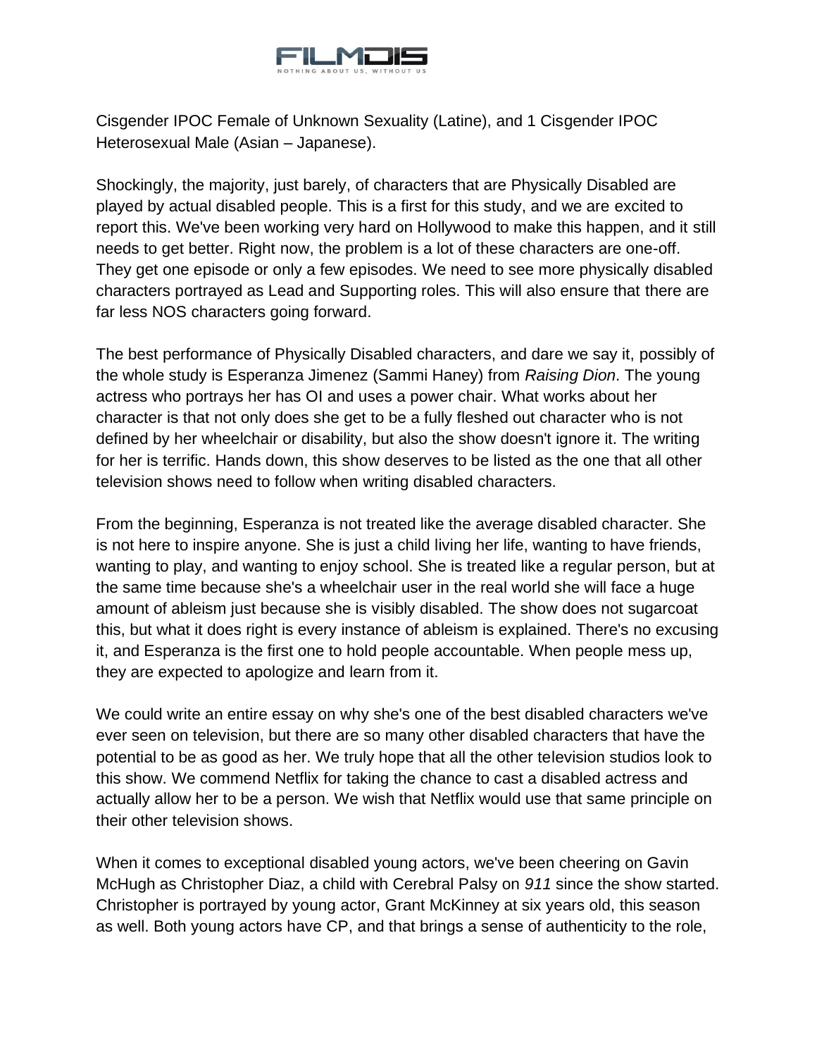Cisgender IPOC Female of Unknown Sexuality (Latine), and 1 Cisgender IPOC Heterosexual Male (Asian – Japanese).

Shockingly, the majority, just barely, of characters that are Physically Disabled are played by actual disabled people. This is a first for this study, and we are excited to report this. We've been working very hard on Hollywood to make this happen, and it still needs to get better. Right now, the problem is a lot of these characters are one-off. They get one episode or only a few episodes. We need to see more physically disabled characters portrayed as Lead and Supporting roles. This will also ensure that there are far less NOS characters going forward.

The best performance of Physically Disabled characters, and dare we say it, possibly of the whole study is Esperanza Jimenez (Sammi Haney) from *Raising Dion*. The young actress who portrays her has OI and uses a power chair. What works about her character is that not only does she get to be a fully fleshed out character who is not defined by her wheelchair or disability, but also the show doesn't ignore it. The writing for her is terrific. Hands down, this show deserves to be listed as the one that all other television shows need to follow when writing disabled characters.

From the beginning, Esperanza is not treated like the average disabled character. She is not here to inspire anyone. She is just a child living her life, wanting to have friends, wanting to play, and wanting to enjoy school. She is treated like a regular person, but at the same time because she's a wheelchair user in the real world she will face a huge amount of ableism just because she is visibly disabled. The show does not sugarcoat this, but what it does right is every instance of ableism is explained. There's no excusing it, and Esperanza is the first one to hold people accountable. When people mess up, they are expected to apologize and learn from it.

We could write an entire essay on why she's one of the best disabled characters we've ever seen on television, but there are so many other disabled characters that have the potential to be as good as her. We truly hope that all the other television studios look to this show. We commend Netflix for taking the chance to cast a disabled actress and actually allow her to be a person. We wish that Netflix would use that same principle on their other television shows.

When it comes to exceptional disabled young actors, we've been cheering on Gavin McHugh as Christopher Diaz, a child with Cerebral Palsy on *911* since the show started. Christopher is portrayed by young actor, Grant McKinney at six years old, this season as well. Both young actors have CP, and that brings a sense of authenticity to the role,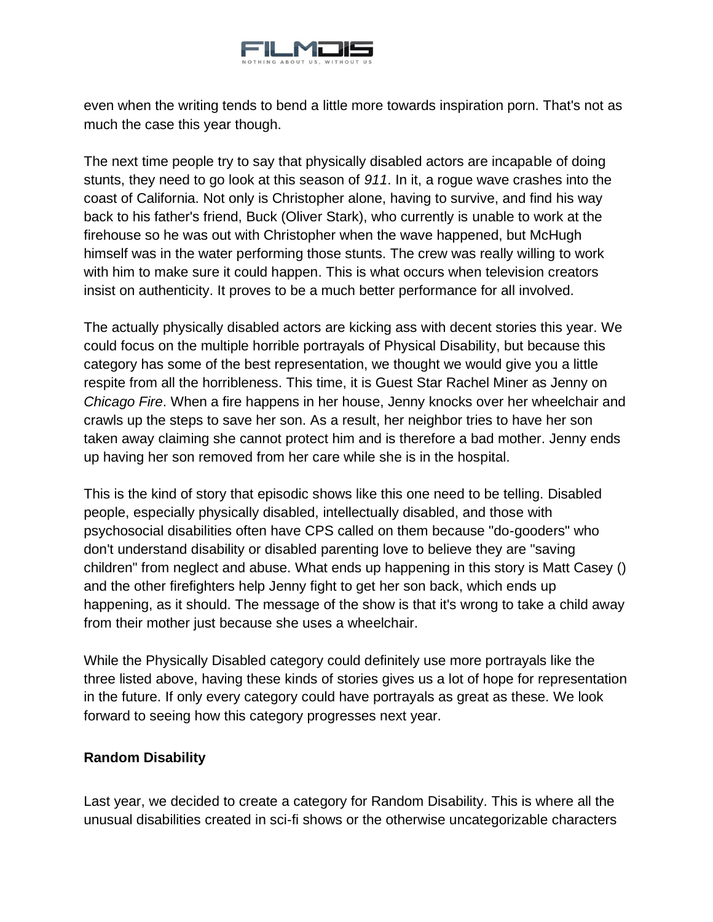even when the writing tends to bend a little more towards inspiration porn. That's not as much the case this year though.

The next time people try to say that physically disabled actors are incapable of doing stunts, they need to go look at this season of *911*. In it, a rogue wave crashes into the coast of California. Not only is Christopher alone, having to survive, and find his way back to his father's friend, Buck (Oliver Stark), who currently is unable to work at the firehouse so he was out with Christopher when the wave happened, but McHugh himself was in the water performing those stunts. The crew was really willing to work with him to make sure it could happen. This is what occurs when television creators insist on authenticity. It proves to be a much better performance for all involved.

The actually physically disabled actors are kicking ass with decent stories this year. We could focus on the multiple horrible portrayals of Physical Disability, but because this category has some of the best representation, we thought we would give you a little respite from all the horribleness. This time, it is Guest Star Rachel Miner as Jenny on *Chicago Fire*. When a fire happens in her house, Jenny knocks over her wheelchair and crawls up the steps to save her son. As a result, her neighbor tries to have her son taken away claiming she cannot protect him and is therefore a bad mother. Jenny ends up having her son removed from her care while she is in the hospital.

This is the kind of story that episodic shows like this one need to be telling. Disabled people, especially physically disabled, intellectually disabled, and those with psychosocial disabilities often have CPS called on them because "do-gooders" who don't understand disability or disabled parenting love to believe they are "saving children" from neglect and abuse. What ends up happening in this story is Matt Casey () and the other firefighters help Jenny fight to get her son back, which ends up happening, as it should. The message of the show is that it's wrong to take a child away from their mother just because she uses a wheelchair.

While the Physically Disabled category could definitely use more portrayals like the three listed above, having these kinds of stories gives us a lot of hope for representation in the future. If only every category could have portrayals as great as these. We look forward to seeing how this category progresses next year.

**Random Disability**

Last year, we decided to create a category for Random Disability. This is where all the unusual disabilities created in sci-fi shows or the otherwise uncategorizable characters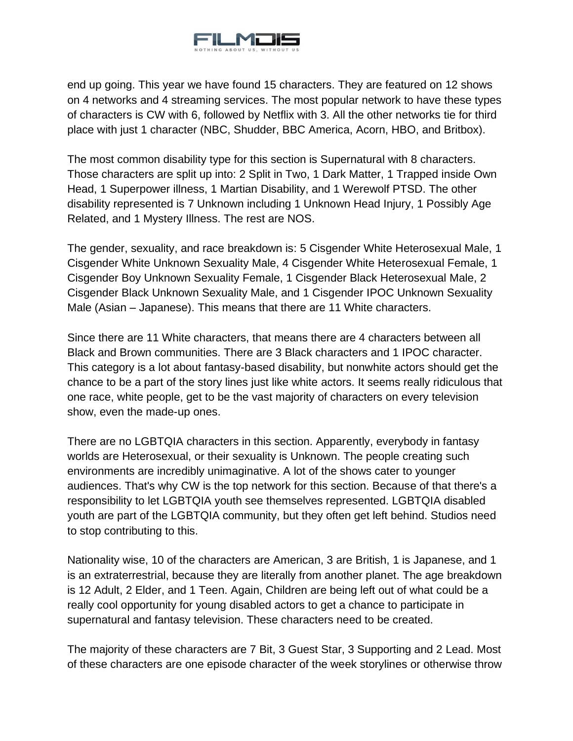end up going. This year we have found 15 characters. They are featured on 12 shows on 4 networks and 4 streaming services. The most popular network to have these types of characters is CW with 6, followed by Netflix with 3. All the other networks tie for third place with just 1 character (NBC, Shudder, BBC America, Acorn, HBO, and Britbox).

The most common disability type for this section is Supernatural with 8 characters. Those characters are split up into: 2 Split in Two, 1 Dark Matter, 1 Trapped inside Own Head, 1 Superpower illness, 1 Martian Disability, and 1 Werewolf PTSD. The other disability represented is 7 Unknown including 1 Unknown Head Injury, 1 Possibly Age Related, and 1 Mystery Illness. The rest are NOS.

The gender, sexuality, and race breakdown is: 5 Cisgender White Heterosexual Male, 1 Cisgender White Unknown Sexuality Male, 4 Cisgender White Heterosexual Female, 1 Cisgender Boy Unknown Sexuality Female, 1 Cisgender Black Heterosexual Male, 2 Cisgender Black Unknown Sexuality Male, and 1 Cisgender IPOC Unknown Sexuality Male (Asian – Japanese). This means that there are 11 White characters.

Since there are 11 White characters, that means there are 4 characters between all Black and Brown communities. There are 3 Black characters and 1 IPOC character. This category is a lot about fantasy-based disability, but nonwhite actors should get the chance to be a part of the story lines just like white actors. It seems really ridiculous that one race, white people, get to be the vast majority of characters on every television show, even the made-up ones.

There are no LGBTQIA characters in this section. Apparently, everybody in fantasy worlds are Heterosexual, or their sexuality is Unknown. The people creating such environments are incredibly unimaginative. A lot of the shows cater to younger audiences. That's why CW is the top network for this section. Because of that there's a responsibility to let LGBTQIA youth see themselves represented. LGBTQIA disabled youth are part of the LGBTQIA community, but they often get left behind. Studios need to stop contributing to this.

Nationality wise, 10 of the characters are American, 3 are British, 1 is Japanese, and 1 is an extraterrestrial, because they are literally from another planet. The age breakdown is 12 Adult, 2 Elder, and 1 Teen. Again, Children are being left out of what could be a really cool opportunity for young disabled actors to get a chance to participate in supernatural and fantasy television. These characters need to be created.

The majority of these characters are 7 Bit, 3 Guest Star, 3 Supporting and 2 Lead. Most of these characters are one episode character of the week storylines or otherwise throw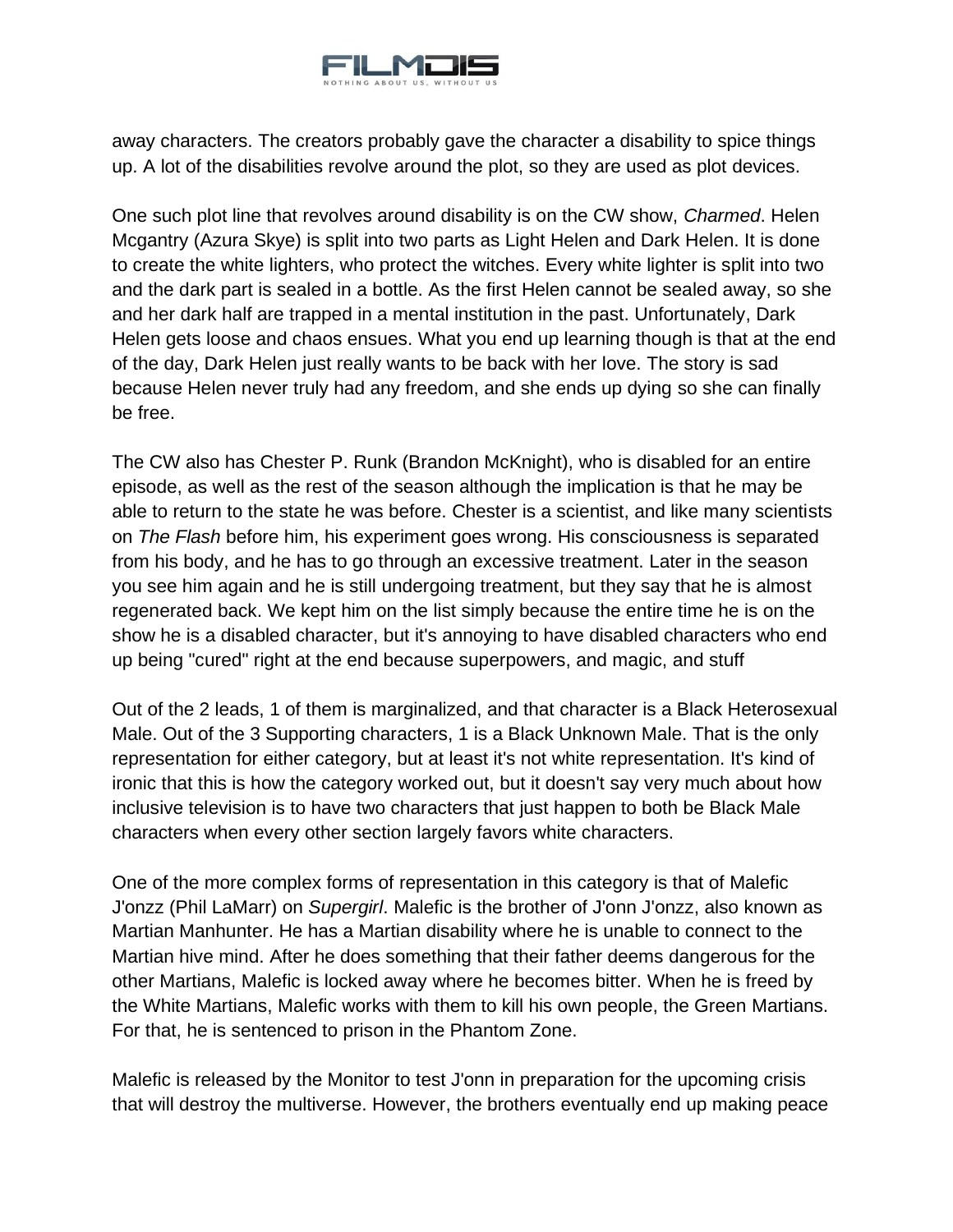away characters. The creators probably gave the character a disability to spice things up. A lot of the disabilities revolve around the plot, so they are used as plot devices.

One such plot line that revolves around disability is on the CW show, *Charmed*. Helen Mcgantry (Azura Skye) is split into two parts as Light Helen and Dark Helen. It is done to create the white lighters, who protect the witches. Every white lighter is split into two and the dark part is sealed in a bottle. As the first Helen cannot be sealed away, so she and her dark half are trapped in a mental institution in the past. Unfortunately, Dark Helen gets loose and chaos ensues. What you end up learning though is that at the end of the day, Dark Helen just really wants to be back with her love. The story is sad because Helen never truly had any freedom, and she ends up dying so she can finally be free.

The CW also has Chester P. Runk (Brandon McKnight), who is disabled for an entire episode, as well as the rest of the season although the implication is that he may be able to return to the state he was before. Chester is a scientist, and like many scientists on *The Flash* before him, his experiment goes wrong. His consciousness is separated from his body, and he has to go through an excessive treatment. Later in the season you see him again and he is still undergoing treatment, but they say that he is almost regenerated back. We kept him on the list simply because the entire time he is on the show he is a disabled character, but it's annoying to have disabled characters who end up being "cured" right at the end because superpowers, and magic, and stuff

Out of the 2 leads, 1 of them is marginalized, and that character is a Black Heterosexual Male. Out of the 3 Supporting characters, 1 is a Black Unknown Male. That is the only representation for either category, but at least it's not white representation. It's kind of ironic that this is how the category worked out, but it doesn't say very much about how inclusive television is to have two characters that just happen to both be Black Male characters when every other section largely favors white characters.

One of the more complex forms of representation in this category is that of Malefic J'onzz (Phil LaMarr) on *Supergirl*. Malefic is the brother of J'onn J'onzz, also known as Martian Manhunter. He has a Martian disability where he is unable to connect to the Martian hive mind. After he does something that their father deems dangerous for the other Martians, Malefic is locked away where he becomes bitter. When he is freed by the White Martians, Malefic works with them to kill his own people, the Green Martians. For that, he is sentenced to prison in the Phantom Zone.

Malefic is released by the Monitor to test J'onn in preparation for the upcoming crisis that will destroy the multiverse. However, the brothers eventually end up making peace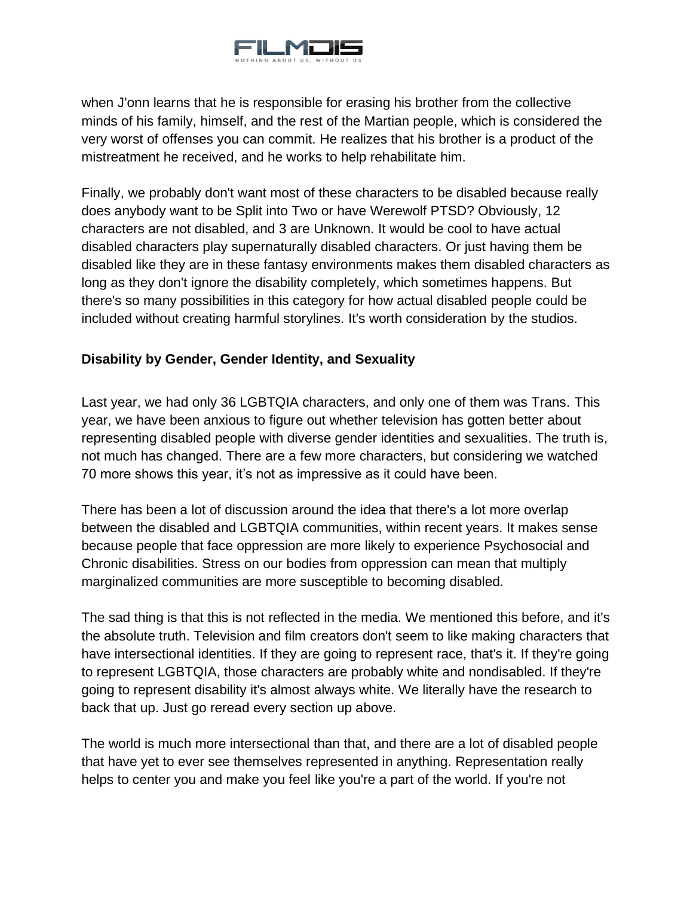when J'onn learns that he is responsible for erasing his brother from the collective minds of his family, himself, and the rest of the Martian people, which is considered the very worst of offenses you can commit. He realizes that his brother is a product of the mistreatment he received, and he works to help rehabilitate him.

Finally, we probably don't want most of these characters to be disabled because really does anybody want to be Split into Two or have Werewolf PTSD? Obviously, 12 characters are not disabled, and 3 are Unknown. It would be cool to have actual disabled characters play supernaturally disabled characters. Or just having them be disabled like they are in these fantasy environments makes them disabled characters as long as they don't ignore the disability completely, which sometimes happens. But there's so many possibilities in this category for how actual disabled people could be included without creating harmful storylines. It's worth consideration by the studios.

**Disability by Gender, Gender Identity, and Sexuality**

Last year, we had only 36 LGBTQIA characters, and only one of them was Trans. This year, we have been anxious to figure out whether television has gotten better about representing disabled people with diverse gender identities and sexualities. The truth is, not much has changed. There are a few more characters, but considering we watched 70 more shows this year, it's not as impressive as it could have been.

There has been a lot of discussion around the idea that there's a lot more overlap between the disabled and LGBTQIA communities, within recent years. It makes sense because people that face oppression are more likely to experience Psychosocial and Chronic disabilities. Stress on our bodies from oppression can mean that multiply marginalized communities are more susceptible to becoming disabled.

The sad thing is that this is not reflected in the media. We mentioned this before, and it's the absolute truth. Television and film creators don't seem to like making characters that have intersectional identities. If they are going to represent race, that's it. If they're going to represent LGBTQIA, those characters are probably white and nondisabled. If they're going to represent disability it's almost always white. We literally have the research to back that up. Just go reread every section up above.

The world is much more intersectional than that, and there are a lot of disabled people that have yet to ever see themselves represented in anything. Representation really helps to center you and make you feel like you're a part of the world. If you're not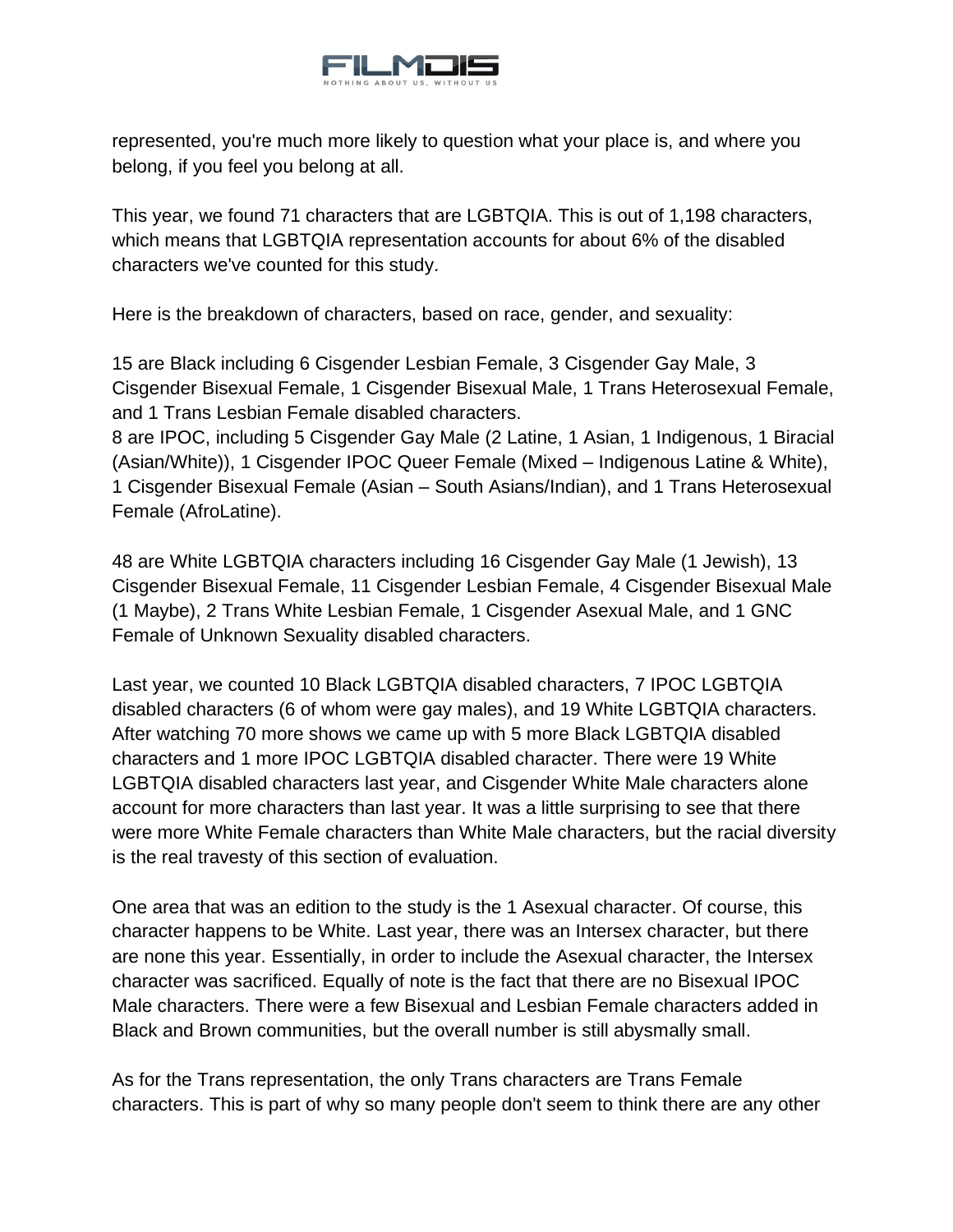represented, you're much more likely to question what your place is, and where you belong, if you feel you belong at all.

This year, we found 71 characters that are LGBTQIA. This is out of 1,198 characters, which means that LGBTQIA representation accounts for about 6% of the disabled characters we've counted for this study.

Here is the breakdown of characters, based on race, gender, and sexuality:

15 are Black including 6 Cisgender Lesbian Female, 3 Cisgender Gay Male, 3 Cisgender Bisexual Female, 1 Cisgender Bisexual Male, 1 Trans Heterosexual Female, and 1 Trans Lesbian Female disabled characters.
8 are IPOC, including 5 Cisgender Gay Male (2 Latine, 1 Asian, 1 Indigenous, 1 Biracial (Asian/White)), 1 Cisgender IPOC Queer Female (Mixed – Indigenous Latine & White), 1 Cisgender Bisexual Female (Asian – South Asians/Indian), and 1 Trans Heterosexual Female (AfroLatine).

48 are White LGBTQIA characters including 16 Cisgender Gay Male (1 Jewish), 13 Cisgender Bisexual Female, 11 Cisgender Lesbian Female, 4 Cisgender Bisexual Male (1 Maybe), 2 Trans White Lesbian Female, 1 Cisgender Asexual Male, and 1 GNC Female of Unknown Sexuality disabled characters.

Last year, we counted 10 Black LGBTQIA disabled characters, 7 IPOC LGBTQIA disabled characters (6 of whom were gay males), and 19 White LGBTQIA characters. After watching 70 more shows we came up with 5 more Black LGBTQIA disabled characters and 1 more IPOC LGBTQIA disabled character. There were 19 White LGBTQIA disabled characters last year, and Cisgender White Male characters alone account for more characters than last year. It was a little surprising to see that there were more White Female characters than White Male characters, but the racial diversity is the real travesty of this section of evaluation.

One area that was an edition to the study is the 1 Asexual character. Of course, this character happens to be White. Last year, there was an Intersex character, but there are none this year. Essentially, in order to include the Asexual character, the Intersex character was sacrificed. Equally of note is the fact that there are no Bisexual IPOC Male characters. There were a few Bisexual and Lesbian Female characters added in Black and Brown communities, but the overall number is still abysmally small.

As for the Trans representation, the only Trans characters are Trans Female characters. This is part of why so many people don't seem to think there are any other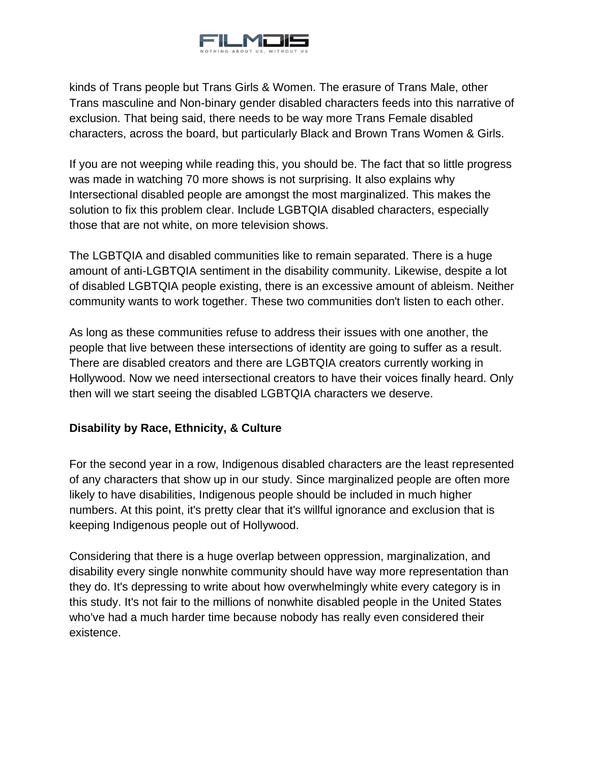kinds of Trans people but Trans Girls & Women. The erasure of Trans Male, other Trans masculine and Non-binary gender disabled characters feeds into this narrative of exclusion. That being said, there needs to be way more Trans Female disabled characters, across the board, but particularly Black and Brown Trans Women & Girls.

If you are not weeping while reading this, you should be. The fact that so little progress was made in watching 70 more shows is not surprising. It also explains why Intersectional disabled people are amongst the most marginalized. This makes the solution to fix this problem clear. Include LGBTQIA disabled characters, especially those that are not white, on more television shows.

The LGBTQIA and disabled communities like to remain separated. There is a huge amount of anti-LGBTQIA sentiment in the disability community. Likewise, despite a lot of disabled LGBTQIA people existing, there is an excessive amount of ableism. Neither community wants to work together. These two communities don't listen to each other.

As long as these communities refuse to address their issues with one another, the people that live between these intersections of identity are going to suffer as a result. There are disabled creators and there are LGBTQIA creators currently working in Hollywood. Now we need intersectional creators to have their voices finally heard. Only then will we start seeing the disabled LGBTQIA characters we deserve.

**Disability by Race, Ethnicity, & Culture**

For the second year in a row, Indigenous disabled characters are the least represented of any characters that show up in our study. Since marginalized people are often more likely to have disabilities, Indigenous people should be included in much higher numbers. At this point, it's pretty clear that it's willful ignorance and exclusion that is keeping Indigenous people out of Hollywood.

Considering that there is a huge overlap between oppression, marginalization, and disability every single nonwhite community should have way more representation than they do. It's depressing to write about how overwhelmingly white every category is in this study. It's not fair to the millions of nonwhite disabled people in the United States who've had a much harder time because nobody has really even considered their existence.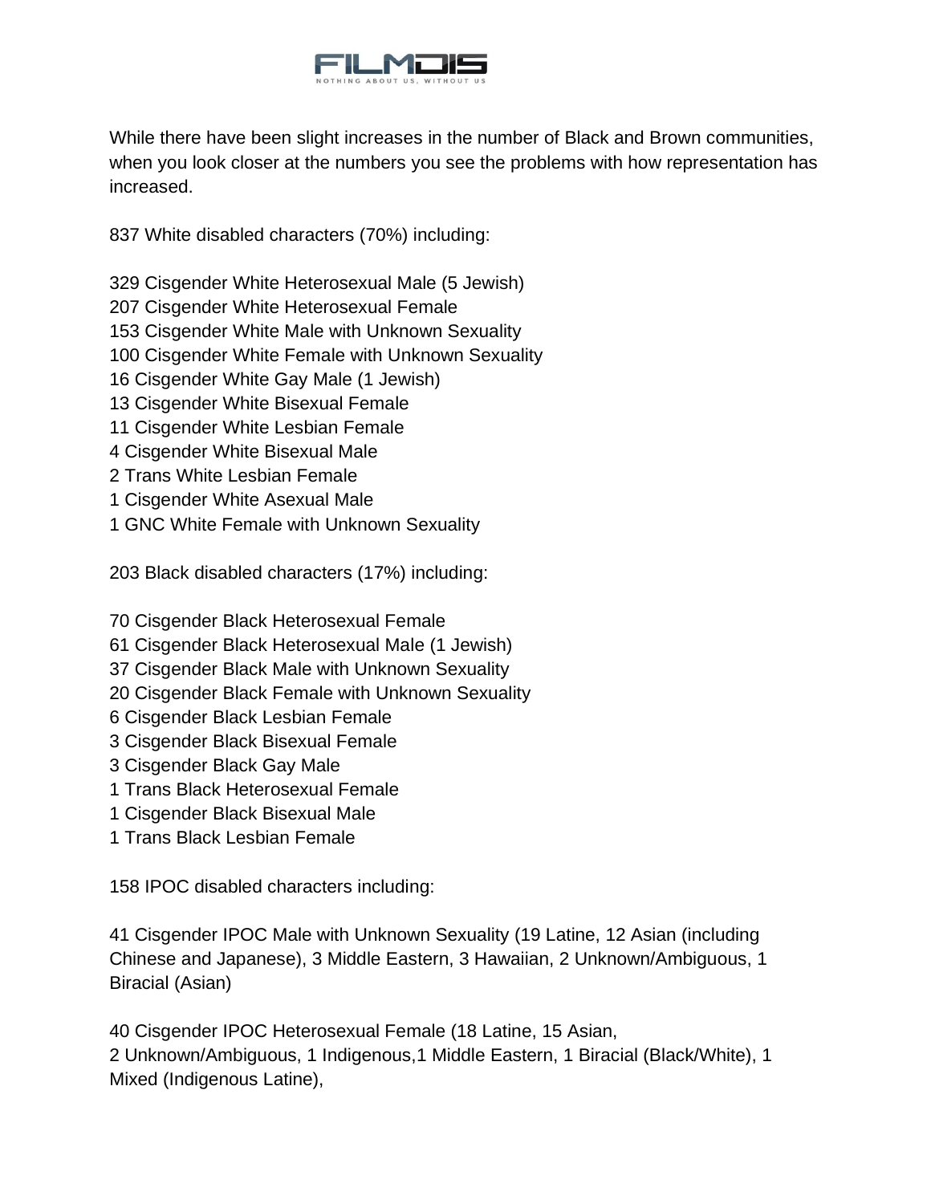While there have been slight increases in the number of Black and Brown communities, when you look closer at the numbers you see the problems with how representation has increased.

837 White disabled characters (70%) including:

329 Cisgender White Heterosexual Male (5 Jewish)
207 Cisgender White Heterosexual Female
153 Cisgender White Male with Unknown Sexuality
100 Cisgender White Female with Unknown Sexuality
16 Cisgender White Gay Male (1 Jewish)
13 Cisgender White Bisexual Female
11 Cisgender White Lesbian Female
4 Cisgender White Bisexual Male
2 Trans White Lesbian Female
1 Cisgender White Asexual Male
1 GNC White Female with Unknown Sexuality

203 Black disabled characters (17%) including:

70 Cisgender Black Heterosexual Female
61 Cisgender Black Heterosexual Male (1 Jewish)
37 Cisgender Black Male with Unknown Sexuality
20 Cisgender Black Female with Unknown Sexuality
6 Cisgender Black Lesbian Female
3 Cisgender Black Bisexual Female
3 Cisgender Black Gay Male
1 Trans Black Heterosexual Female
1 Cisgender Black Bisexual Male
1 Trans Black Lesbian Female

158 IPOC disabled characters including:

41 Cisgender IPOC Male with Unknown Sexuality (19 Latine, 12 Asian (including Chinese and Japanese), 3 Middle Eastern, 3 Hawaiian, 2 Unknown/Ambiguous, 1 Biracial (Asian)

40 Cisgender IPOC Heterosexual Female (18 Latine, 15 Asian, 2 Unknown/Ambiguous, 1 Indigenous,1 Middle Eastern, 1 Biracial (Black/White), 1 Mixed (Indigenous Latine),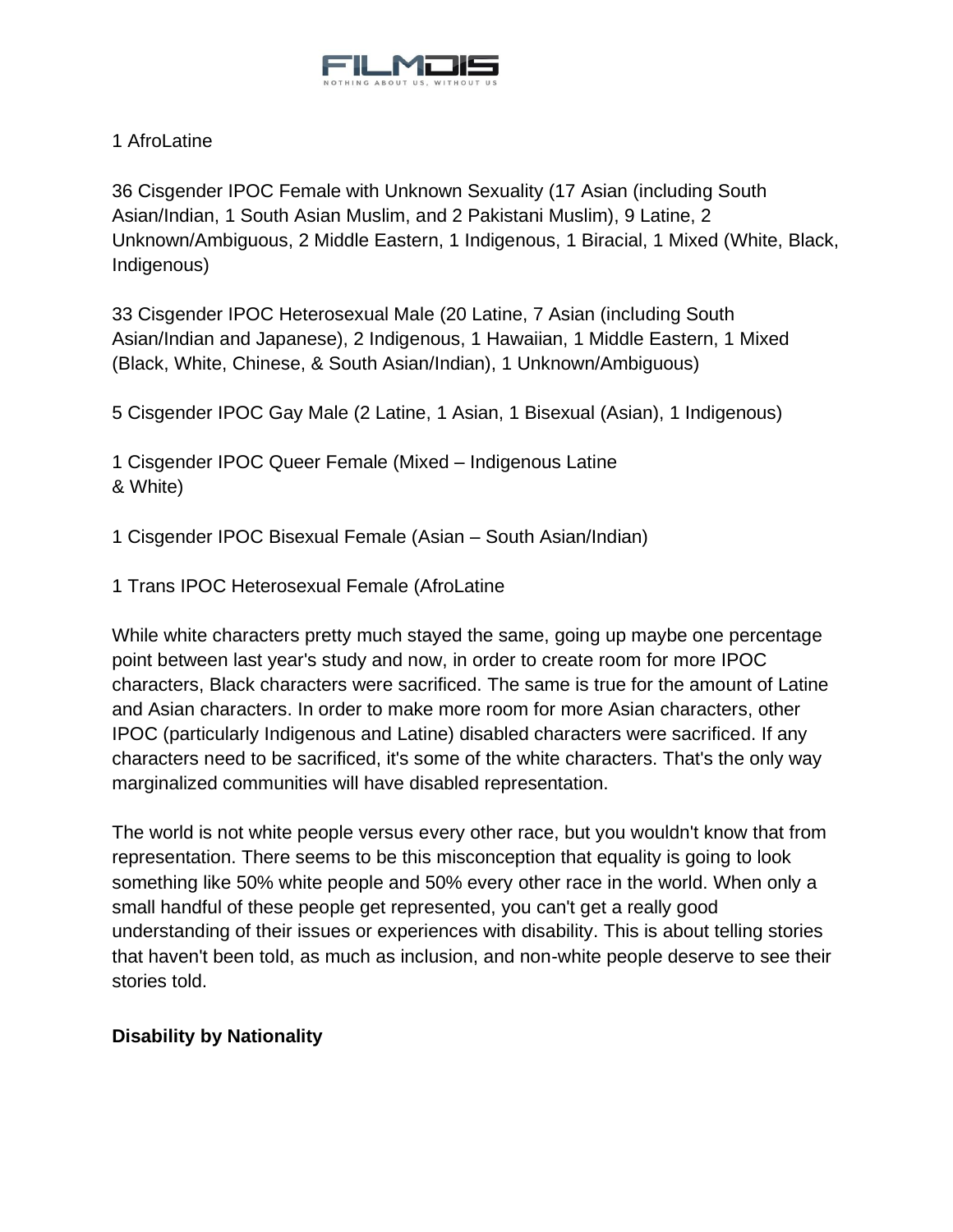1 AfroLatine

36 Cisgender IPOC Female with Unknown Sexuality (17 Asian (including South Asian/Indian, 1 South Asian Muslim, and 2 Pakistani Muslim), 9 Latine, 2 Unknown/Ambiguous, 2 Middle Eastern, 1 Indigenous, 1 Biracial, 1 Mixed (White, Black, Indigenous)

33 Cisgender IPOC Heterosexual Male (20 Latine, 7 Asian (including South Asian/Indian and Japanese), 2 Indigenous, 1 Hawaiian, 1 Middle Eastern, 1 Mixed (Black, White, Chinese, & South Asian/Indian), 1 Unknown/Ambiguous)

5 Cisgender IPOC Gay Male (2 Latine, 1 Asian, 1 Bisexual (Asian), 1 Indigenous)

1 Cisgender IPOC Queer Female (Mixed – Indigenous Latine & White)

1 Cisgender IPOC Bisexual Female (Asian – South Asian/Indian)

1 Trans IPOC Heterosexual Female (AfroLatine

While white characters pretty much stayed the same, going up maybe one percentage point between last year's study and now, in order to create room for more IPOC characters, Black characters were sacrificed. The same is true for the amount of Latine and Asian characters. In order to make more room for more Asian characters, other IPOC (particularly Indigenous and Latine) disabled characters were sacrificed. If any characters need to be sacrificed, it's some of the white characters. That's the only way marginalized communities will have disabled representation.

The world is not white people versus every other race, but you wouldn't know that from representation. There seems to be this misconception that equality is going to look something like 50% white people and 50% every other race in the world. When only a small handful of these people get represented, you can't get a really good understanding of their issues or experiences with disability. This is about telling stories that haven't been told, as much as inclusion, and non-white people deserve to see their stories told.

**Disability by Nationality**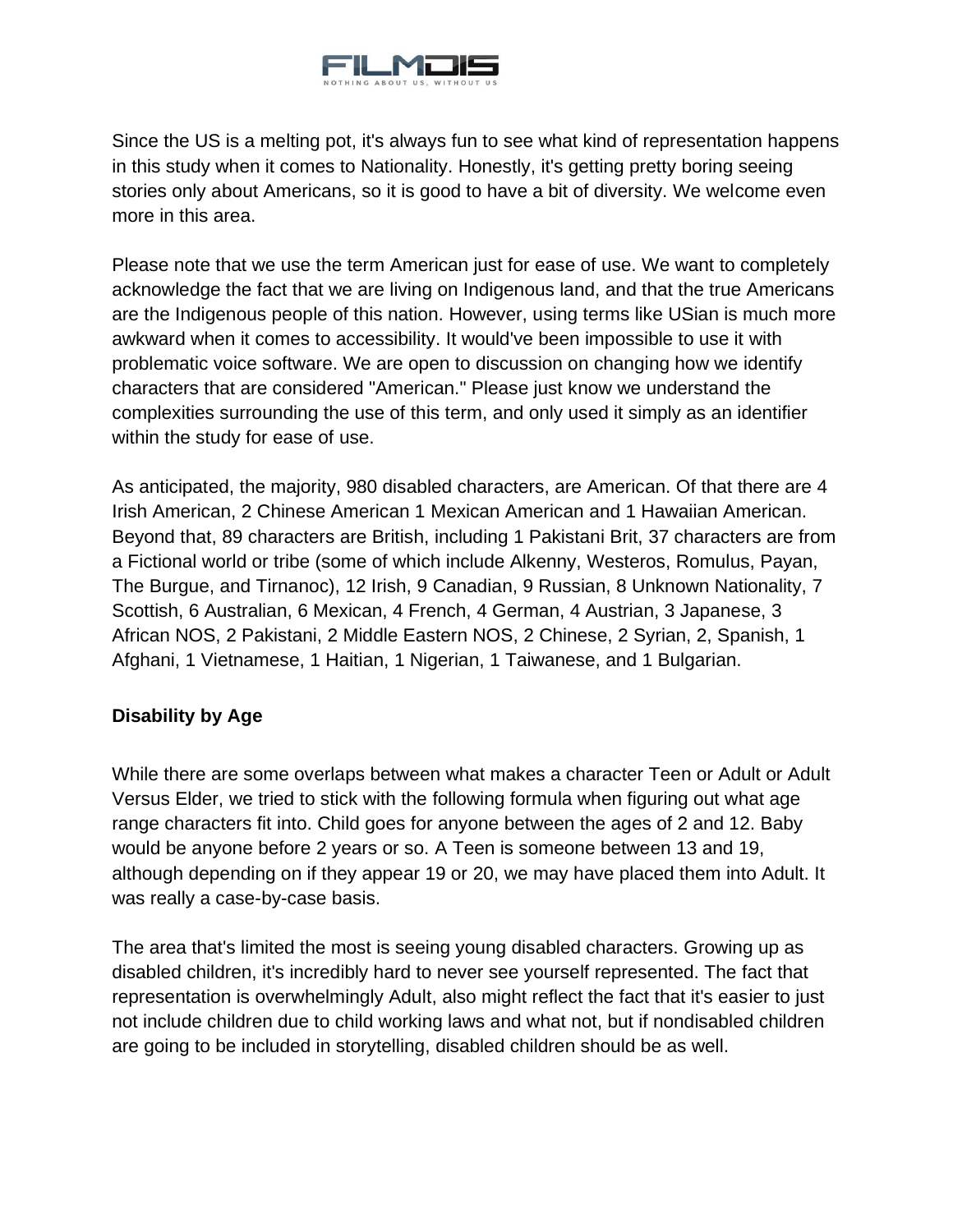Since the US is a melting pot, it's always fun to see what kind of representation happens in this study when it comes to Nationality. Honestly, it's getting pretty boring seeing stories only about Americans, so it is good to have a bit of diversity. We welcome even more in this area.

Please note that we use the term American just for ease of use. We want to completely acknowledge the fact that we are living on Indigenous land, and that the true Americans are the Indigenous people of this nation. However, using terms like USian is much more awkward when it comes to accessibility. It would've been impossible to use it with problematic voice software. We are open to discussion on changing how we identify characters that are considered "American." Please just know we understand the complexities surrounding the use of this term, and only used it simply as an identifier within the study for ease of use.

As anticipated, the majority, 980 disabled characters, are American. Of that there are 4 Irish American, 2 Chinese American 1 Mexican American and 1 Hawaiian American. Beyond that, 89 characters are British, including 1 Pakistani Brit, 37 characters are from a Fictional world or tribe (some of which include Alkenny, Westeros, Romulus, Payan, The Burgue, and Tirnanoc), 12 Irish, 9 Canadian, 9 Russian, 8 Unknown Nationality, 7 Scottish, 6 Australian, 6 Mexican, 4 French, 4 German, 4 Austrian, 3 Japanese, 3 African NOS, 2 Pakistani, 2 Middle Eastern NOS, 2 Chinese, 2 Syrian, 2, Spanish, 1 Afghani, 1 Vietnamese, 1 Haitian, 1 Nigerian, 1 Taiwanese, and 1 Bulgarian.

**Disability by Age**

While there are some overlaps between what makes a character Teen or Adult or Adult Versus Elder, we tried to stick with the following formula when figuring out what age range characters fit into. Child goes for anyone between the ages of 2 and 12. Baby would be anyone before 2 years or so. A Teen is someone between 13 and 19, although depending on if they appear 19 or 20, we may have placed them into Adult. It was really a case-by-case basis.

The area that's limited the most is seeing young disabled characters. Growing up as disabled children, it's incredibly hard to never see yourself represented. The fact that representation is overwhelmingly Adult, also might reflect the fact that it's easier to just not include children due to child working laws and what not, but if nondisabled children are going to be included in storytelling, disabled children should be as well.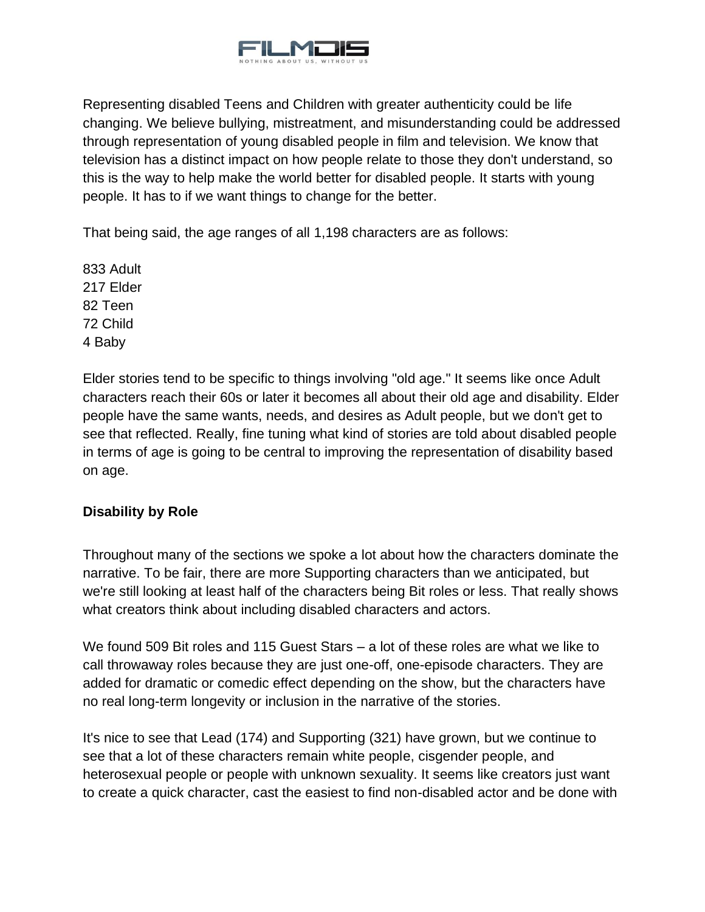Representing disabled Teens and Children with greater authenticity could be life changing. We believe bullying, mistreatment, and misunderstanding could be addressed through representation of young disabled people in film and television. We know that television has a distinct impact on how people relate to those they don't understand, so this is the way to help make the world better for disabled people. It starts with young people. It has to if we want things to change for the better.

That being said, the age ranges of all 1,198 characters are as follows:

833 Adult  
217 Elder  
82 Teen  
72 Child  
4 Baby

Elder stories tend to be specific to things involving "old age." It seems like once Adult characters reach their 60s or later it becomes all about their old age and disability. Elder people have the same wants, needs, and desires as Adult people, but we don't get to see that reflected. Really, fine tuning what kind of stories are told about disabled people in terms of age is going to be central to improving the representation of disability based on age.

**Disability by Role**

Throughout many of the sections we spoke a lot about how the characters dominate the narrative. To be fair, there are more Supporting characters than we anticipated, but we're still looking at least half of the characters being Bit roles or less. That really shows what creators think about including disabled characters and actors.

We found 509 Bit roles and 115 Guest Stars – a lot of these roles are what we like to call throwaway roles because they are just one-off, one-episode characters. They are added for dramatic or comedic effect depending on the show, but the characters have no real long-term longevity or inclusion in the narrative of the stories.

It's nice to see that Lead (174) and Supporting (321) have grown, but we continue to see that a lot of these characters remain white people, cisgender people, and heterosexual people or people with unknown sexuality. It seems like creators just want to create a quick character, cast the easiest to find non-disabled actor and be done with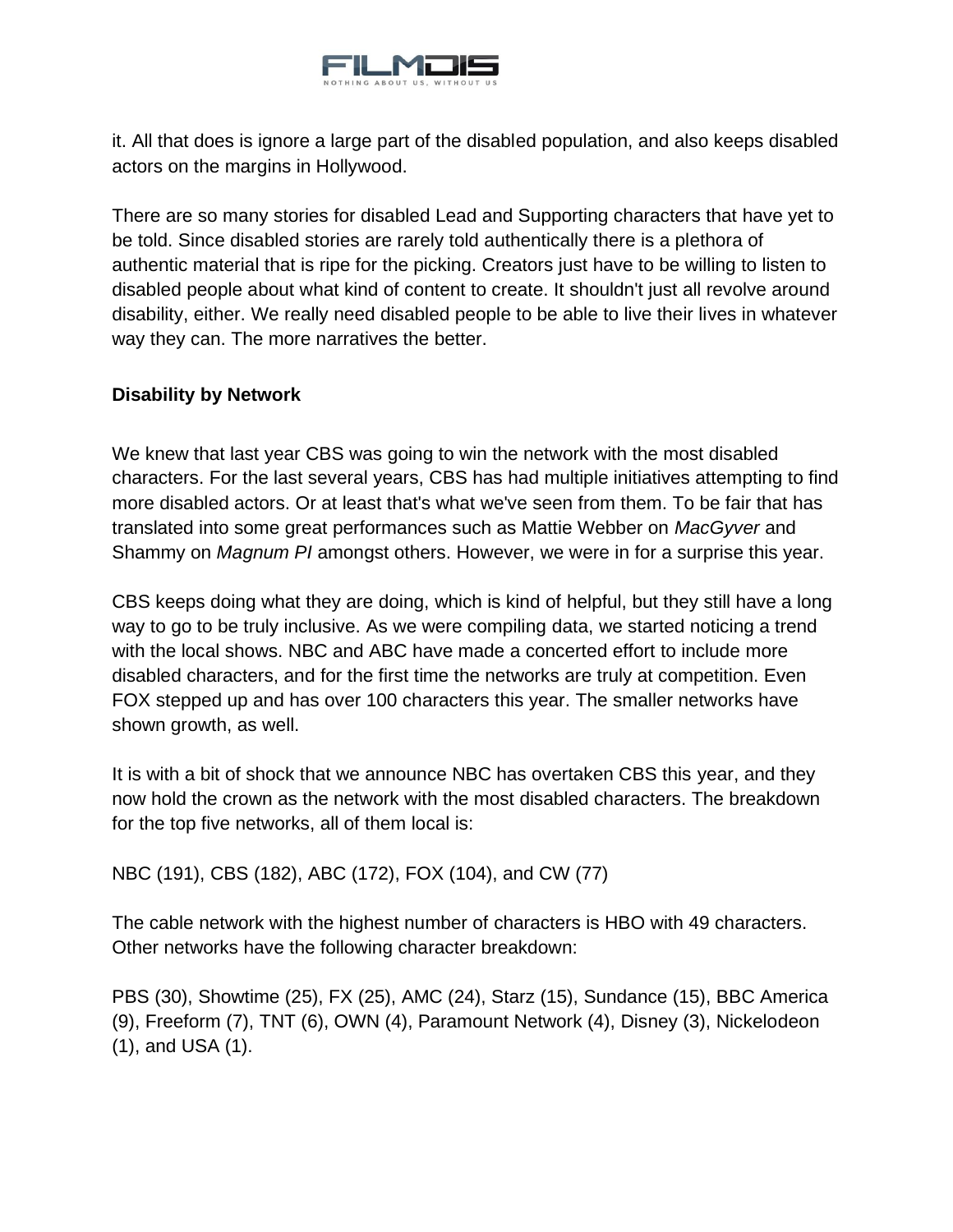it. All that does is ignore a large part of the disabled population, and also keeps disabled actors on the margins in Hollywood.

There are so many stories for disabled Lead and Supporting characters that have yet to be told. Since disabled stories are rarely told authentically there is a plethora of authentic material that is ripe for the picking. Creators just have to be willing to listen to disabled people about what kind of content to create. It shouldn't just all revolve around disability, either. We really need disabled people to be able to live their lives in whatever way they can. The more narratives the better.

**Disability by Network**

We knew that last year CBS was going to win the network with the most disabled characters. For the last several years, CBS has had multiple initiatives attempting to find more disabled actors. Or at least that's what we've seen from them. To be fair that has translated into some great performances such as Mattie Webber on *MacGyver* and Shammy on *Magnum PI* amongst others. However, we were in for a surprise this year.

CBS keeps doing what they are doing, which is kind of helpful, but they still have a long way to go to be truly inclusive. As we were compiling data, we started noticing a trend with the local shows. NBC and ABC have made a concerted effort to include more disabled characters, and for the first time the networks are truly at competition. Even FOX stepped up and has over 100 characters this year. The smaller networks have shown growth, as well.

It is with a bit of shock that we announce NBC has overtaken CBS this year, and they now hold the crown as the network with the most disabled characters. The breakdown for the top five networks, all of them local is:

NBC (191), CBS (182), ABC (172), FOX (104), and CW (77)

The cable network with the highest number of characters is HBO with 49 characters. Other networks have the following character breakdown:

PBS (30), Showtime (25), FX (25), AMC (24), Starz (15), Sundance (15), BBC America (9), Freeform (7), TNT (6), OWN (4), Paramount Network (4), Disney (3), Nickelodeon (1), and USA (1).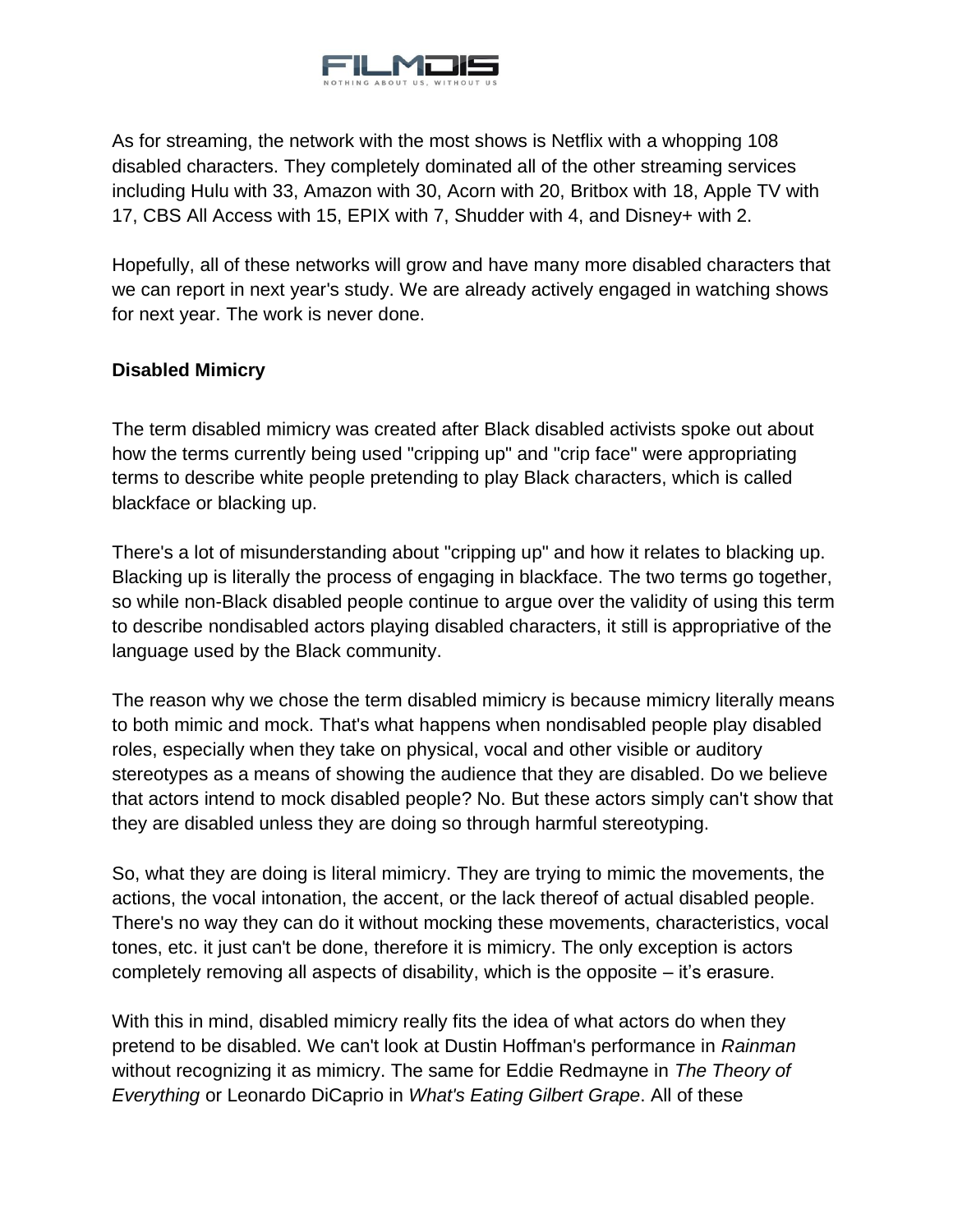As for streaming, the network with the most shows is Netflix with a whopping 108 disabled characters. They completely dominated all of the other streaming services including Hulu with 33, Amazon with 30, Acorn with 20, Britbox with 18, Apple TV with 17, CBS All Access with 15, EPIX with 7, Shudder with 4, and Disney+ with 2.

Hopefully, all of these networks will grow and have many more disabled characters that we can report in next year's study. We are already actively engaged in watching shows for next year. The work is never done.

**Disabled Mimicry**

The term disabled mimicry was created after Black disabled activists spoke out about how the terms currently being used "cripping up" and "crip face" were appropriating terms to describe white people pretending to play Black characters, which is called blackface or blacking up.

There's a lot of misunderstanding about "cripping up" and how it relates to blacking up. Blacking up is literally the process of engaging in blackface. The two terms go together, so while non-Black disabled people continue to argue over the validity of using this term to describe nondisabled actors playing disabled characters, it still is appropriative of the language used by the Black community.

The reason why we chose the term disabled mimicry is because mimicry literally means to both mimic and mock. That's what happens when nondisabled people play disabled roles, especially when they take on physical, vocal and other visible or auditory stereotypes as a means of showing the audience that they are disabled. Do we believe that actors intend to mock disabled people? No. But these actors simply can't show that they are disabled unless they are doing so through harmful stereotyping.

So, what they are doing is literal mimicry. They are trying to mimic the movements, the actions, the vocal intonation, the accent, or the lack thereof of actual disabled people. There's no way they can do it without mocking these movements, characteristics, vocal tones, etc. it just can't be done, therefore it is mimicry. The only exception is actors completely removing all aspects of disability, which is the opposite – it's erasure.

With this in mind, disabled mimicry really fits the idea of what actors do when they pretend to be disabled. We can't look at Dustin Hoffman's performance in *Rainman* without recognizing it as mimicry. The same for Eddie Redmayne in *The Theory of Everything* or Leonardo DiCaprio in *What's Eating Gilbert Grape*. All of these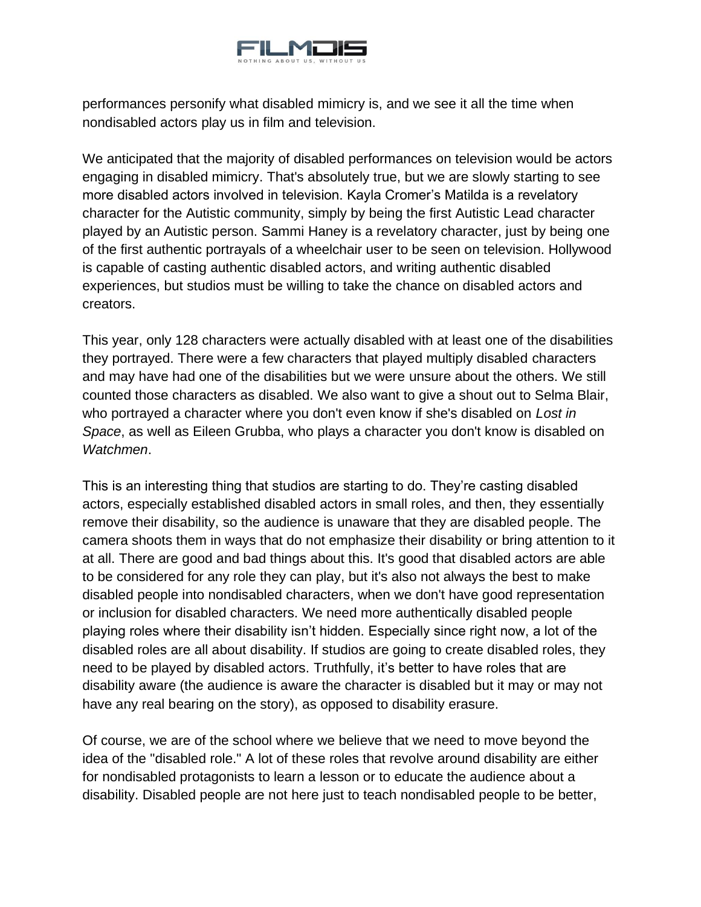performances personify what disabled mimicry is, and we see it all the time when nondisabled actors play us in film and television.

We anticipated that the majority of disabled performances on television would be actors engaging in disabled mimicry. That's absolutely true, but we are slowly starting to see more disabled actors involved in television. Kayla Cromer's Matilda is a revelatory character for the Autistic community, simply by being the first Autistic Lead character played by an Autistic person. Sammi Haney is a revelatory character, just by being one of the first authentic portrayals of a wheelchair user to be seen on television. Hollywood is capable of casting authentic disabled actors, and writing authentic disabled experiences, but studios must be willing to take the chance on disabled actors and creators.

This year, only 128 characters were actually disabled with at least one of the disabilities they portrayed. There were a few characters that played multiply disabled characters and may have had one of the disabilities but we were unsure about the others. We still counted those characters as disabled. We also want to give a shout out to Selma Blair, who portrayed a character where you don't even know if she's disabled on *Lost in Space*, as well as Eileen Grubba, who plays a character you don't know is disabled on *Watchmen*.

This is an interesting thing that studios are starting to do. They're casting disabled actors, especially established disabled actors in small roles, and then, they essentially remove their disability, so the audience is unaware that they are disabled people. The camera shoots them in ways that do not emphasize their disability or bring attention to it at all. There are good and bad things about this. It's good that disabled actors are able to be considered for any role they can play, but it's also not always the best to make disabled people into nondisabled characters, when we don't have good representation or inclusion for disabled characters. We need more authentically disabled people playing roles where their disability isn't hidden. Especially since right now, a lot of the disabled roles are all about disability. If studios are going to create disabled roles, they need to be played by disabled actors. Truthfully, it's better to have roles that are disability aware (the audience is aware the character is disabled but it may or may not have any real bearing on the story), as opposed to disability erasure.

Of course, we are of the school where we believe that we need to move beyond the idea of the "disabled role." A lot of these roles that revolve around disability are either for nondisabled protagonists to learn a lesson or to educate the audience about a disability. Disabled people are not here just to teach nondisabled people to be better,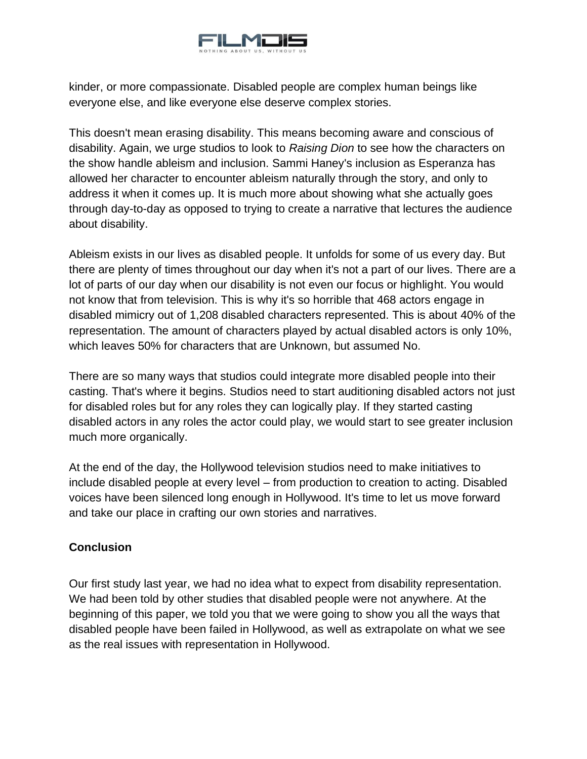kinder, or more compassionate. Disabled people are complex human beings like everyone else, and like everyone else deserve complex stories.

This doesn't mean erasing disability. This means becoming aware and conscious of disability. Again, we urge studios to look to *Raising Dion* to see how the characters on the show handle ableism and inclusion. Sammi Haney's inclusion as Esperanza has allowed her character to encounter ableism naturally through the story, and only to address it when it comes up. It is much more about showing what she actually goes through day-to-day as opposed to trying to create a narrative that lectures the audience about disability.

Ableism exists in our lives as disabled people. It unfolds for some of us every day. But there are plenty of times throughout our day when it's not a part of our lives. There are a lot of parts of our day when our disability is not even our focus or highlight. You would not know that from television. This is why it's so horrible that 468 actors engage in disabled mimicry out of 1,208 disabled characters represented. This is about 40% of the representation. The amount of characters played by actual disabled actors is only 10%, which leaves 50% for characters that are Unknown, but assumed No.

There are so many ways that studios could integrate more disabled people into their casting. That's where it begins. Studios need to start auditioning disabled actors not just for disabled roles but for any roles they can logically play. If they started casting disabled actors in any roles the actor could play, we would start to see greater inclusion much more organically.

At the end of the day, the Hollywood television studios need to make initiatives to include disabled people at every level – from production to creation to acting. Disabled voices have been silenced long enough in Hollywood. It's time to let us move forward and take our place in crafting our own stories and narratives.

## Conclusion

Our first study last year, we had no idea what to expect from disability representation. We had been told by other studies that disabled people were not anywhere. At the beginning of this paper, we told you that we were going to show you all the ways that disabled people have been failed in Hollywood, as well as extrapolate on what we see as the real issues with representation in Hollywood.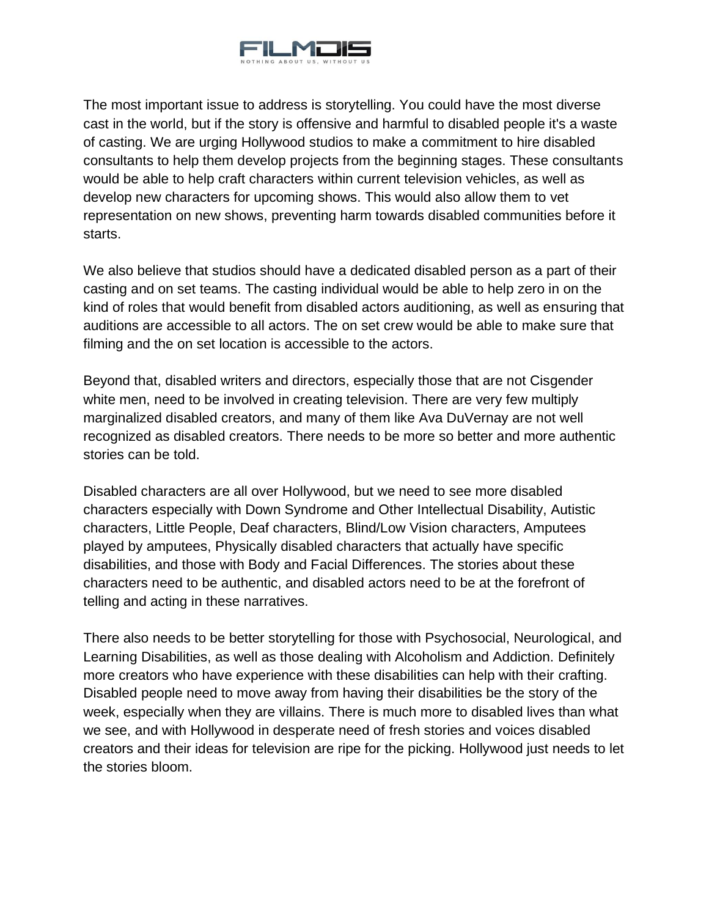The most important issue to address is storytelling. You could have the most diverse cast in the world, but if the story is offensive and harmful to disabled people it's a waste of casting. We are urging Hollywood studios to make a commitment to hire disabled consultants to help them develop projects from the beginning stages. These consultants would be able to help craft characters within current television vehicles, as well as develop new characters for upcoming shows. This would also allow them to vet representation on new shows, preventing harm towards disabled communities before it starts.

We also believe that studios should have a dedicated disabled person as a part of their casting and on set teams. The casting individual would be able to help zero in on the kind of roles that would benefit from disabled actors auditioning, as well as ensuring that auditions are accessible to all actors. The on set crew would be able to make sure that filming and the on set location is accessible to the actors.

Beyond that, disabled writers and directors, especially those that are not Cisgender white men, need to be involved in creating television. There are very few multiply marginalized disabled creators, and many of them like Ava DuVernay are not well recognized as disabled creators. There needs to be more so better and more authentic stories can be told.

Disabled characters are all over Hollywood, but we need to see more disabled characters especially with Down Syndrome and Other Intellectual Disability, Autistic characters, Little People, Deaf characters, Blind/Low Vision characters, Amputees played by amputees, Physically disabled characters that actually have specific disabilities, and those with Body and Facial Differences. The stories about these characters need to be authentic, and disabled actors need to be at the forefront of telling and acting in these narratives.

There also needs to be better storytelling for those with Psychosocial, Neurological, and Learning Disabilities, as well as those dealing with Alcoholism and Addiction. Definitely more creators who have experience with these disabilities can help with their crafting. Disabled people need to move away from having their disabilities be the story of the week, especially when they are villains. There is much more to disabled lives than what we see, and with Hollywood in desperate need of fresh stories and voices disabled creators and their ideas for television are ripe for the picking. Hollywood just needs to let the stories bloom.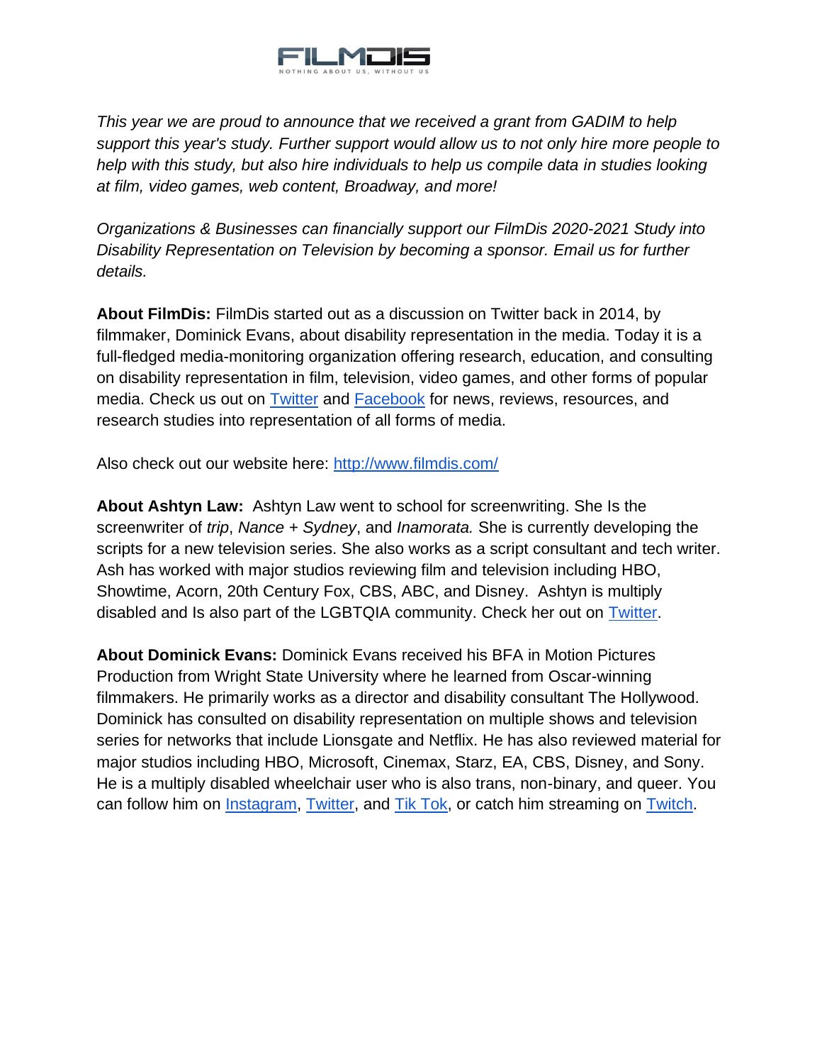*This year we are proud to announce that we received a grant from GADIM to help support this year's study. Further support would allow us to not only hire more people to help with this study, but also hire individuals to help us compile data in studies looking at film, video games, web content, Broadway, and more!*

*Organizations & Businesses can financially support our FilmDis 2020-2021 Study into Disability Representation on Television by becoming a sponsor. Email us for further details.*

**About FilmDis:** FilmDis started out as a discussion on Twitter back in 2014, by filmmaker, Dominick Evans, about disability representation in the media. Today it is a full-fledged media-monitoring organization offering research, education, and consulting on disability representation in film, television, video games, and other forms of popular media. Check us out on [Twitter] and [Facebook] for news, reviews, resources, and research studies into representation of all forms of media.

Also check out our website here: http://www.filmdis.com/

**About Ashtyn Law:** Ashtyn Law went to school for screenwriting. She Is the screenwriter of *trip*, *Nance + Sydney*, and *Inamorata.* She is currently developing the scripts for a new television series. She also works as a script consultant and tech writer. Ash has worked with major studios reviewing film and television including HBO, Showtime, Acorn, 20th Century Fox, CBS, ABC, and Disney. Ashtyn is multiply disabled and Is also part of the LGBTQIA community. Check her out on [Twitter].

**About Dominick Evans:** Dominick Evans received his BFA in Motion Pictures Production from Wright State University where he learned from Oscar-winning filmmakers. He primarily works as a director and disability consultant The Hollywood. Dominick has consulted on disability representation on multiple shows and television series for networks that include Lionsgate and Netflix. He has also reviewed material for major studios including HBO, Microsoft, Cinemax, Starz, EA, CBS, Disney, and Sony. He is a multiply disabled wheelchair user who is also trans, non-binary, and queer. You can follow him on [Instagram], [Twitter], and [Tik Tok], or catch him streaming on [Twitch].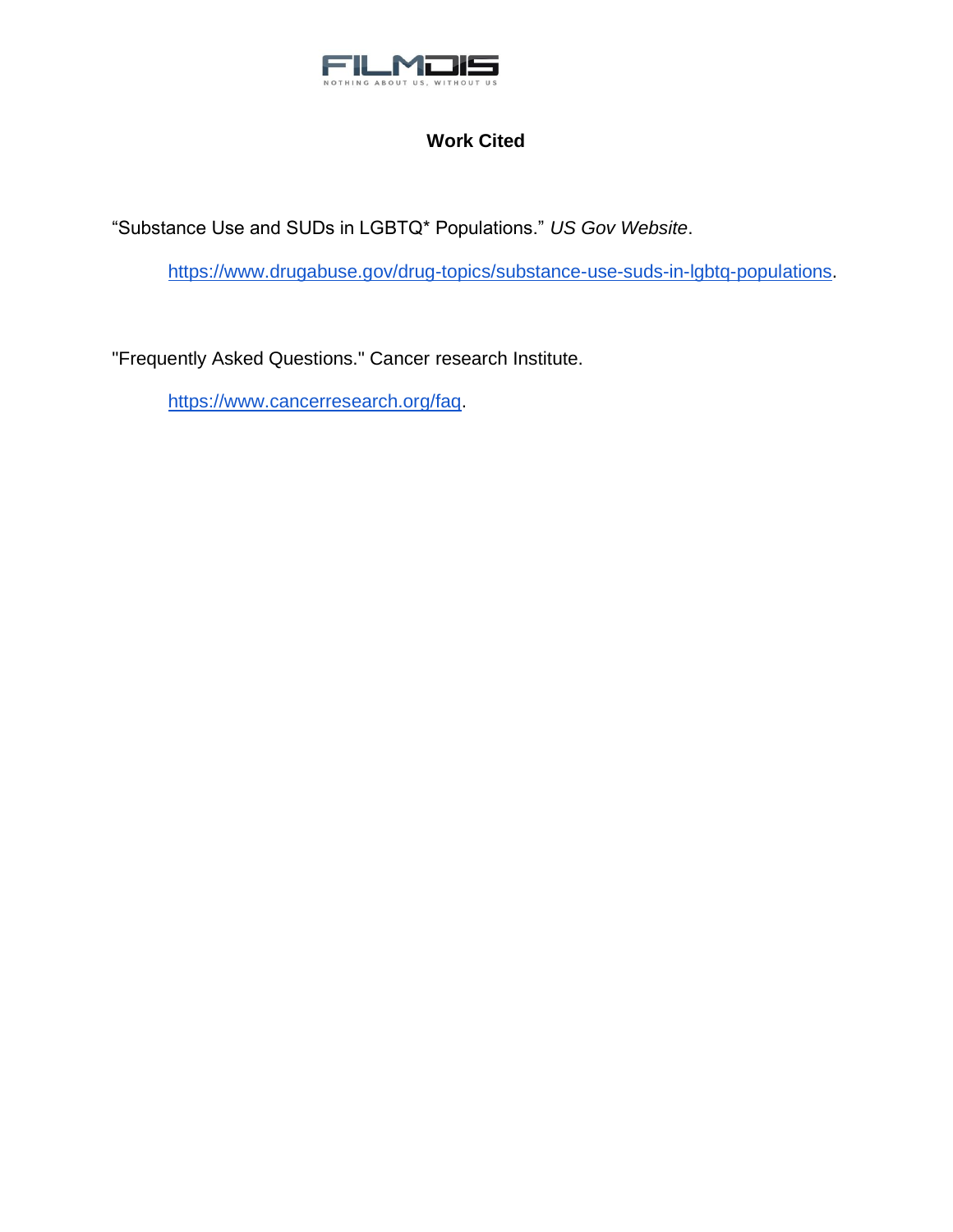# Work Cited

“Substance Use and SUDs in LGBTQ* Populations.” *US Gov Website*.

https://www.drugabuse.gov/drug-topics/substance-use-suds-in-lgbtq-populations.

"Frequently Asked Questions." Cancer research Institute.

https://www.cancerresearch.org/faq.